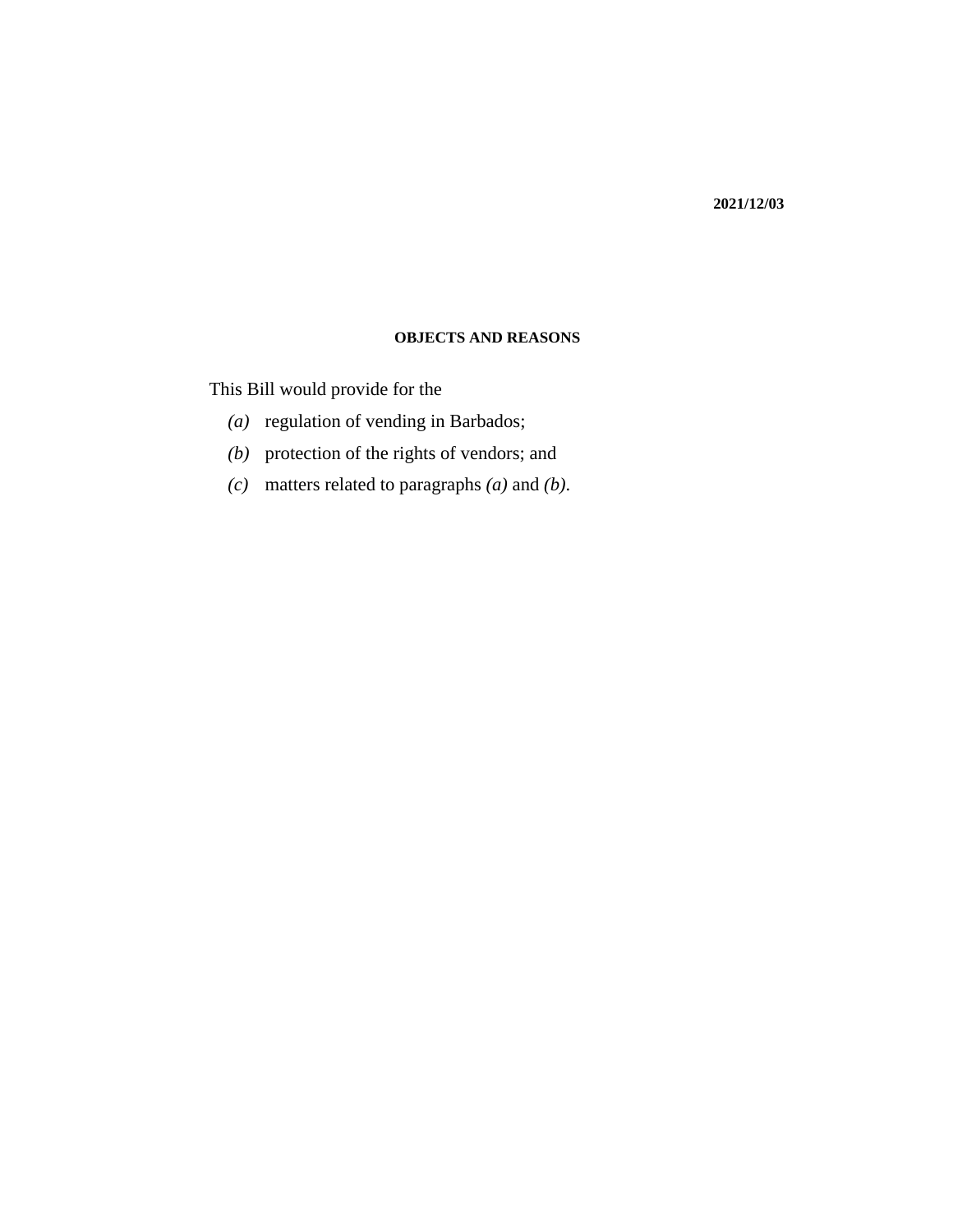2021/12/03

## OBJECTS AND REASONS

This Bill would provide for the

*(a)* regulation of vending in Barbados;

*(b)* protection of the rights of vendors; and

*(c)* matters related to paragraphs *(a)* and *(b)*.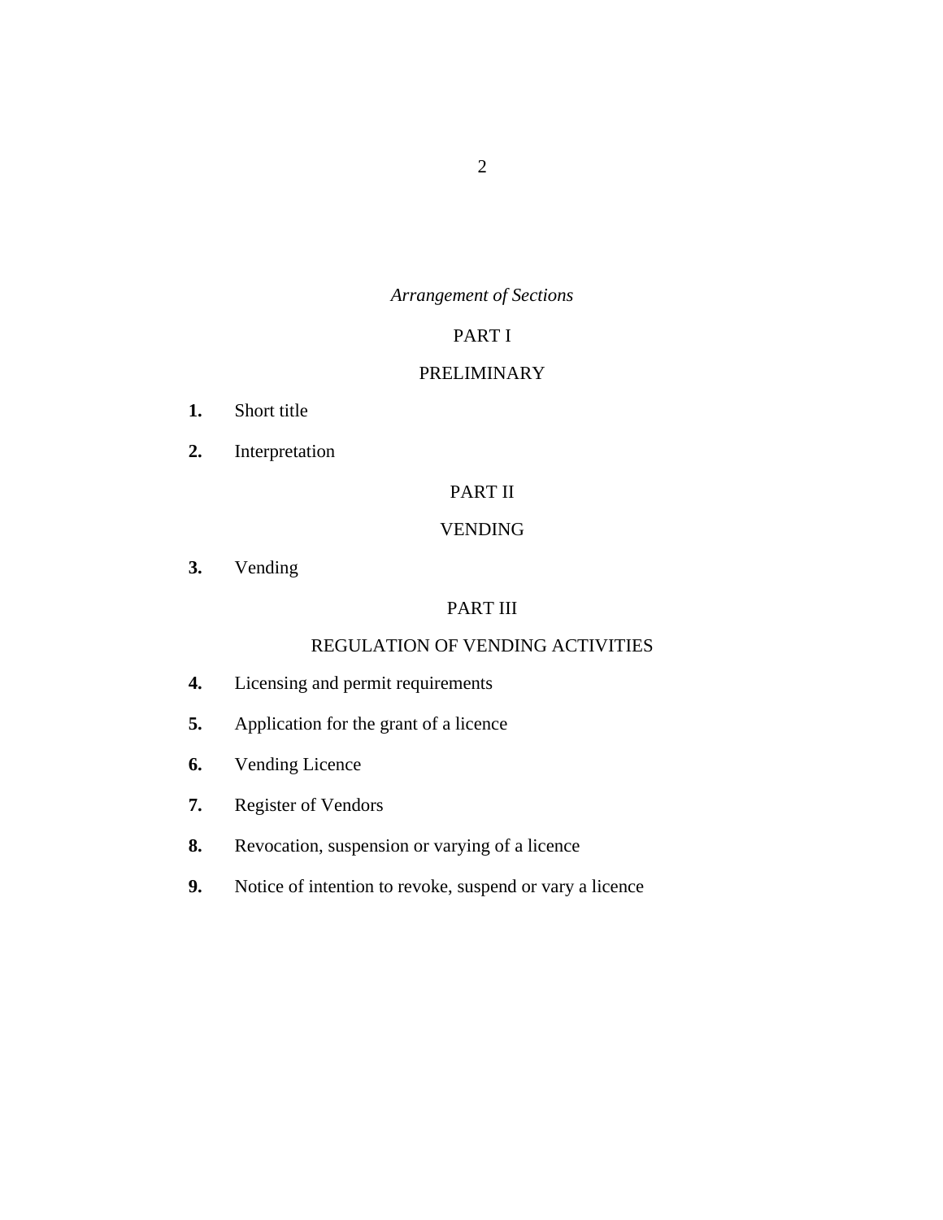*Arrangement of Sections*

## PART I

## PRELIMINARY

**1.** Short title

**2.** Interpretation

## PART II

## VENDING

**3.** Vending

## PART III

## REGULATION OF VENDING ACTIVITIES

**4.** Licensing and permit requirements

**5.** Application for the grant of a licence

**6.** Vending Licence

**7.** Register of Vendors

**8.** Revocation, suspension or varying of a licence

**9.** Notice of intention to revoke, suspend or vary a licence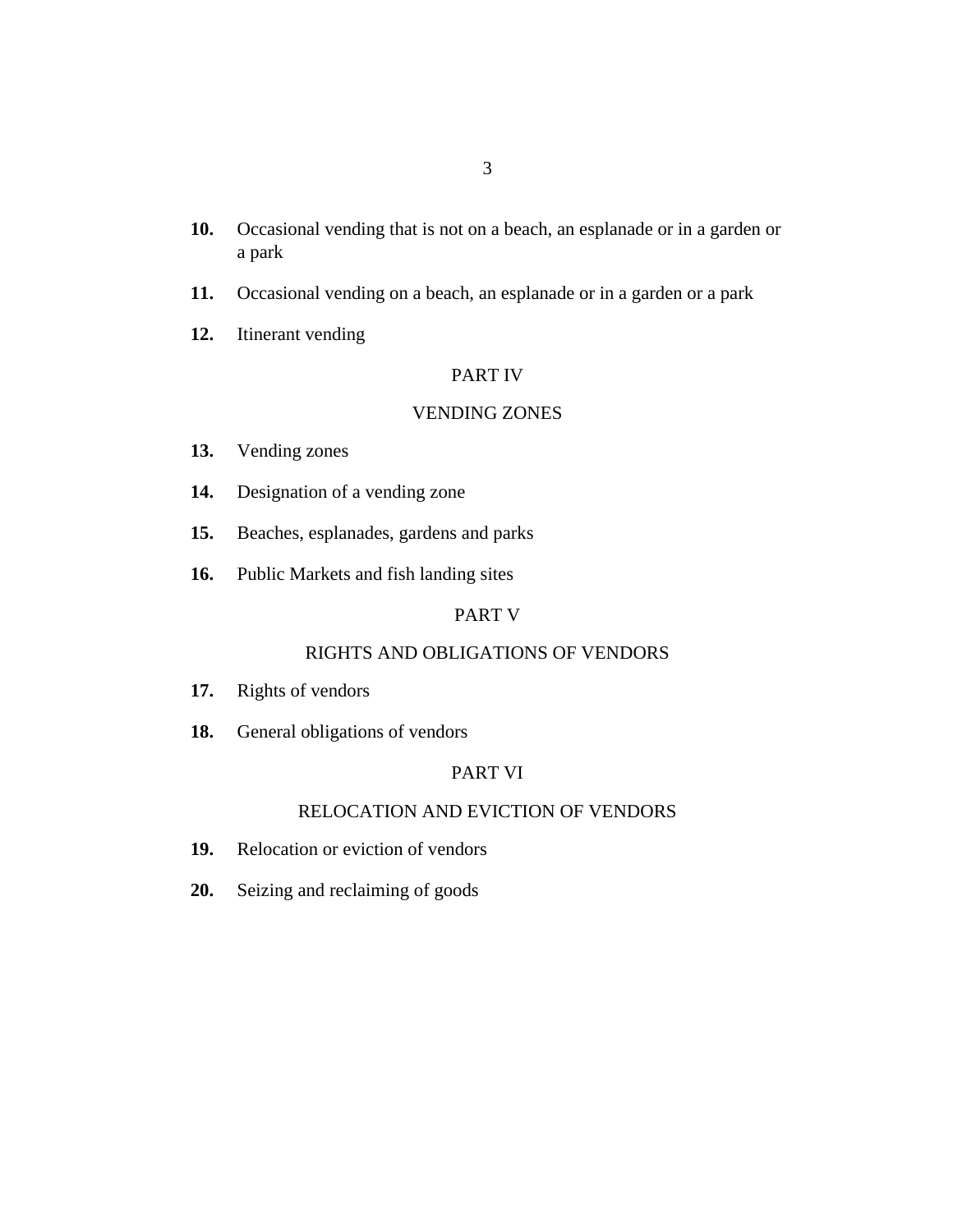**10.** Occasional vending that is not on a beach, an esplanade or in a garden or a park

**11.** Occasional vending on a beach, an esplanade or in a garden or a park

**12.** Itinerant vending

PART IV

VENDING ZONES

**13.** Vending zones

**14.** Designation of a vending zone

**15.** Beaches, esplanades, gardens and parks

**16.** Public Markets and fish landing sites

PART V

RIGHTS AND OBLIGATIONS OF VENDORS

**17.** Rights of vendors

**18.** General obligations of vendors

PART VI

RELOCATION AND EVICTION OF VENDORS

**19.** Relocation or eviction of vendors

**20.** Seizing and reclaiming of goods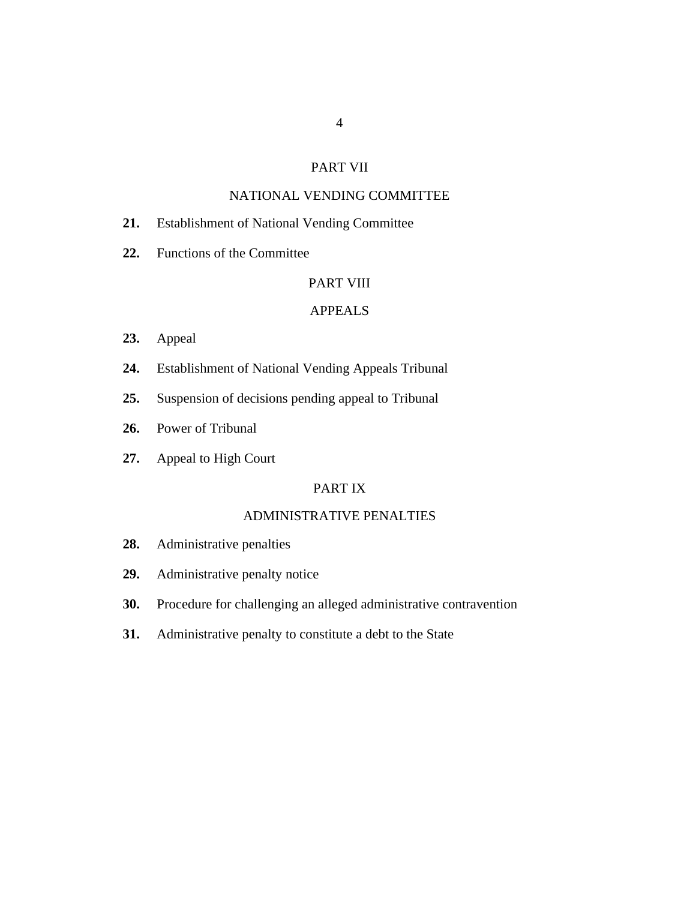PART VII

NATIONAL VENDING COMMITTEE

**21.** Establishment of National Vending Committee

**22.** Functions of the Committee

PART VIII

APPEALS

**23.** Appeal

**24.** Establishment of National Vending Appeals Tribunal

**25.** Suspension of decisions pending appeal to Tribunal

**26.** Power of Tribunal

**27.** Appeal to High Court

PART IX

ADMINISTRATIVE PENALTIES

**28.** Administrative penalties

**29.** Administrative penalty notice

**30.** Procedure for challenging an alleged administrative contravention

**31.** Administrative penalty to constitute a debt to the State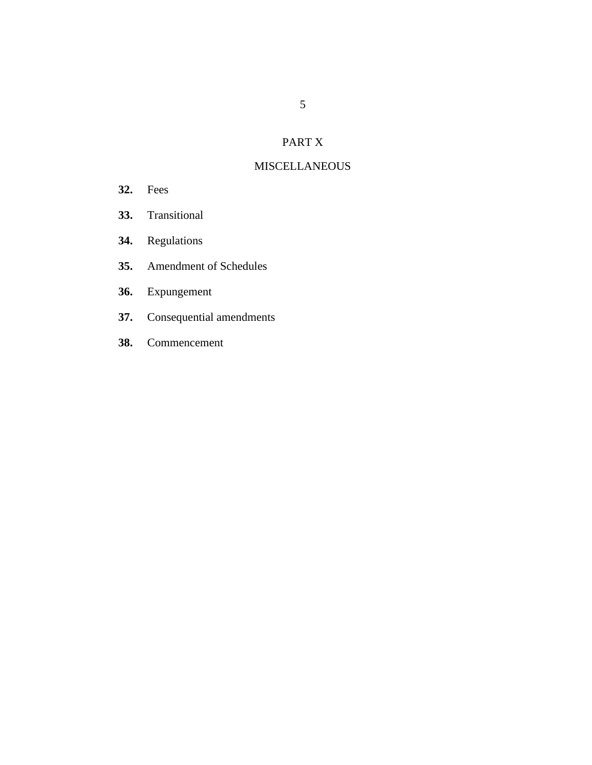## PART X

## MISCELLANEOUS

**32.** Fees

**33.** Transitional

**34.** Regulations

**35.** Amendment of Schedules

**36.** Expungement

**37.** Consequential amendments

**38.** Commencement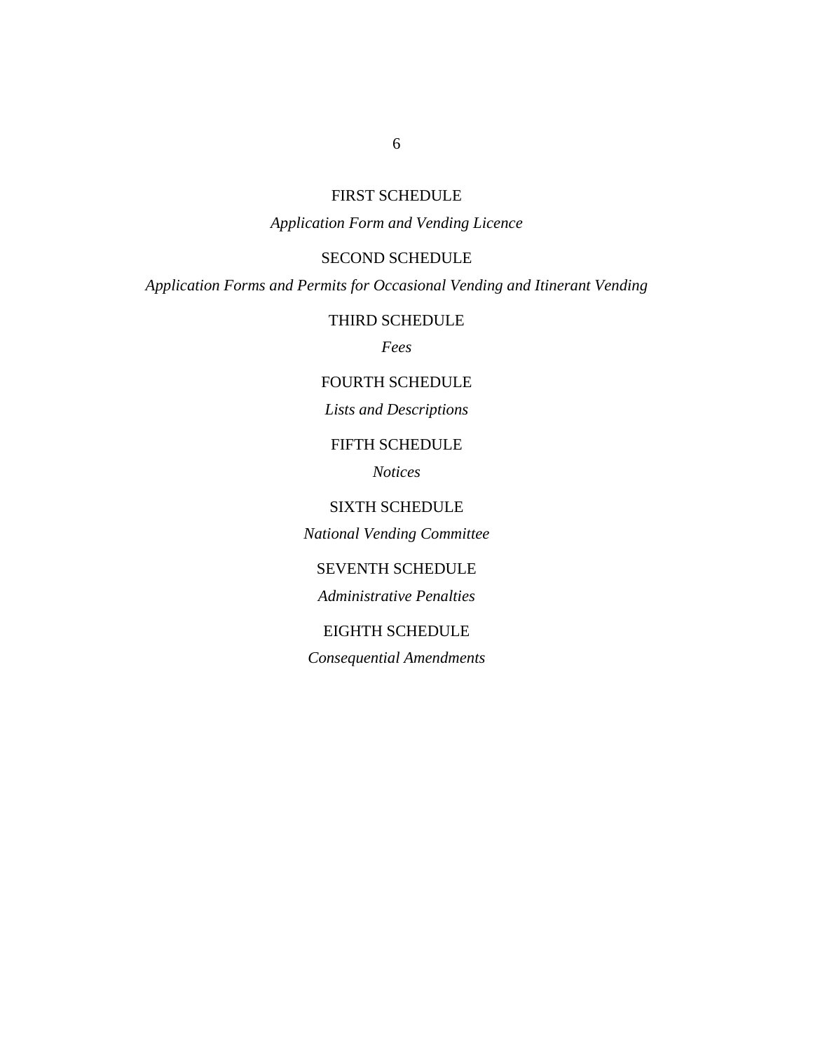FIRST SCHEDULE

*Application Form and Vending Licence*

SECOND SCHEDULE

*Application Forms and Permits for Occasional Vending and Itinerant Vending*

THIRD SCHEDULE

*Fees*

FOURTH SCHEDULE

*Lists and Descriptions*

FIFTH SCHEDULE

*Notices*

SIXTH SCHEDULE

*National Vending Committee*

SEVENTH SCHEDULE

*Administrative Penalties*

EIGHTH SCHEDULE

*Consequential Amendments*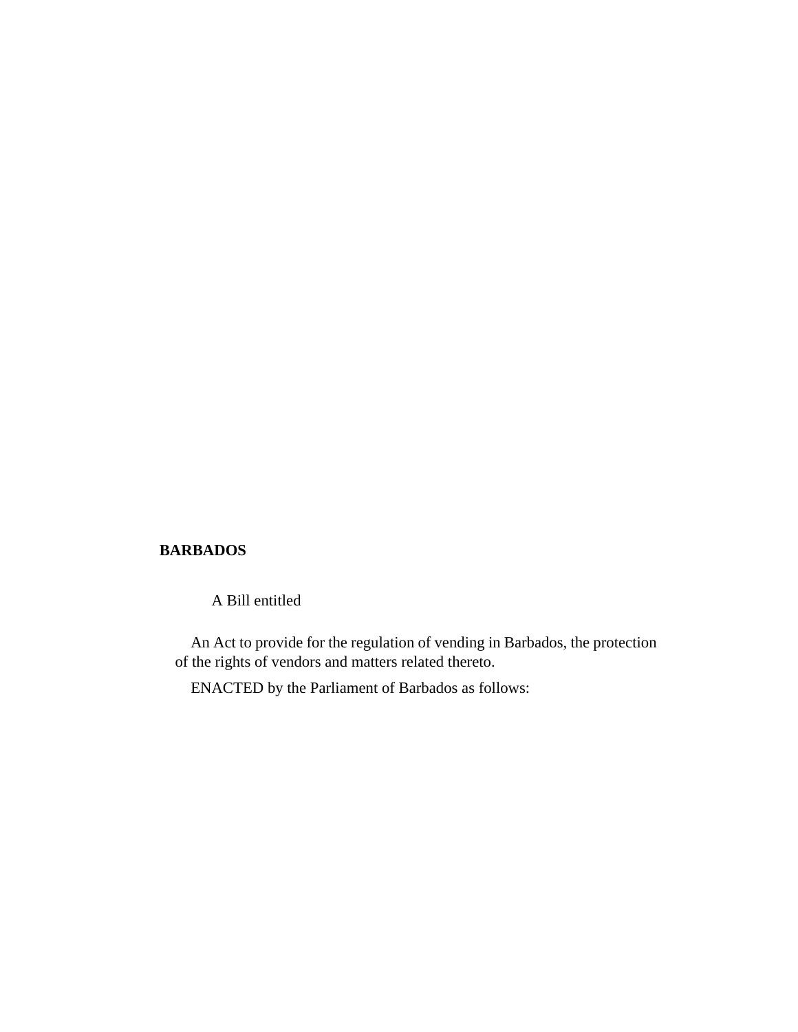**BARBADOS**

A Bill entitled

An Act to provide for the regulation of vending in Barbados, the protection of the rights of vendors and matters related thereto.

ENACTED by the Parliament of Barbados as follows: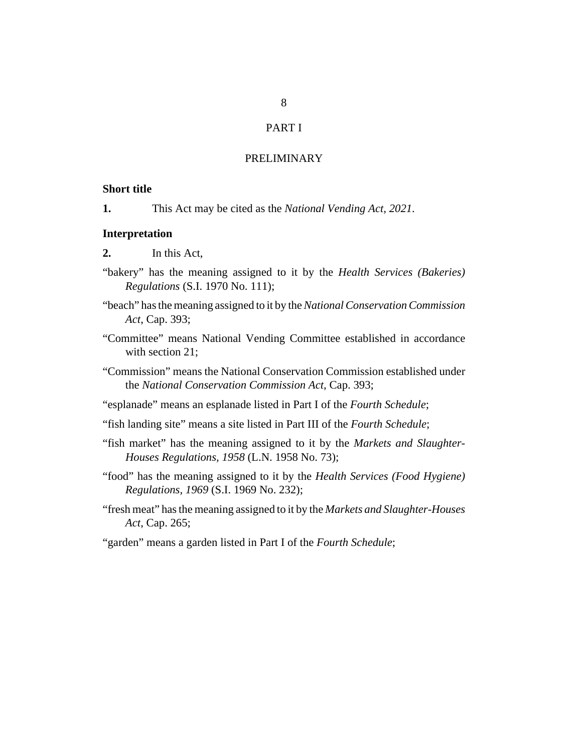# PART I

## PRELIMINARY

**Short title**

**1.** This Act may be cited as the *National Vending Act, 2021*.

**Interpretation**

**2.** In this Act,

"bakery" has the meaning assigned to it by the *Health Services (Bakeries) Regulations* (S.I. 1970 No. 111);

"beach" has the meaning assigned to it by the *National Conservation Commission Act*, Cap. 393;

"Committee" means National Vending Committee established in accordance with section 21;

"Commission" means the National Conservation Commission established under the *National Conservation Commission Act*, Cap. 393;

"esplanade" means an esplanade listed in Part I of the *Fourth Schedule*;

"fish landing site" means a site listed in Part III of the *Fourth Schedule*;

"fish market" has the meaning assigned to it by the *Markets and Slaughter-Houses Regulations, 1958* (L.N. 1958 No. 73);

"food" has the meaning assigned to it by the *Health Services (Food Hygiene) Regulations, 1969* (S.I. 1969 No. 232);

"fresh meat" has the meaning assigned to it by the *Markets and Slaughter-Houses Act*, Cap. 265;

"garden" means a garden listed in Part I of the *Fourth Schedule*;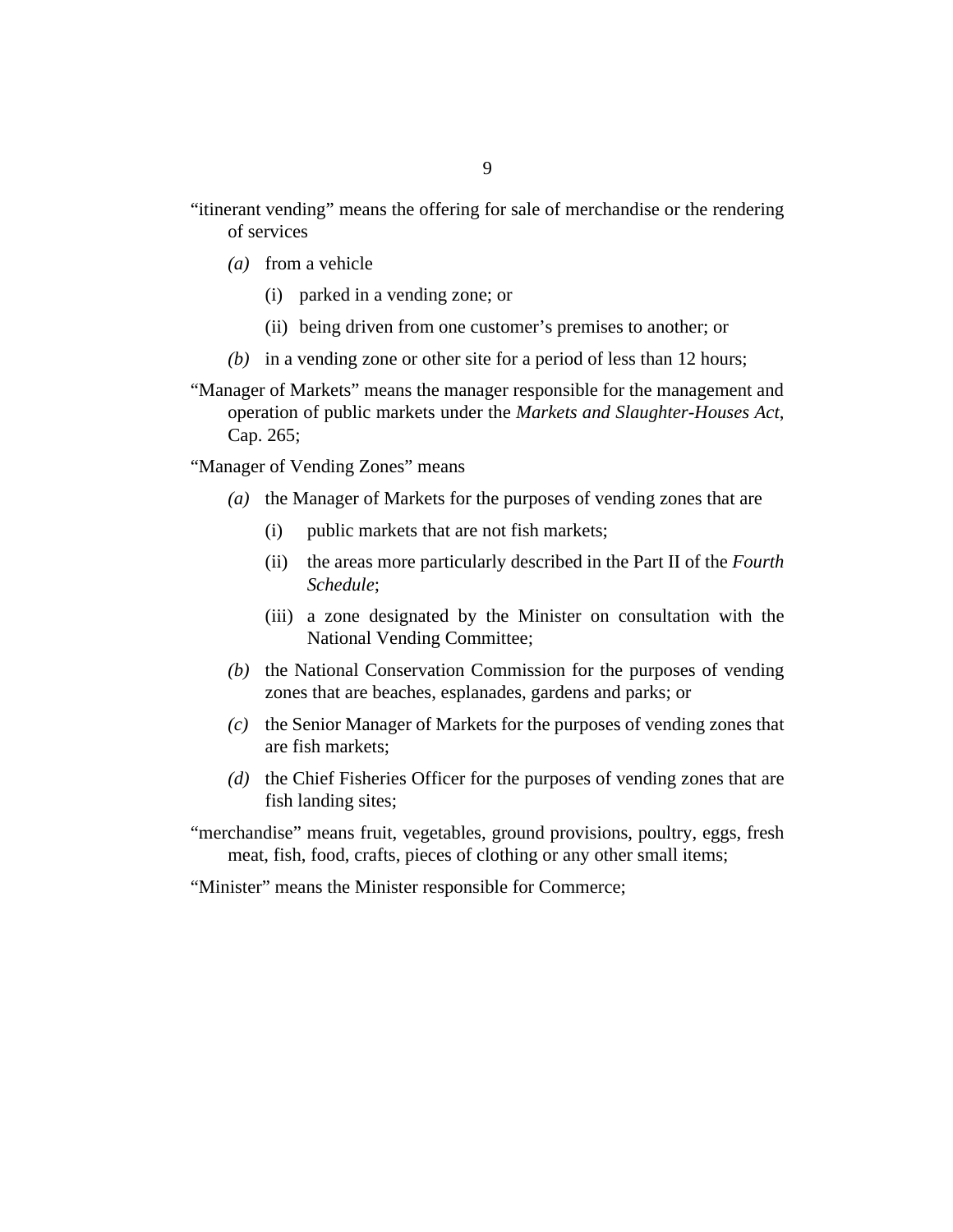"itinerant vending" means the offering for sale of merchandise or the rendering of services

*(a)* from a vehicle

(i) parked in a vending zone; or

(ii) being driven from one customer's premises to another; or

*(b)* in a vending zone or other site for a period of less than 12 hours;

"Manager of Markets" means the manager responsible for the management and operation of public markets under the *Markets and Slaughter-Houses Act*, Cap. 265;

"Manager of Vending Zones" means

*(a)* the Manager of Markets for the purposes of vending zones that are

(i) public markets that are not fish markets;

(ii) the areas more particularly described in the Part II of the *Fourth Schedule*;

(iii) a zone designated by the Minister on consultation with the National Vending Committee;

*(b)* the National Conservation Commission for the purposes of vending zones that are beaches, esplanades, gardens and parks; or

*(c)* the Senior Manager of Markets for the purposes of vending zones that are fish markets;

*(d)* the Chief Fisheries Officer for the purposes of vending zones that are fish landing sites;

"merchandise" means fruit, vegetables, ground provisions, poultry, eggs, fresh meat, fish, food, crafts, pieces of clothing or any other small items;

"Minister" means the Minister responsible for Commerce;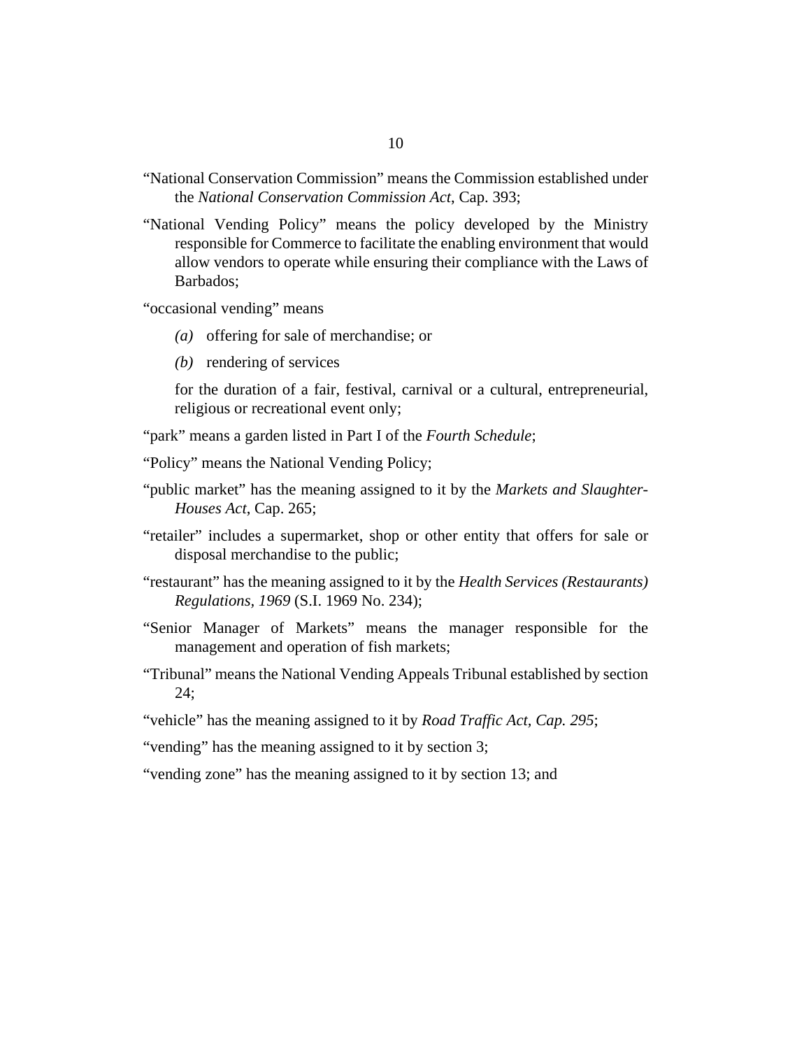"National Conservation Commission" means the Commission established under the *National Conservation Commission Act*, Cap. 393;

"National Vending Policy" means the policy developed by the Ministry responsible for Commerce to facilitate the enabling environment that would allow vendors to operate while ensuring their compliance with the Laws of Barbados;

"occasional vending" means

*(a)* offering for sale of merchandise; or

*(b)* rendering of services

for the duration of a fair, festival, carnival or a cultural, entrepreneurial, religious or recreational event only;

"park" means a garden listed in Part I of the *Fourth Schedule*;

"Policy" means the National Vending Policy;

"public market" has the meaning assigned to it by the *Markets and Slaughter-Houses Act*, Cap. 265;

"retailer" includes a supermarket, shop or other entity that offers for sale or disposal merchandise to the public;

"restaurant" has the meaning assigned to it by the *Health Services (Restaurants) Regulations, 1969* (S.I. 1969 No. 234);

"Senior Manager of Markets" means the manager responsible for the management and operation of fish markets;

"Tribunal" means the National Vending Appeals Tribunal established by section 24;

"vehicle" has the meaning assigned to it by *Road Traffic Act, Cap. 295*;

"vending" has the meaning assigned to it by section 3;

"vending zone" has the meaning assigned to it by section 13; and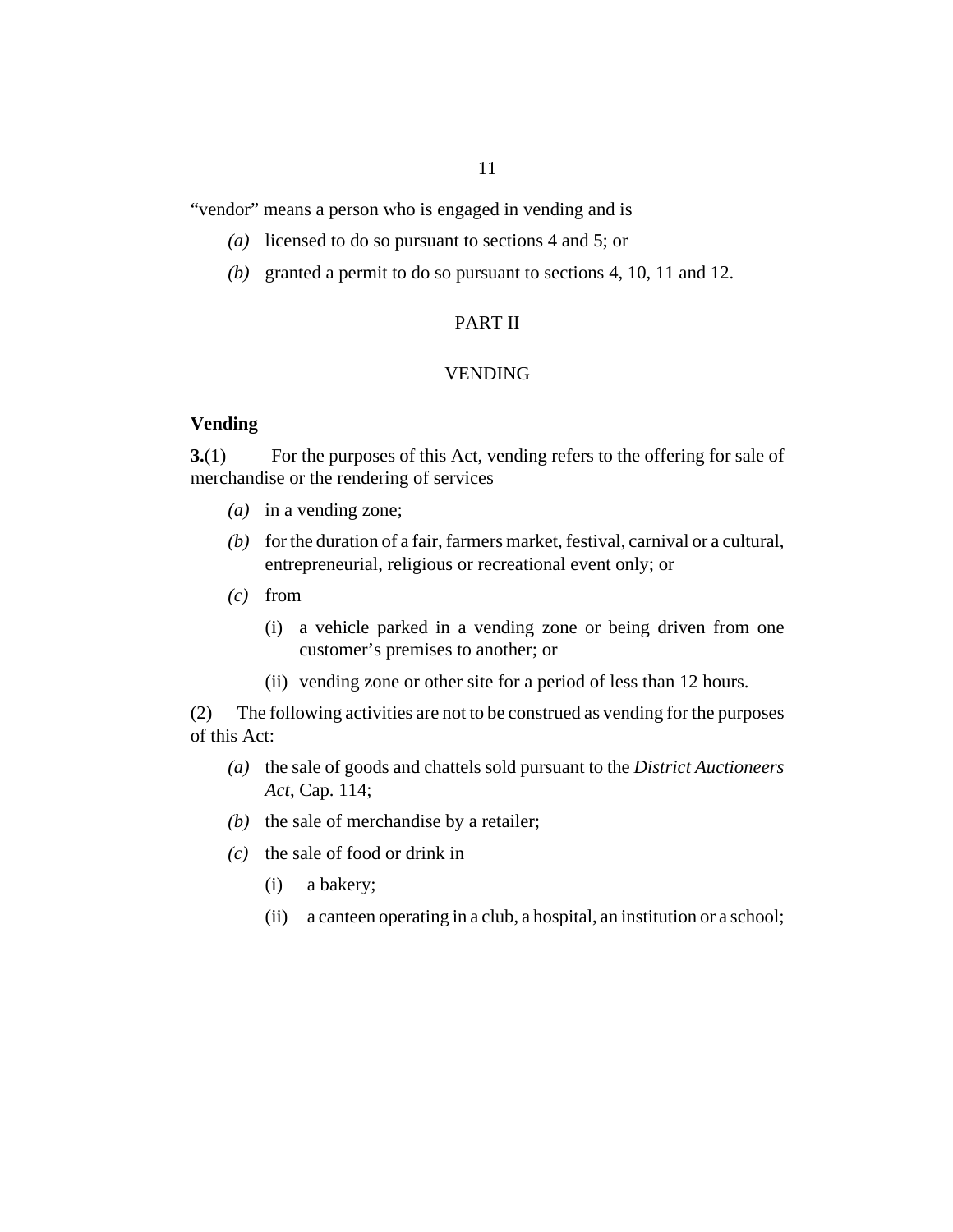"vendor" means a person who is engaged in vending and is

*(a)* licensed to do so pursuant to sections 4 and 5; or

*(b)* granted a permit to do so pursuant to sections 4, 10, 11 and 12.

## PART II

## VENDING

### Vending

**3.**(1) For the purposes of this Act, vending refers to the offering for sale of merchandise or the rendering of services

*(a)* in a vending zone;

*(b)* for the duration of a fair, farmers market, festival, carnival or a cultural, entrepreneurial, religious or recreational event only; or

*(c)* from

(i) a vehicle parked in a vending zone or being driven from one customer's premises to another; or

(ii) vending zone or other site for a period of less than 12 hours.

(2) The following activities are not to be construed as vending for the purposes of this Act:

*(a)* the sale of goods and chattels sold pursuant to the *District Auctioneers Act*, Cap. 114;

*(b)* the sale of merchandise by a retailer;

*(c)* the sale of food or drink in

(i) a bakery;

(ii) a canteen operating in a club, a hospital, an institution or a school;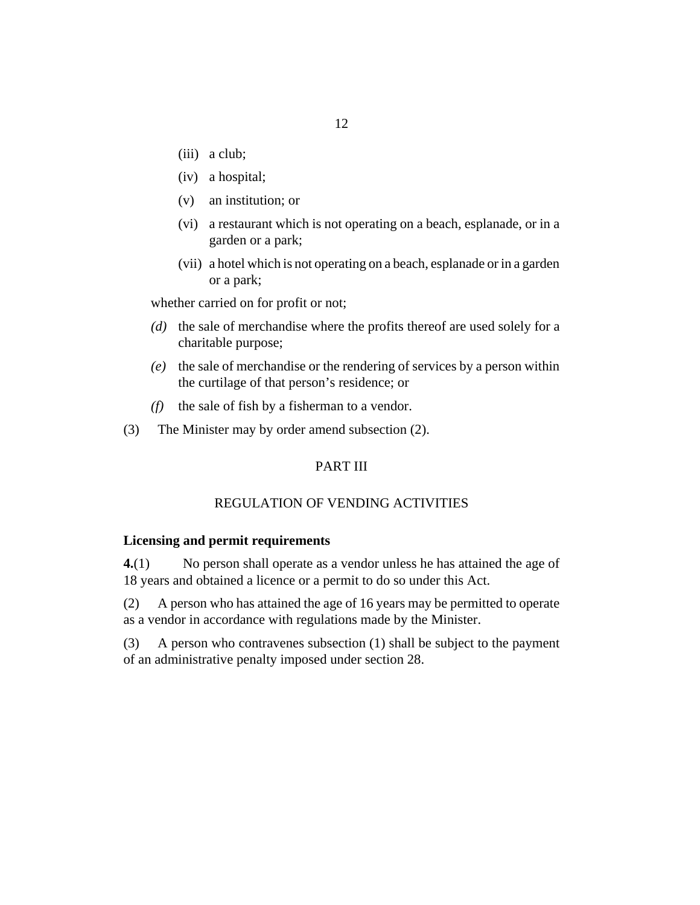(iii) a club;

(iv) a hospital;

(v) an institution; or

(vi) a restaurant which is not operating on a beach, esplanade, or in a garden or a park;

(vii) a hotel which is not operating on a beach, esplanade or in a garden or a park;

whether carried on for profit or not;

*(d)* the sale of merchandise where the profits thereof are used solely for a charitable purpose;

*(e)* the sale of merchandise or the rendering of services by a person within the curtilage of that person's residence; or

*(f)* the sale of fish by a fisherman to a vendor.

(3) The Minister may by order amend subsection (2).

## PART III

## REGULATION OF VENDING ACTIVITIES

**Licensing and permit requirements**

**4.**(1) No person shall operate as a vendor unless he has attained the age of 18 years and obtained a licence or a permit to do so under this Act.

(2) A person who has attained the age of 16 years may be permitted to operate as a vendor in accordance with regulations made by the Minister.

(3) A person who contravenes subsection (1) shall be subject to the payment of an administrative penalty imposed under section 28.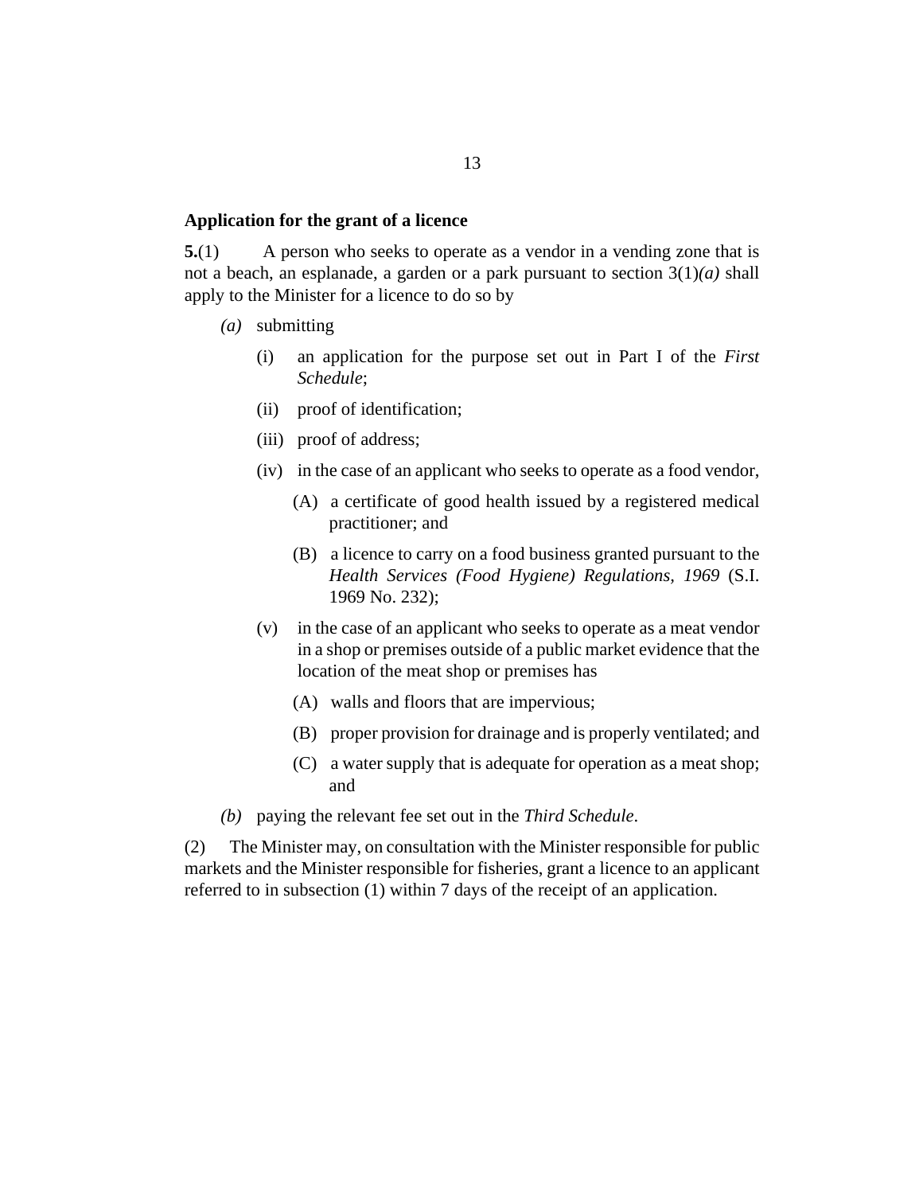### Application for the grant of a licence

**5.**(1) A person who seeks to operate as a vendor in a vending zone that is not a beach, an esplanade, a garden or a park pursuant to section 3(1)*(a)* shall apply to the Minister for a licence to do so by

*(a)* submitting

(i) an application for the purpose set out in Part I of the *First Schedule*;

(ii) proof of identification;

(iii) proof of address;

(iv) in the case of an applicant who seeks to operate as a food vendor,

(A) a certificate of good health issued by a registered medical practitioner; and

(B) a licence to carry on a food business granted pursuant to the *Health Services (Food Hygiene) Regulations, 1969* (S.I. 1969 No. 232);

(v) in the case of an applicant who seeks to operate as a meat vendor in a shop or premises outside of a public market evidence that the location of the meat shop or premises has

(A) walls and floors that are impervious;

(B) proper provision for drainage and is properly ventilated; and

(C) a water supply that is adequate for operation as a meat shop; and

*(b)* paying the relevant fee set out in the *Third Schedule*.

(2) The Minister may, on consultation with the Minister responsible for public markets and the Minister responsible for fisheries, grant a licence to an applicant referred to in subsection (1) within 7 days of the receipt of an application.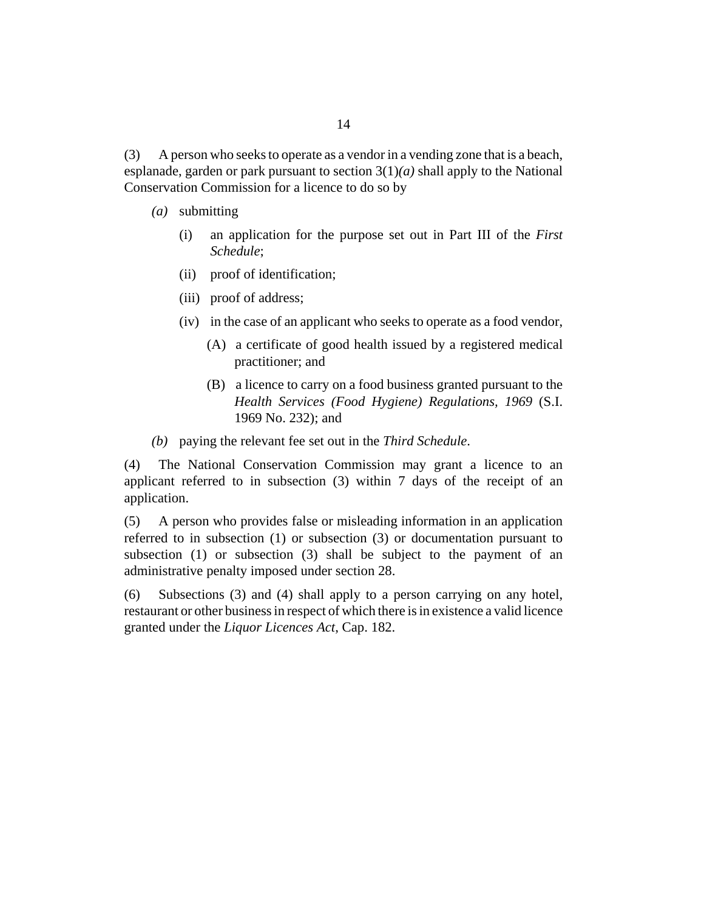(3) A person who seeks to operate as a vendor in a vending zone that is a beach, esplanade, garden or park pursuant to section 3(1)*(a)* shall apply to the National Conservation Commission for a licence to do so by

*(a)* submitting

  (i) an application for the purpose set out in Part III of the *First Schedule*;

  (ii) proof of identification;

  (iii) proof of address;

  (iv) in the case of an applicant who seeks to operate as a food vendor,

    (A) a certificate of good health issued by a registered medical practitioner; and

    (B) a licence to carry on a food business granted pursuant to the *Health Services (Food Hygiene) Regulations, 1969* (S.I. 1969 No. 232); and

*(b)* paying the relevant fee set out in the *Third Schedule*.

(4) The National Conservation Commission may grant a licence to an applicant referred to in subsection (3) within 7 days of the receipt of an application.

(5) A person who provides false or misleading information in an application referred to in subsection (1) or subsection (3) or documentation pursuant to subsection (1) or subsection (3) shall be subject to the payment of an administrative penalty imposed under section 28.

(6) Subsections (3) and (4) shall apply to a person carrying on any hotel, restaurant or other business in respect of which there is in existence a valid licence granted under the *Liquor Licences Act*, Cap. 182.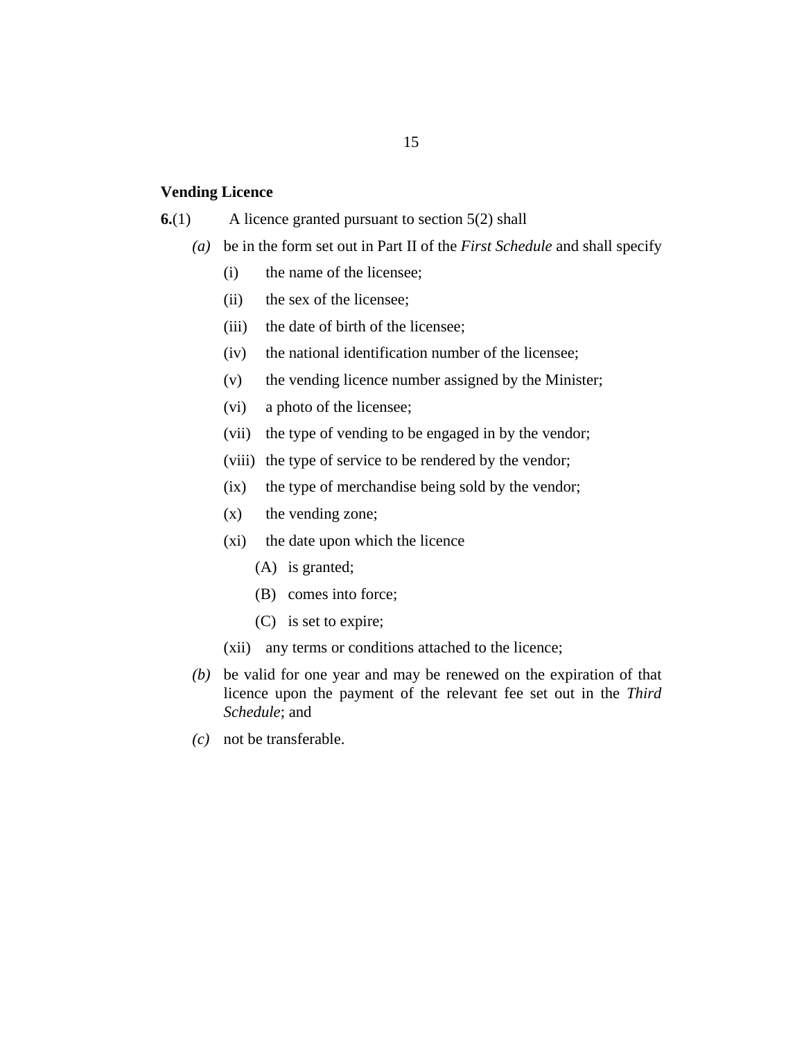**Vending Licence**

**6.**(1) A licence granted pursuant to section 5(2) shall

*(a)* be in the form set out in Part II of the *First Schedule* and shall specify

(i) the name of the licensee;

(ii) the sex of the licensee;

(iii) the date of birth of the licensee;

(iv) the national identification number of the licensee;

(v) the vending licence number assigned by the Minister;

(vi) a photo of the licensee;

(vii) the type of vending to be engaged in by the vendor;

(viii) the type of service to be rendered by the vendor;

(ix) the type of merchandise being sold by the vendor;

(x) the vending zone;

(xi) the date upon which the licence

(A) is granted;

(B) comes into force;

(C) is set to expire;

(xii) any terms or conditions attached to the licence;

*(b)* be valid for one year and may be renewed on the expiration of that licence upon the payment of the relevant fee set out in the *Third Schedule*; and

*(c)* not be transferable.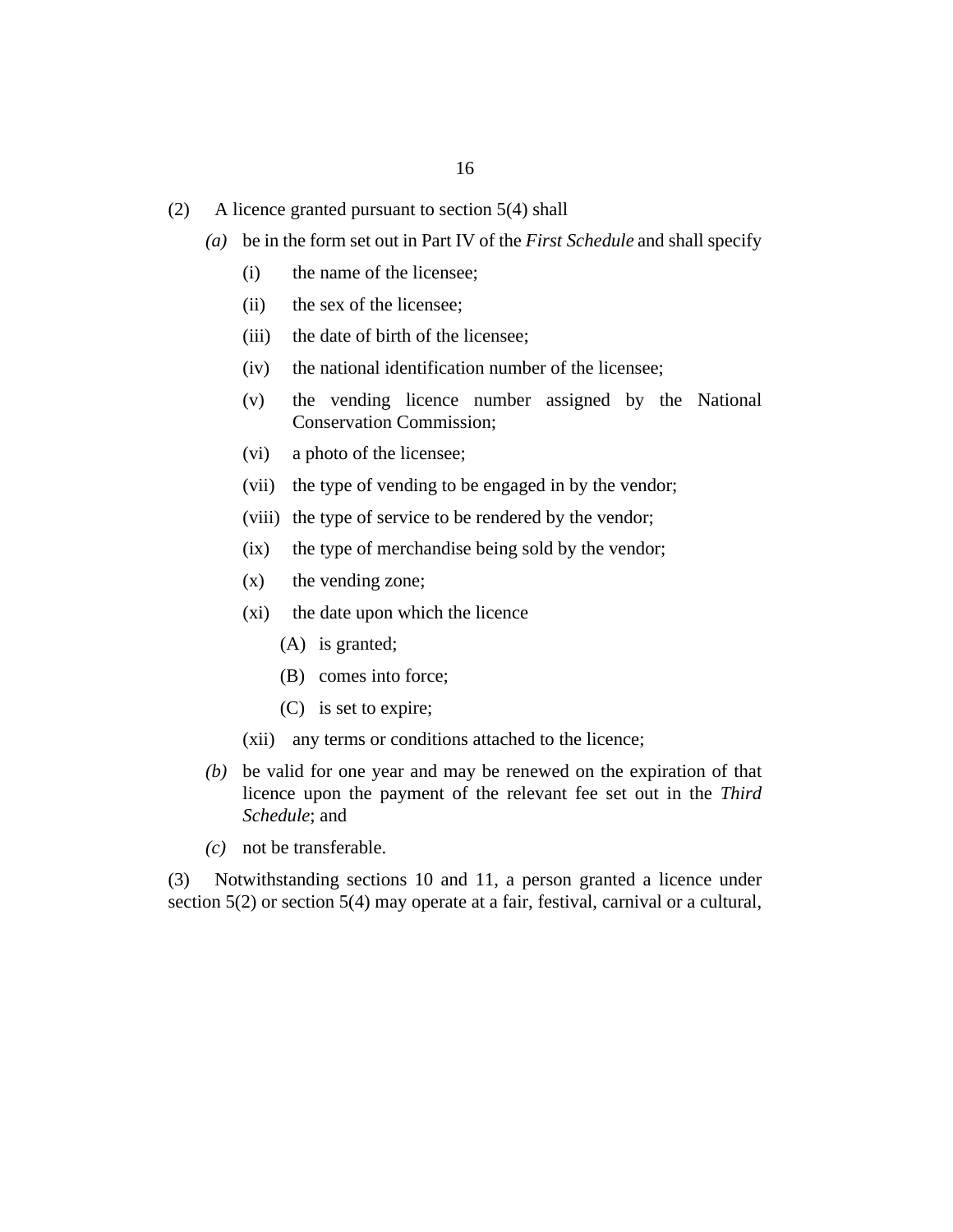(2) A licence granted pursuant to section 5(4) shall

*(a)* be in the form set out in Part IV of the *First Schedule* and shall specify

(i) the name of the licensee;

(ii) the sex of the licensee;

(iii) the date of birth of the licensee;

(iv) the national identification number of the licensee;

(v) the vending licence number assigned by the National Conservation Commission;

(vi) a photo of the licensee;

(vii) the type of vending to be engaged in by the vendor;

(viii) the type of service to be rendered by the vendor;

(ix) the type of merchandise being sold by the vendor;

(x) the vending zone;

(xi) the date upon which the licence

(A) is granted;

(B) comes into force;

(C) is set to expire;

(xii) any terms or conditions attached to the licence;

*(b)* be valid for one year and may be renewed on the expiration of that licence upon the payment of the relevant fee set out in the *Third Schedule*; and

*(c)* not be transferable.

(3) Notwithstanding sections 10 and 11, a person granted a licence under section 5(2) or section 5(4) may operate at a fair, festival, carnival or a cultural,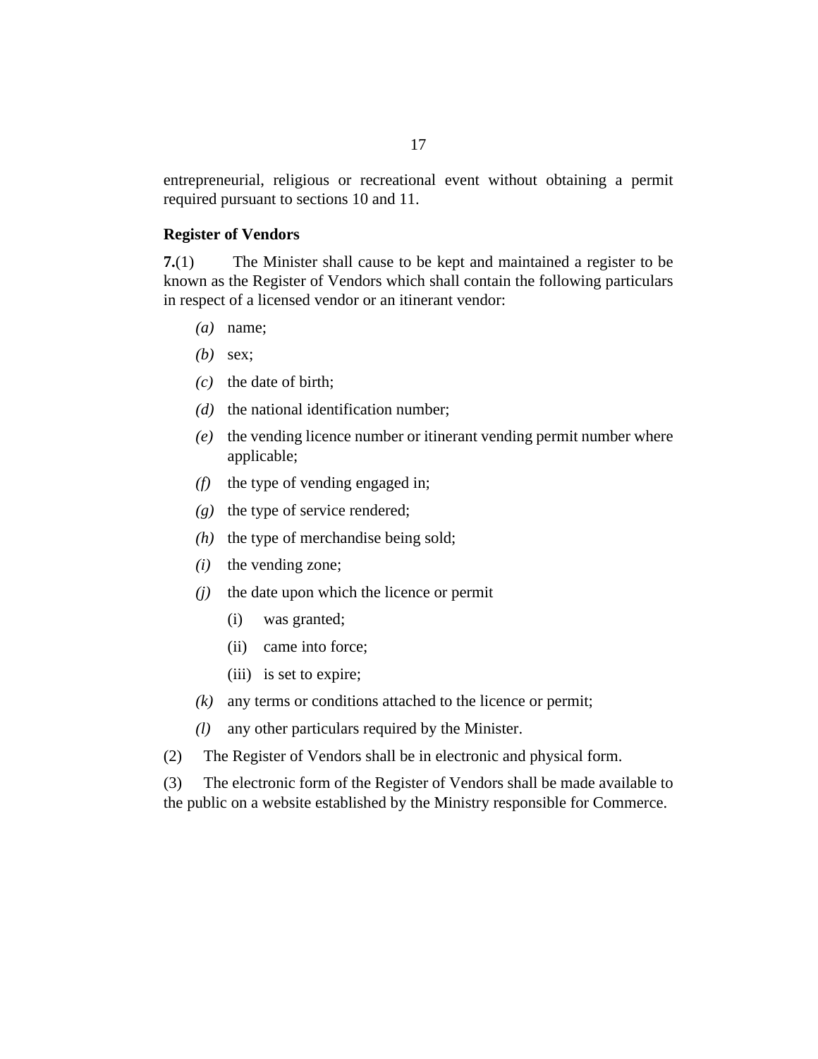entrepreneurial, religious or recreational event without obtaining a permit required pursuant to sections 10 and 11.

**Register of Vendors**

**7.**(1) The Minister shall cause to be kept and maintained a register to be known as the Register of Vendors which shall contain the following particulars in respect of a licensed vendor or an itinerant vendor:

*(a)* name;

*(b)* sex;

*(c)* the date of birth;

*(d)* the national identification number;

*(e)* the vending licence number or itinerant vending permit number where applicable;

*(f)* the type of vending engaged in;

*(g)* the type of service rendered;

*(h)* the type of merchandise being sold;

*(i)* the vending zone;

*(j)* the date upon which the licence or permit

(i) was granted;

(ii) came into force;

(iii) is set to expire;

*(k)* any terms or conditions attached to the licence or permit;

*(l)* any other particulars required by the Minister.

(2) The Register of Vendors shall be in electronic and physical form.

(3) The electronic form of the Register of Vendors shall be made available to the public on a website established by the Ministry responsible for Commerce.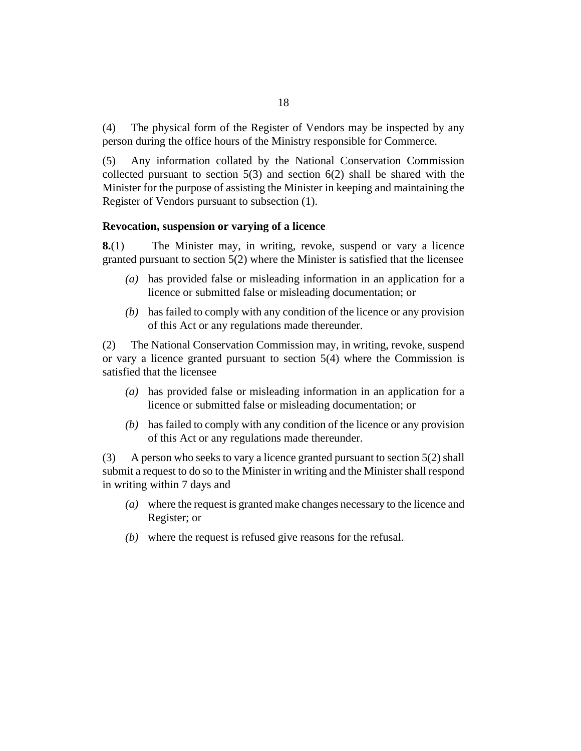(4) The physical form of the Register of Vendors may be inspected by any person during the office hours of the Ministry responsible for Commerce.

(5) Any information collated by the National Conservation Commission collected pursuant to section 5(3) and section 6(2) shall be shared with the Minister for the purpose of assisting the Minister in keeping and maintaining the Register of Vendors pursuant to subsection (1).

**Revocation, suspension or varying of a licence**

**8.**(1) The Minister may, in writing, revoke, suspend or vary a licence granted pursuant to section 5(2) where the Minister is satisfied that the licensee

- *(a)* has provided false or misleading information in an application for a licence or submitted false or misleading documentation; or
- *(b)* has failed to comply with any condition of the licence or any provision of this Act or any regulations made thereunder.

(2) The National Conservation Commission may, in writing, revoke, suspend or vary a licence granted pursuant to section 5(4) where the Commission is satisfied that the licensee

- *(a)* has provided false or misleading information in an application for a licence or submitted false or misleading documentation; or
- *(b)* has failed to comply with any condition of the licence or any provision of this Act or any regulations made thereunder.

(3) A person who seeks to vary a licence granted pursuant to section 5(2) shall submit a request to do so to the Minister in writing and the Minister shall respond in writing within 7 days and

- *(a)* where the request is granted make changes necessary to the licence and Register; or
- *(b)* where the request is refused give reasons for the refusal.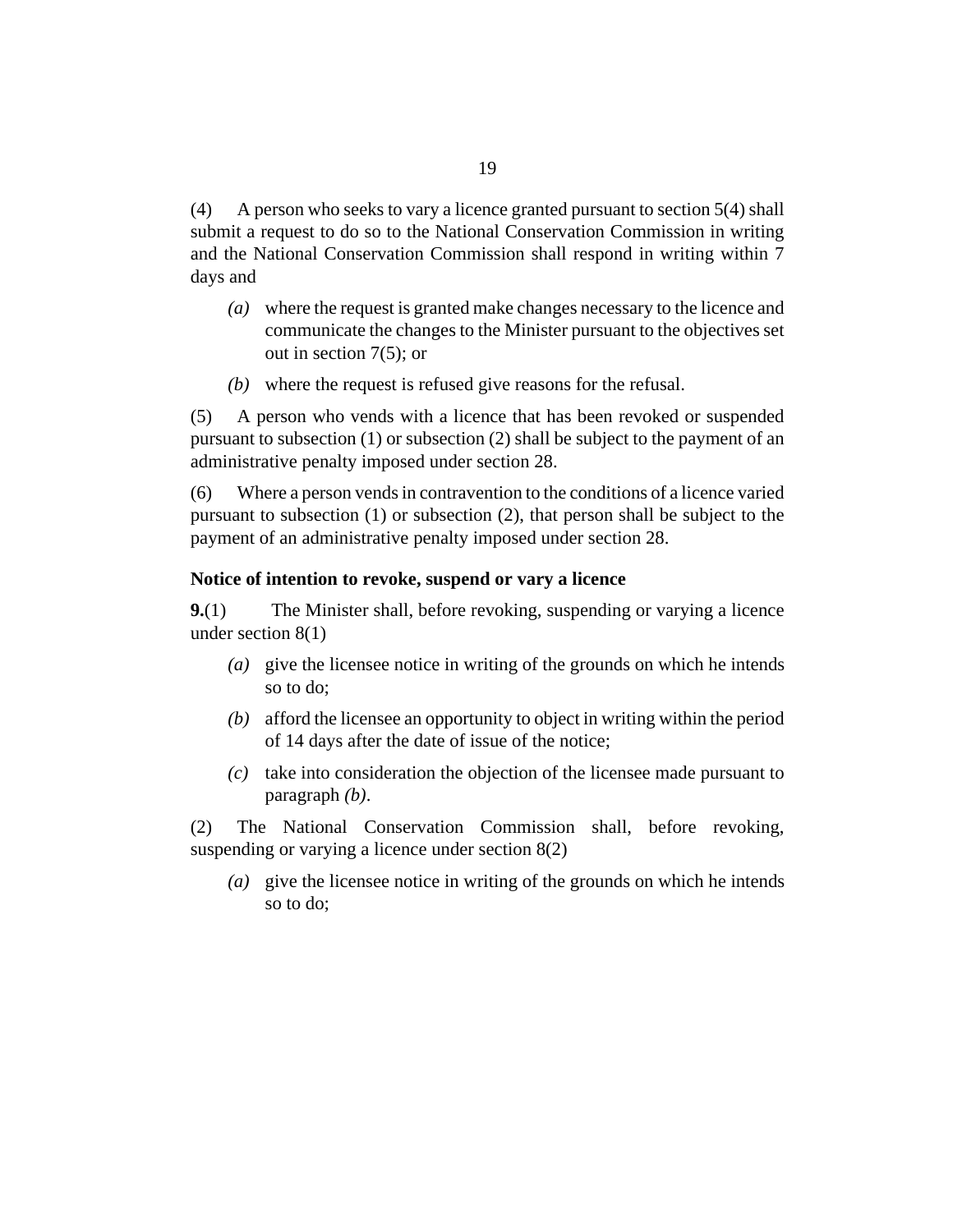(4) A person who seeks to vary a licence granted pursuant to section 5(4) shall submit a request to do so to the National Conservation Commission in writing and the National Conservation Commission shall respond in writing within 7 days and

- *(a)* where the request is granted make changes necessary to the licence and communicate the changes to the Minister pursuant to the objectives set out in section 7(5); or
- *(b)* where the request is refused give reasons for the refusal.

(5) A person who vends with a licence that has been revoked or suspended pursuant to subsection (1) or subsection (2) shall be subject to the payment of an administrative penalty imposed under section 28.

(6) Where a person vends in contravention to the conditions of a licence varied pursuant to subsection (1) or subsection (2), that person shall be subject to the payment of an administrative penalty imposed under section 28.

### Notice of intention to revoke, suspend or vary a licence

**9.**(1) The Minister shall, before revoking, suspending or varying a licence under section 8(1)

- *(a)* give the licensee notice in writing of the grounds on which he intends so to do;
- *(b)* afford the licensee an opportunity to object in writing within the period of 14 days after the date of issue of the notice;
- *(c)* take into consideration the objection of the licensee made pursuant to paragraph *(b)*.

(2) The National Conservation Commission shall, before revoking, suspending or varying a licence under section 8(2)

- *(a)* give the licensee notice in writing of the grounds on which he intends so to do;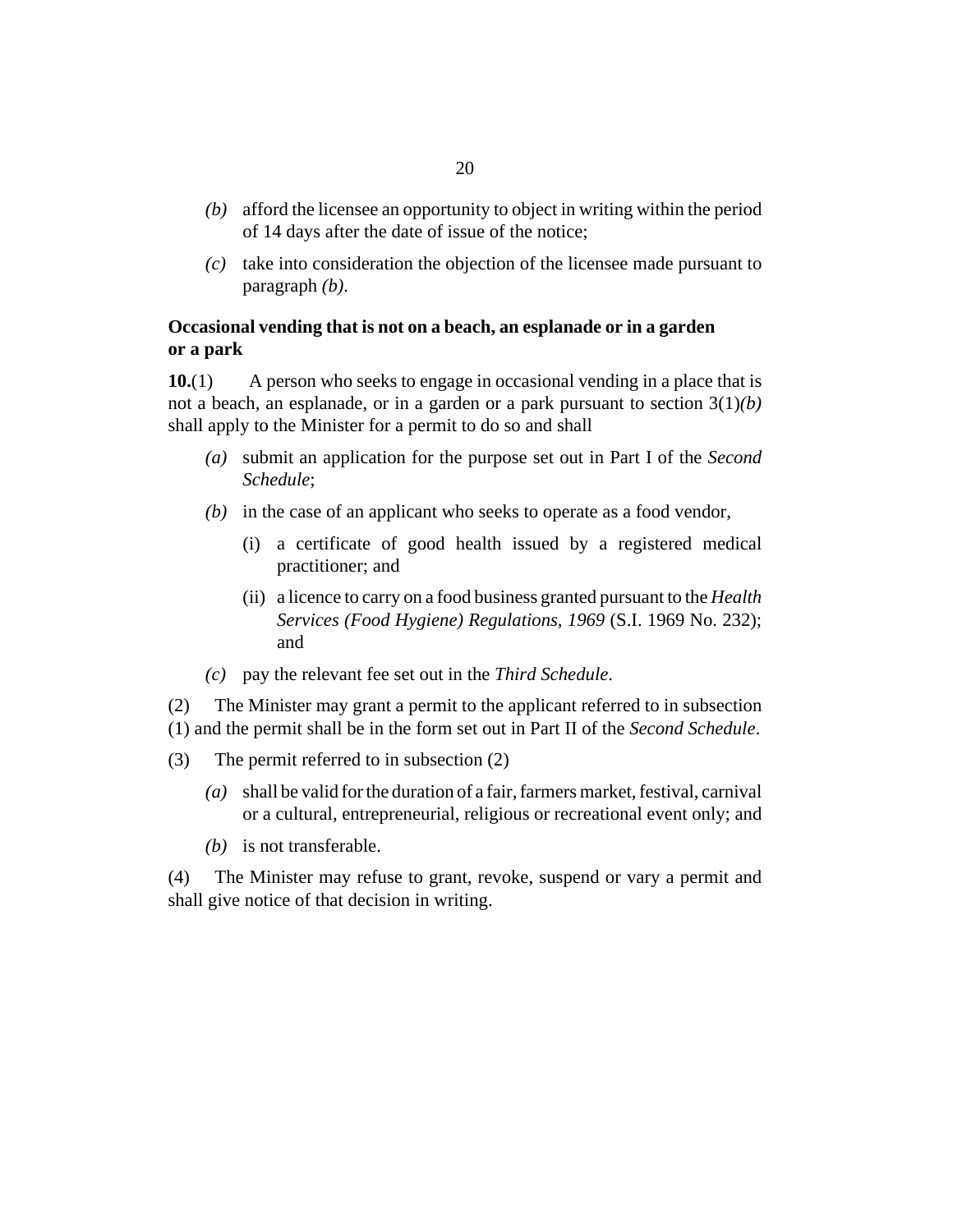*(b)* afford the licensee an opportunity to object in writing within the period of 14 days after the date of issue of the notice;

*(c)* take into consideration the objection of the licensee made pursuant to paragraph *(b)*.

**Occasional vending that is not on a beach, an esplanade or in a garden or a park**

**10.**(1) A person who seeks to engage in occasional vending in a place that is not a beach, an esplanade, or in a garden or a park pursuant to section 3(1)*(b)* shall apply to the Minister for a permit to do so and shall

*(a)* submit an application for the purpose set out in Part I of the *Second Schedule*;

*(b)* in the case of an applicant who seeks to operate as a food vendor,

(i) a certificate of good health issued by a registered medical practitioner; and

(ii) a licence to carry on a food business granted pursuant to the *Health Services (Food Hygiene) Regulations, 1969* (S.I. 1969 No. 232); and

*(c)* pay the relevant fee set out in the *Third Schedule*.

(2) The Minister may grant a permit to the applicant referred to in subsection (1) and the permit shall be in the form set out in Part II of the *Second Schedule*.

(3) The permit referred to in subsection (2)

*(a)* shall be valid for the duration of a fair, farmers market, festival, carnival or a cultural, entrepreneurial, religious or recreational event only; and

*(b)* is not transferable.

(4) The Minister may refuse to grant, revoke, suspend or vary a permit and shall give notice of that decision in writing.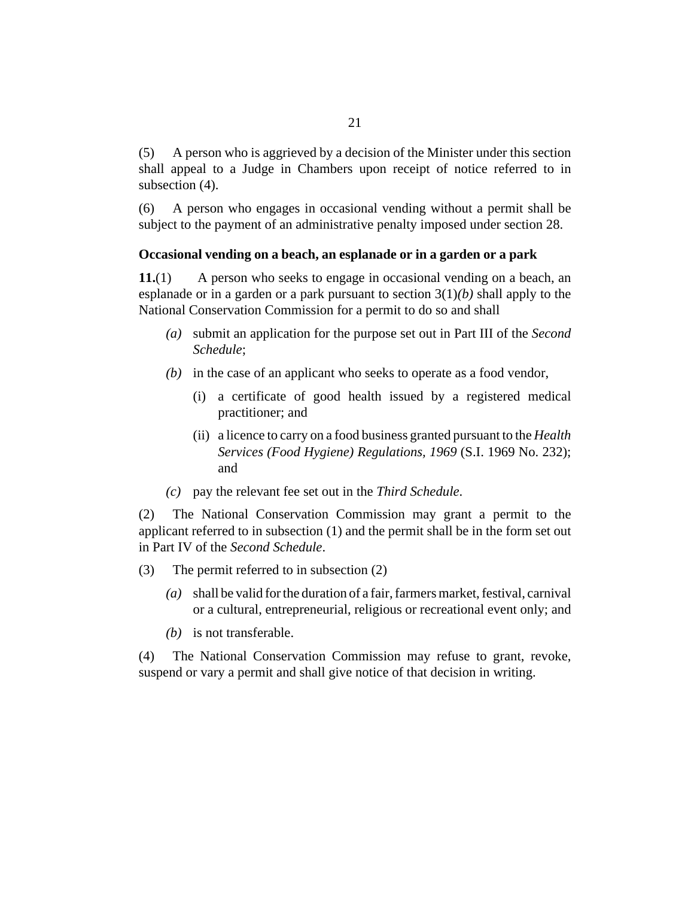(5) A person who is aggrieved by a decision of the Minister under this section shall appeal to a Judge in Chambers upon receipt of notice referred to in subsection (4).

(6) A person who engages in occasional vending without a permit shall be subject to the payment of an administrative penalty imposed under section 28.

**Occasional vending on a beach, an esplanade or in a garden or a park**

**11.**(1) A person who seeks to engage in occasional vending on a beach, an esplanade or in a garden or a park pursuant to section 3(1)*(b)* shall apply to the National Conservation Commission for a permit to do so and shall

*(a)* submit an application for the purpose set out in Part III of the *Second Schedule*;

*(b)* in the case of an applicant who seeks to operate as a food vendor,

(i) a certificate of good health issued by a registered medical practitioner; and

(ii) a licence to carry on a food business granted pursuant to the *Health Services (Food Hygiene) Regulations, 1969* (S.I. 1969 No. 232); and

*(c)* pay the relevant fee set out in the *Third Schedule*.

(2) The National Conservation Commission may grant a permit to the applicant referred to in subsection (1) and the permit shall be in the form set out in Part IV of the *Second Schedule*.

(3) The permit referred to in subsection (2)

*(a)* shall be valid for the duration of a fair, farmers market, festival, carnival or a cultural, entrepreneurial, religious or recreational event only; and

*(b)* is not transferable.

(4) The National Conservation Commission may refuse to grant, revoke, suspend or vary a permit and shall give notice of that decision in writing.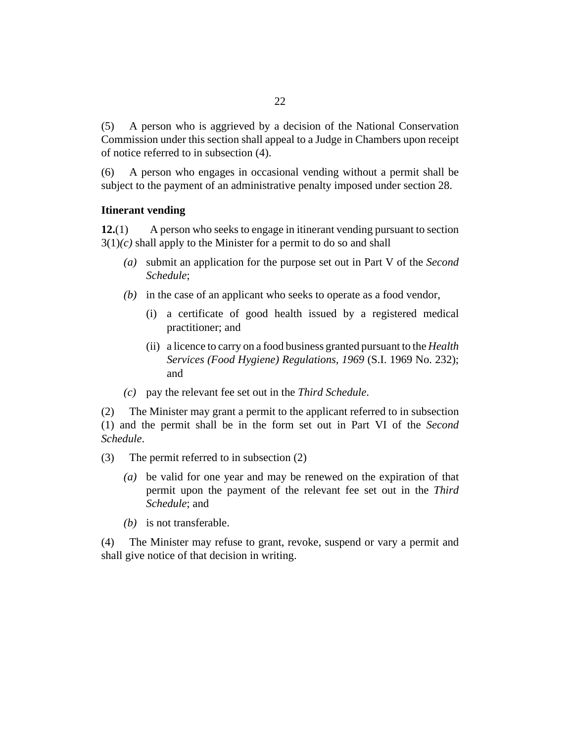(5) A person who is aggrieved by a decision of the National Conservation Commission under this section shall appeal to a Judge in Chambers upon receipt of notice referred to in subsection (4).

(6) A person who engages in occasional vending without a permit shall be subject to the payment of an administrative penalty imposed under section 28.

**Itinerant vending**

**12.**(1) A person who seeks to engage in itinerant vending pursuant to section 3(1)*(c)* shall apply to the Minister for a permit to do so and shall

*(a)* submit an application for the purpose set out in Part V of the *Second Schedule*;

*(b)* in the case of an applicant who seeks to operate as a food vendor,

(i) a certificate of good health issued by a registered medical practitioner; and

(ii) a licence to carry on a food business granted pursuant to the *Health Services (Food Hygiene) Regulations, 1969* (S.I. 1969 No. 232); and

*(c)* pay the relevant fee set out in the *Third Schedule*.

(2) The Minister may grant a permit to the applicant referred to in subsection (1) and the permit shall be in the form set out in Part VI of the *Second Schedule*.

(3) The permit referred to in subsection (2)

*(a)* be valid for one year and may be renewed on the expiration of that permit upon the payment of the relevant fee set out in the *Third Schedule*; and

*(b)* is not transferable.

(4) The Minister may refuse to grant, revoke, suspend or vary a permit and shall give notice of that decision in writing.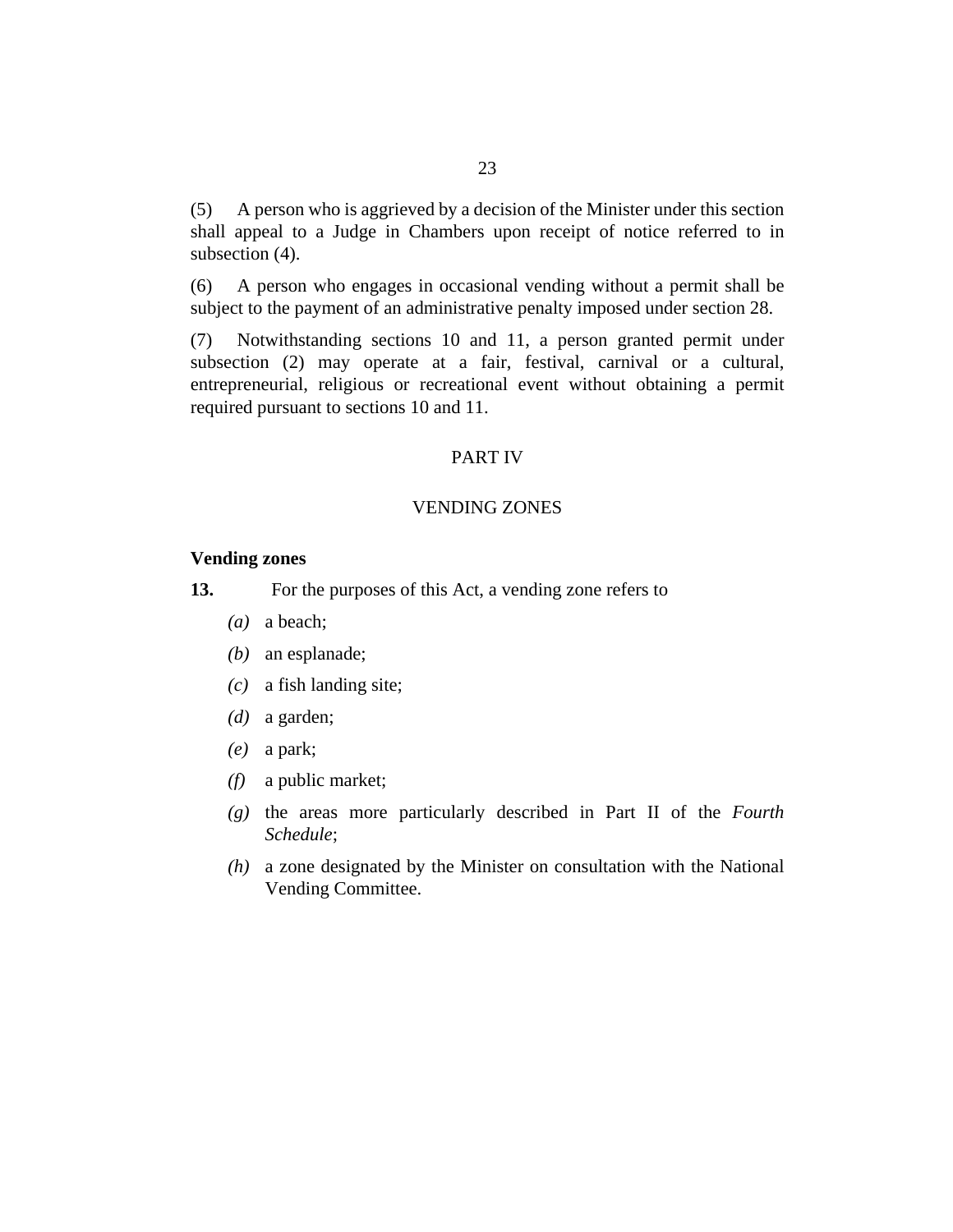(5) A person who is aggrieved by a decision of the Minister under this section shall appeal to a Judge in Chambers upon receipt of notice referred to in subsection (4).

(6) A person who engages in occasional vending without a permit shall be subject to the payment of an administrative penalty imposed under section 28.

(7) Notwithstanding sections 10 and 11, a person granted permit under subsection (2) may operate at a fair, festival, carnival or a cultural, entrepreneurial, religious or recreational event without obtaining a permit required pursuant to sections 10 and 11.

## PART IV

## VENDING ZONES

**Vending zones**

**13.** For the purposes of this Act, a vending zone refers to

*(a)* a beach;

*(b)* an esplanade;

*(c)* a fish landing site;

*(d)* a garden;

*(e)* a park;

*(f)* a public market;

*(g)* the areas more particularly described in Part II of the *Fourth Schedule*;

*(h)* a zone designated by the Minister on consultation with the National Vending Committee.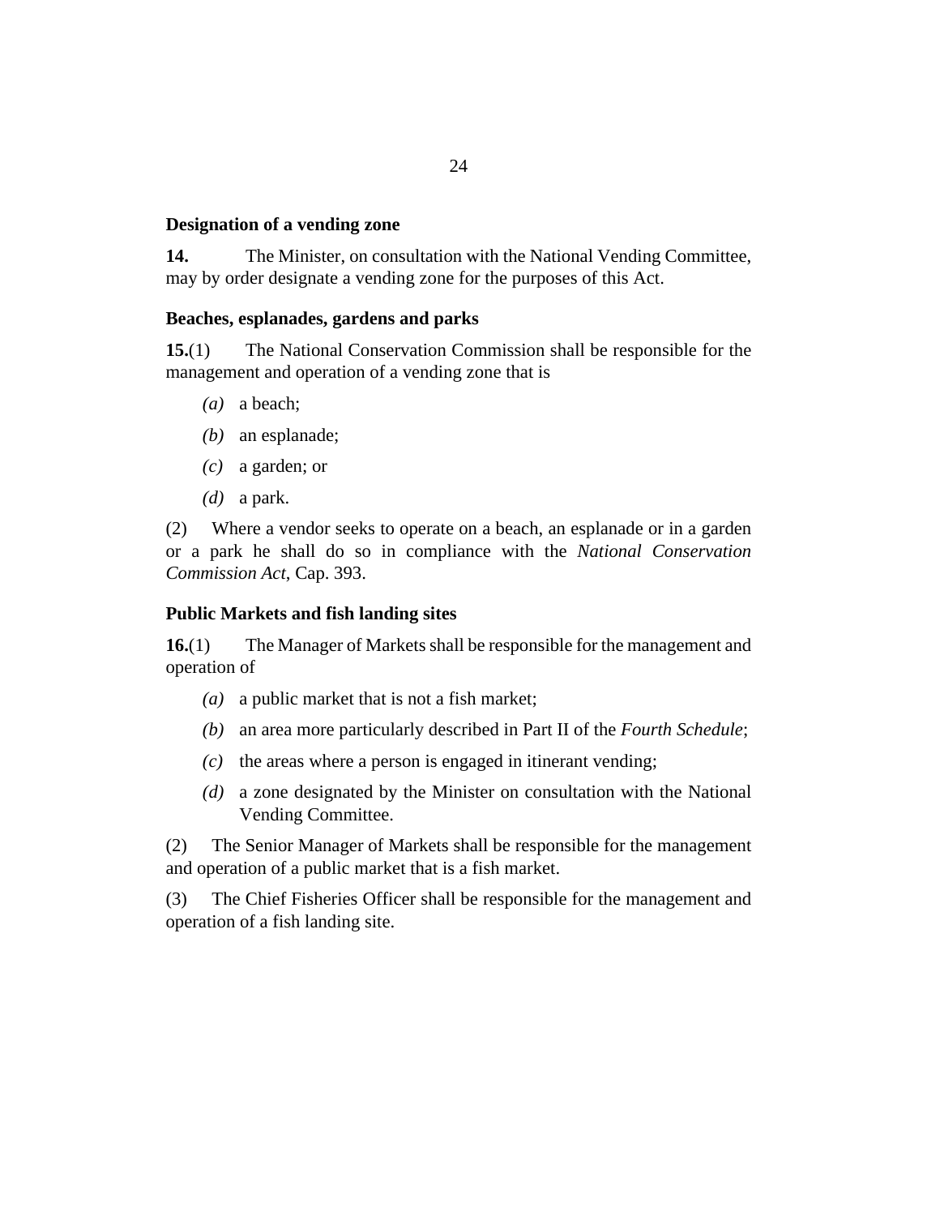### Designation of a vending zone

**14.** The Minister, on consultation with the National Vending Committee, may by order designate a vending zone for the purposes of this Act.

### Beaches, esplanades, gardens and parks

**15.**(1) The National Conservation Commission shall be responsible for the management and operation of a vending zone that is

- *(a)* a beach;
- *(b)* an esplanade;
- *(c)* a garden; or
- *(d)* a park.

(2) Where a vendor seeks to operate on a beach, an esplanade or in a garden or a park he shall do so in compliance with the *National Conservation Commission Act*, Cap. 393.

### Public Markets and fish landing sites

**16.**(1) The Manager of Markets shall be responsible for the management and operation of

- *(a)* a public market that is not a fish market;
- *(b)* an area more particularly described in Part II of the *Fourth Schedule*;
- *(c)* the areas where a person is engaged in itinerant vending;
- *(d)* a zone designated by the Minister on consultation with the National Vending Committee.

(2) The Senior Manager of Markets shall be responsible for the management and operation of a public market that is a fish market.

(3) The Chief Fisheries Officer shall be responsible for the management and operation of a fish landing site.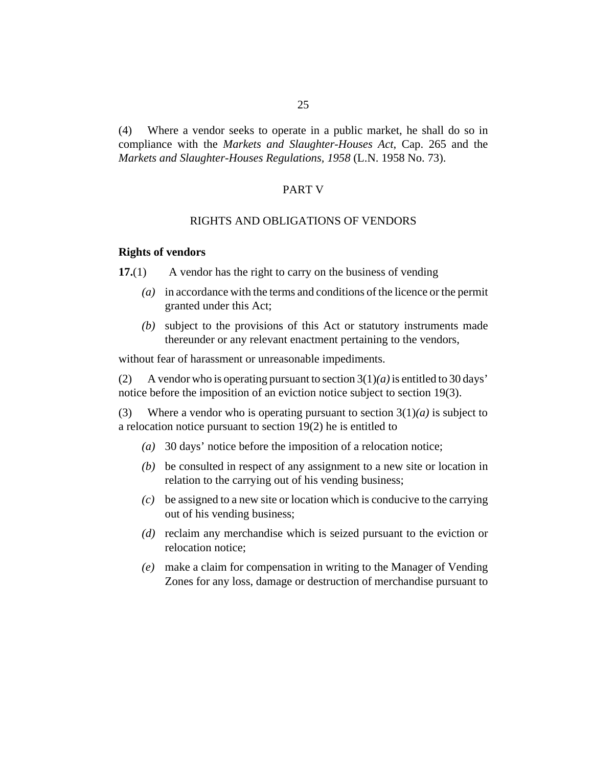(4) Where a vendor seeks to operate in a public market, he shall do so in compliance with the *Markets and Slaughter-Houses Act*, Cap. 265 and the *Markets and Slaughter-Houses Regulations, 1958* (L.N. 1958 No. 73).

## PART V

## RIGHTS AND OBLIGATIONS OF VENDORS

**Rights of vendors**

**17.**(1) A vendor has the right to carry on the business of vending

*(a)* in accordance with the terms and conditions of the licence or the permit granted under this Act;

*(b)* subject to the provisions of this Act or statutory instruments made thereunder or any relevant enactment pertaining to the vendors,

without fear of harassment or unreasonable impediments.

(2) A vendor who is operating pursuant to section 3(1)*(a)* is entitled to 30 days' notice before the imposition of an eviction notice subject to section 19(3).

(3) Where a vendor who is operating pursuant to section 3(1)*(a)* is subject to a relocation notice pursuant to section 19(2) he is entitled to

*(a)* 30 days' notice before the imposition of a relocation notice;

*(b)* be consulted in respect of any assignment to a new site or location in relation to the carrying out of his vending business;

*(c)* be assigned to a new site or location which is conducive to the carrying out of his vending business;

*(d)* reclaim any merchandise which is seized pursuant to the eviction or relocation notice;

*(e)* make a claim for compensation in writing to the Manager of Vending Zones for any loss, damage or destruction of merchandise pursuant to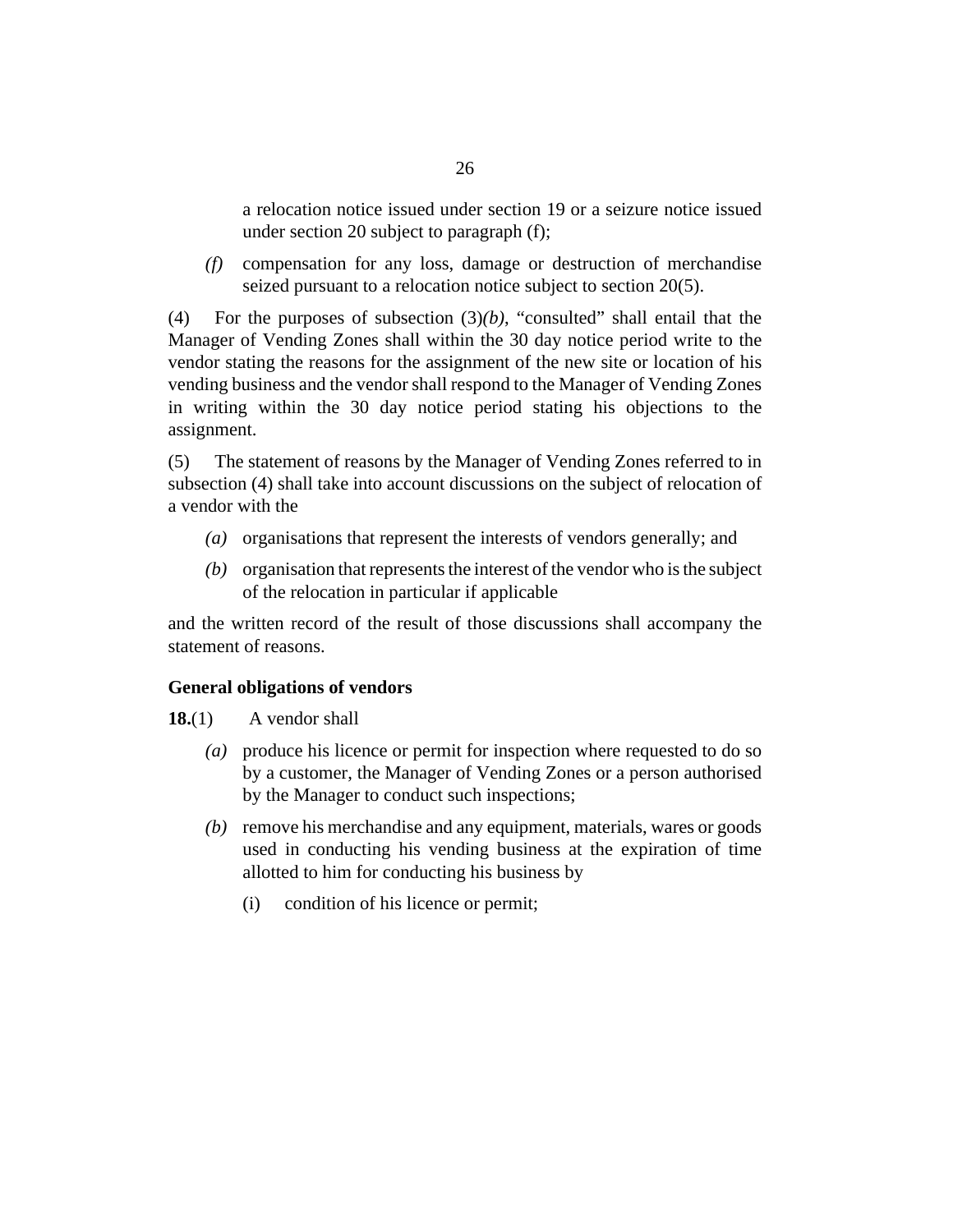a relocation notice issued under section 19 or a seizure notice issued under section 20 subject to paragraph (f);

*(f)* compensation for any loss, damage or destruction of merchandise seized pursuant to a relocation notice subject to section 20(5).

(4) For the purposes of subsection (3)*(b)*, "consulted" shall entail that the Manager of Vending Zones shall within the 30 day notice period write to the vendor stating the reasons for the assignment of the new site or location of his vending business and the vendor shall respond to the Manager of Vending Zones in writing within the 30 day notice period stating his objections to the assignment.

(5) The statement of reasons by the Manager of Vending Zones referred to in subsection (4) shall take into account discussions on the subject of relocation of a vendor with the

*(a)* organisations that represent the interests of vendors generally; and

*(b)* organisation that represents the interest of the vendor who is the subject of the relocation in particular if applicable

and the written record of the result of those discussions shall accompany the statement of reasons.

### General obligations of vendors

**18.**(1) A vendor shall

*(a)* produce his licence or permit for inspection where requested to do so by a customer, the Manager of Vending Zones or a person authorised by the Manager to conduct such inspections;

*(b)* remove his merchandise and any equipment, materials, wares or goods used in conducting his vending business at the expiration of time allotted to him for conducting his business by

(i) condition of his licence or permit;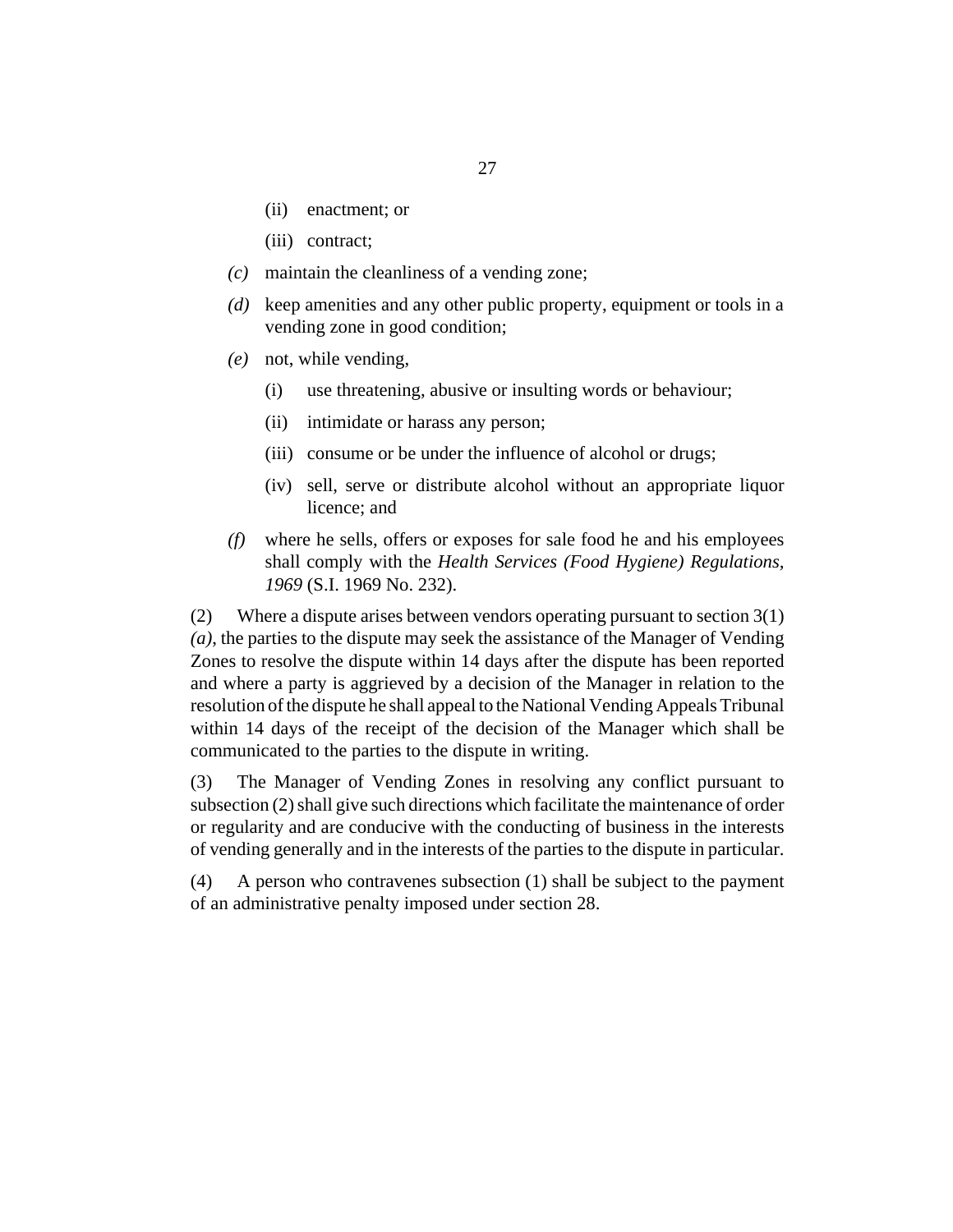(ii) enactment; or

(iii) contract;

*(c)* maintain the cleanliness of a vending zone;

*(d)* keep amenities and any other public property, equipment or tools in a vending zone in good condition;

*(e)* not, while vending,

(i) use threatening, abusive or insulting words or behaviour;

(ii) intimidate or harass any person;

(iii) consume or be under the influence of alcohol or drugs;

(iv) sell, serve or distribute alcohol without an appropriate liquor licence; and

*(f)* where he sells, offers or exposes for sale food he and his employees shall comply with the *Health Services (Food Hygiene) Regulations, 1969* (S.I. 1969 No. 232).

(2) Where a dispute arises between vendors operating pursuant to section 3(1) *(a)*, the parties to the dispute may seek the assistance of the Manager of Vending Zones to resolve the dispute within 14 days after the dispute has been reported and where a party is aggrieved by a decision of the Manager in relation to the resolution of the dispute he shall appeal to the National Vending Appeals Tribunal within 14 days of the receipt of the decision of the Manager which shall be communicated to the parties to the dispute in writing.

(3) The Manager of Vending Zones in resolving any conflict pursuant to subsection (2) shall give such directions which facilitate the maintenance of order or regularity and are conducive with the conducting of business in the interests of vending generally and in the interests of the parties to the dispute in particular.

(4) A person who contravenes subsection (1) shall be subject to the payment of an administrative penalty imposed under section 28.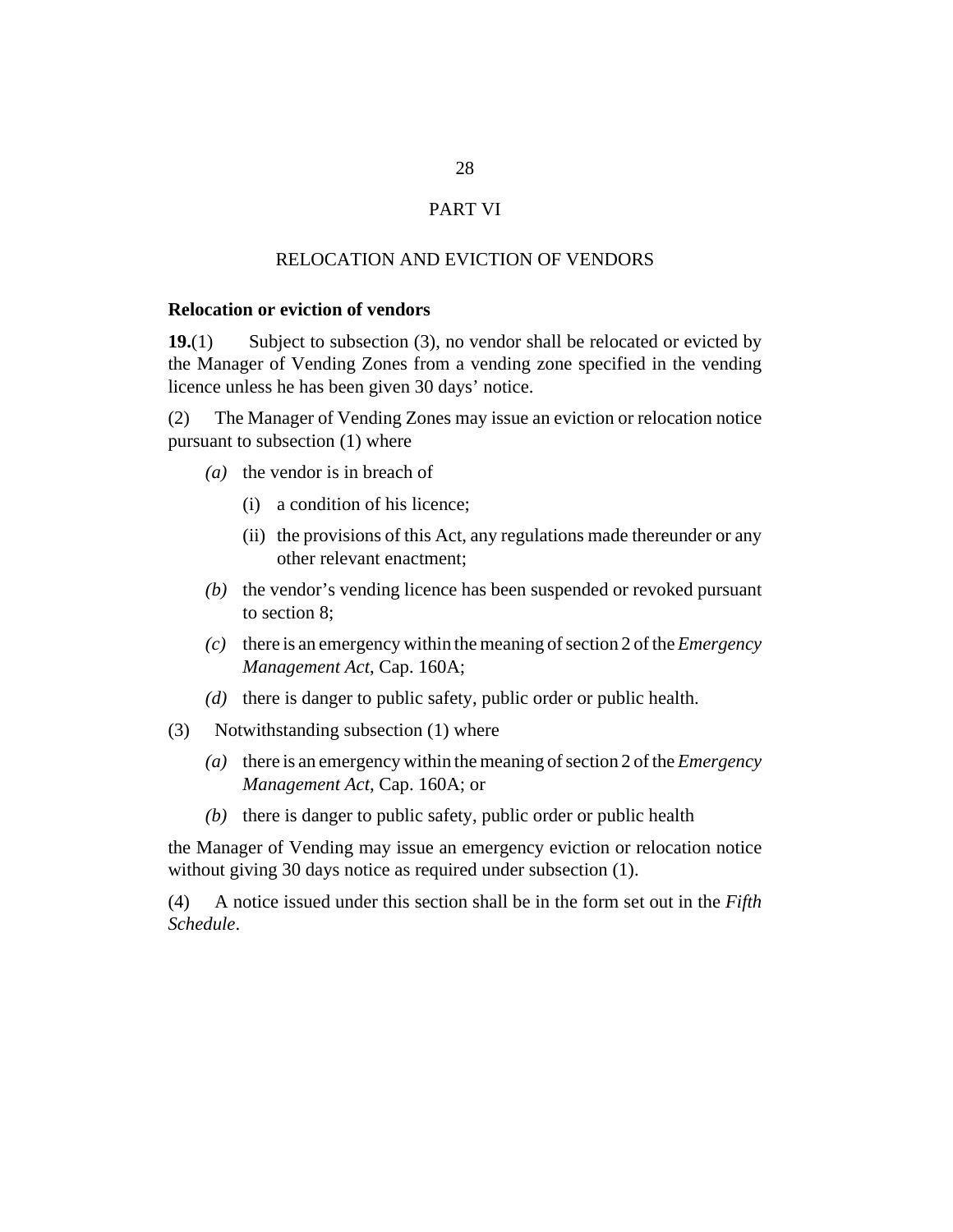## PART VI

## RELOCATION AND EVICTION OF VENDORS

### Relocation or eviction of vendors

**19.**(1) Subject to subsection (3), no vendor shall be relocated or evicted by the Manager of Vending Zones from a vending zone specified in the vending licence unless he has been given 30 days' notice.

(2) The Manager of Vending Zones may issue an eviction or relocation notice pursuant to subsection (1) where

- *(a)* the vendor is in breach of
  - (i) a condition of his licence;
  - (ii) the provisions of this Act, any regulations made thereunder or any other relevant enactment;
- *(b)* the vendor's vending licence has been suspended or revoked pursuant to section 8;
- *(c)* there is an emergency within the meaning of section 2 of the *Emergency Management Act*, Cap. 160A;
- *(d)* there is danger to public safety, public order or public health.

(3) Notwithstanding subsection (1) where

- *(a)* there is an emergency within the meaning of section 2 of the *Emergency Management Act*, Cap. 160A; or
- *(b)* there is danger to public safety, public order or public health

the Manager of Vending may issue an emergency eviction or relocation notice without giving 30 days notice as required under subsection (1).

(4) A notice issued under this section shall be in the form set out in the *Fifth Schedule*.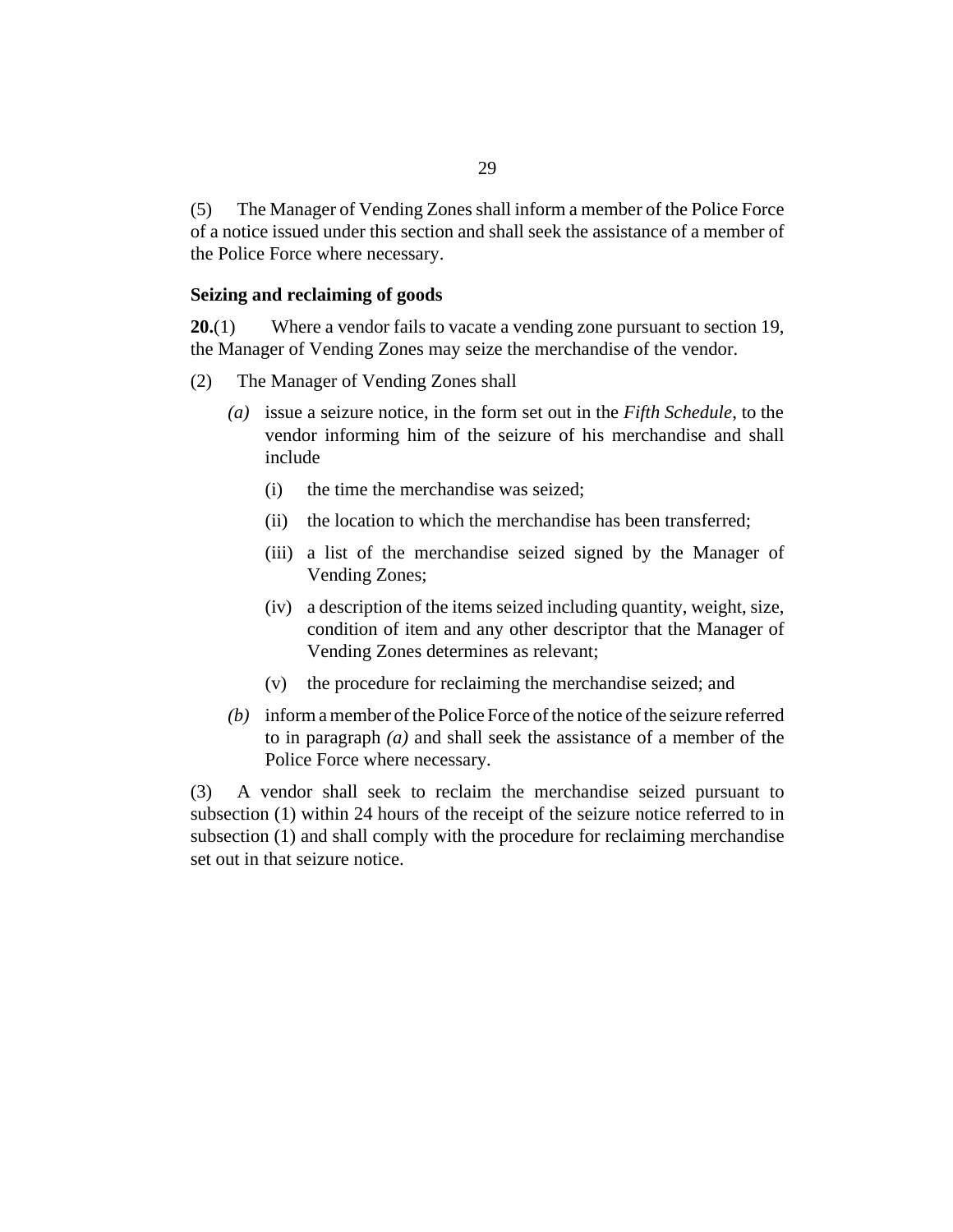(5) The Manager of Vending Zones shall inform a member of the Police Force of a notice issued under this section and shall seek the assistance of a member of the Police Force where necessary.

### Seizing and reclaiming of goods

**20.**(1) Where a vendor fails to vacate a vending zone pursuant to section 19, the Manager of Vending Zones may seize the merchandise of the vendor.

(2) The Manager of Vending Zones shall

*(a)* issue a seizure notice, in the form set out in the *Fifth Schedule*, to the vendor informing him of the seizure of his merchandise and shall include

(i) the time the merchandise was seized;

(ii) the location to which the merchandise has been transferred;

(iii) a list of the merchandise seized signed by the Manager of Vending Zones;

(iv) a description of the items seized including quantity, weight, size, condition of item and any other descriptor that the Manager of Vending Zones determines as relevant;

(v) the procedure for reclaiming the merchandise seized; and

*(b)* inform a member of the Police Force of the notice of the seizure referred to in paragraph *(a)* and shall seek the assistance of a member of the Police Force where necessary.

(3) A vendor shall seek to reclaim the merchandise seized pursuant to subsection (1) within 24 hours of the receipt of the seizure notice referred to in subsection (1) and shall comply with the procedure for reclaiming merchandise set out in that seizure notice.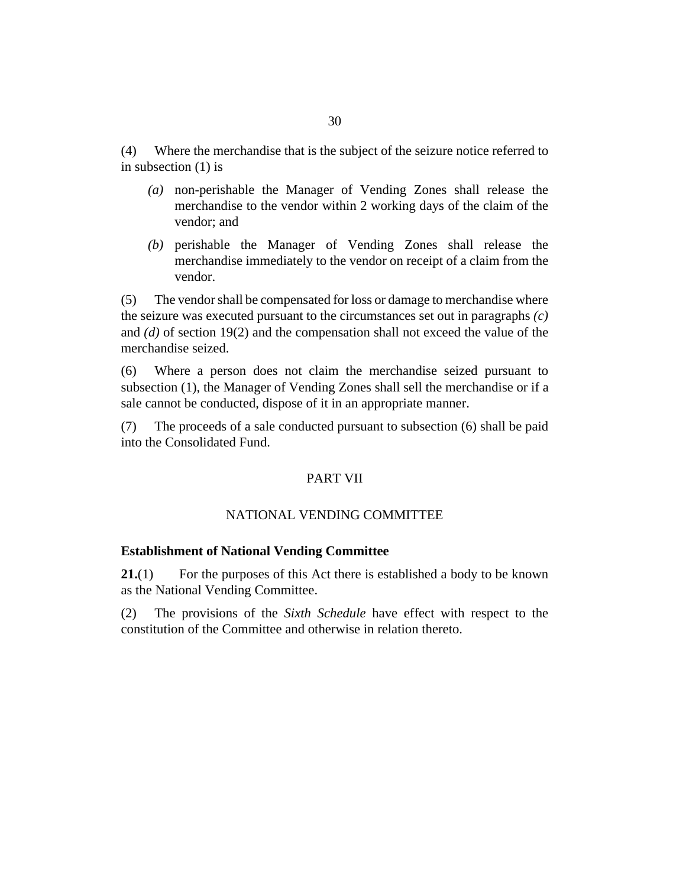(4) Where the merchandise that is the subject of the seizure notice referred to in subsection (1) is

*(a)* non-perishable the Manager of Vending Zones shall release the merchandise to the vendor within 2 working days of the claim of the vendor; and

*(b)* perishable the Manager of Vending Zones shall release the merchandise immediately to the vendor on receipt of a claim from the vendor.

(5) The vendor shall be compensated for loss or damage to merchandise where the seizure was executed pursuant to the circumstances set out in paragraphs *(c)* and *(d)* of section 19(2) and the compensation shall not exceed the value of the merchandise seized.

(6) Where a person does not claim the merchandise seized pursuant to subsection (1), the Manager of Vending Zones shall sell the merchandise or if a sale cannot be conducted, dispose of it in an appropriate manner.

(7) The proceeds of a sale conducted pursuant to subsection (6) shall be paid into the Consolidated Fund.

## PART VII

## NATIONAL VENDING COMMITTEE

### Establishment of National Vending Committee

**21.**(1) For the purposes of this Act there is established a body to be known as the National Vending Committee.

(2) The provisions of the *Sixth Schedule* have effect with respect to the constitution of the Committee and otherwise in relation thereto.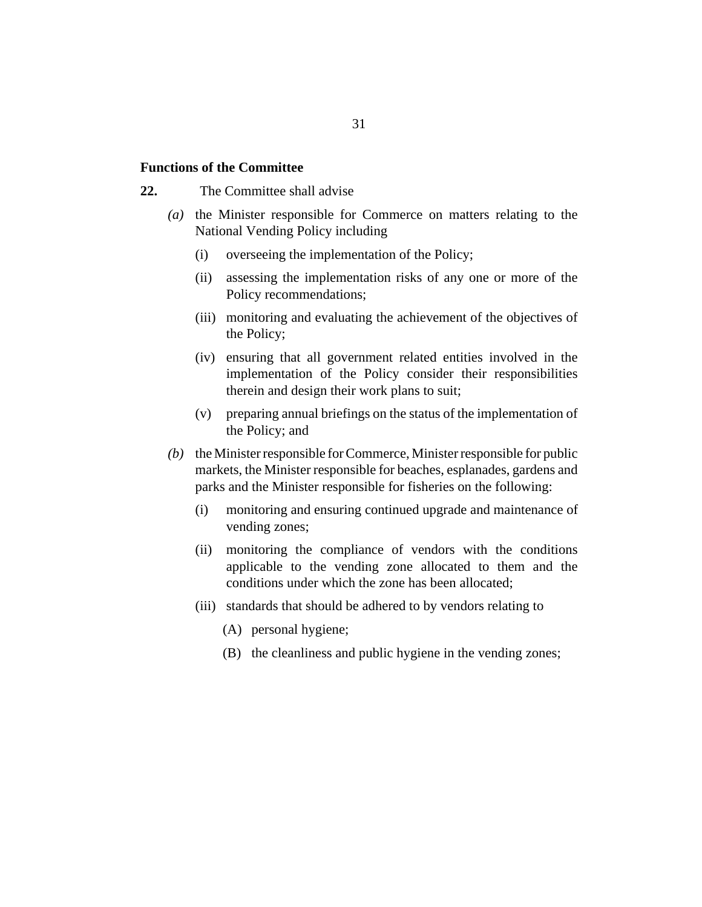**Functions of the Committee**

**22.** The Committee shall advise

*(a)* the Minister responsible for Commerce on matters relating to the National Vending Policy including

(i) overseeing the implementation of the Policy;

(ii) assessing the implementation risks of any one or more of the Policy recommendations;

(iii) monitoring and evaluating the achievement of the objectives of the Policy;

(iv) ensuring that all government related entities involved in the implementation of the Policy consider their responsibilities therein and design their work plans to suit;

(v) preparing annual briefings on the status of the implementation of the Policy; and

*(b)* the Minister responsible for Commerce, Minister responsible for public markets, the Minister responsible for beaches, esplanades, gardens and parks and the Minister responsible for fisheries on the following:

(i) monitoring and ensuring continued upgrade and maintenance of vending zones;

(ii) monitoring the compliance of vendors with the conditions applicable to the vending zone allocated to them and the conditions under which the zone has been allocated;

(iii) standards that should be adhered to by vendors relating to

(A) personal hygiene;

(B) the cleanliness and public hygiene in the vending zones;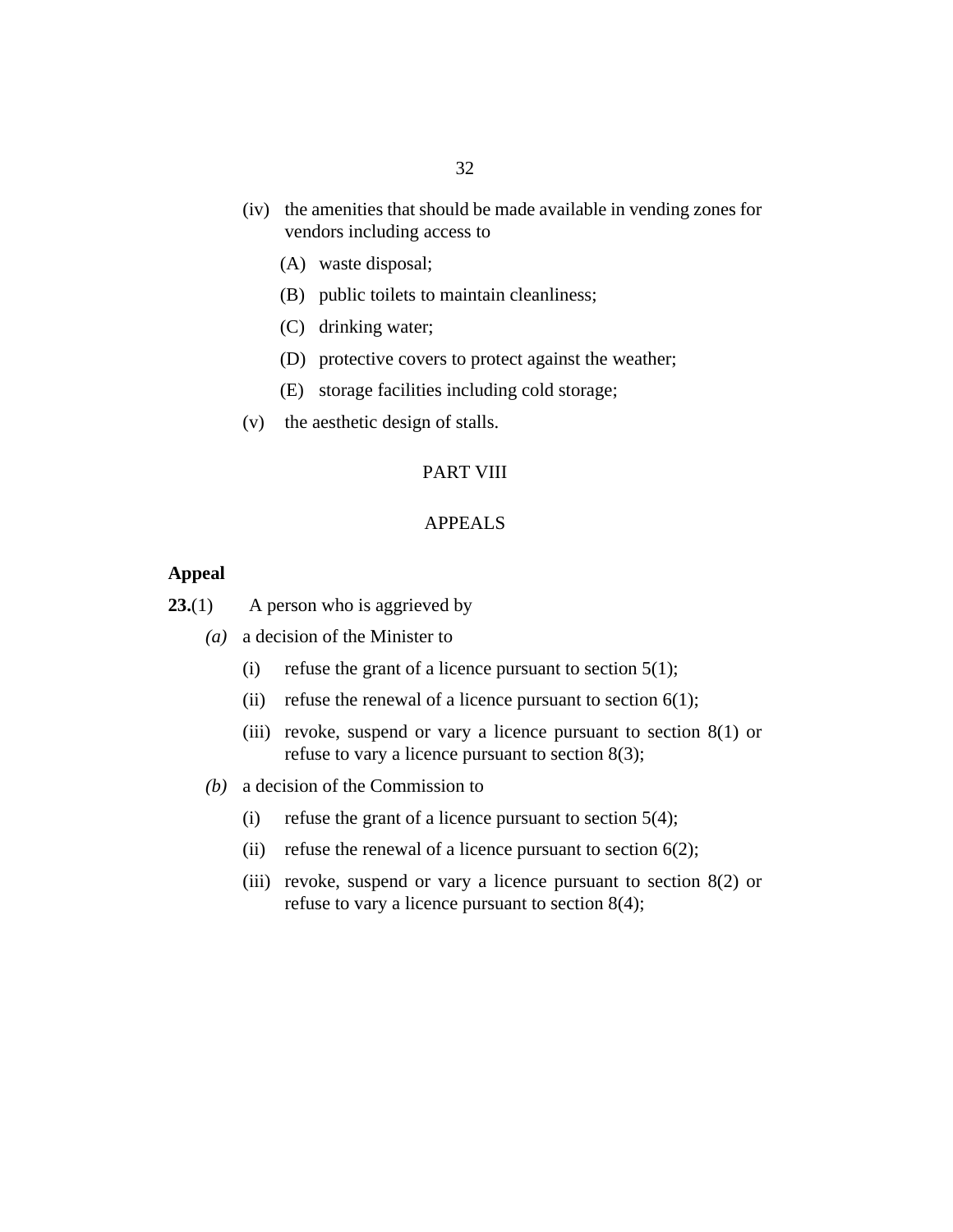(iv) the amenities that should be made available in vending zones for vendors including access to

(A) waste disposal;

(B) public toilets to maintain cleanliness;

(C) drinking water;

(D) protective covers to protect against the weather;

(E) storage facilities including cold storage;

(v) the aesthetic design of stalls.

PART VIII

APPEALS

**Appeal**

**23.**(1) A person who is aggrieved by

*(a)* a decision of the Minister to

(i) refuse the grant of a licence pursuant to section 5(1);

(ii) refuse the renewal of a licence pursuant to section 6(1);

(iii) revoke, suspend or vary a licence pursuant to section 8(1) or refuse to vary a licence pursuant to section 8(3);

*(b)* a decision of the Commission to

(i) refuse the grant of a licence pursuant to section 5(4);

(ii) refuse the renewal of a licence pursuant to section 6(2);

(iii) revoke, suspend or vary a licence pursuant to section 8(2) or refuse to vary a licence pursuant to section 8(4);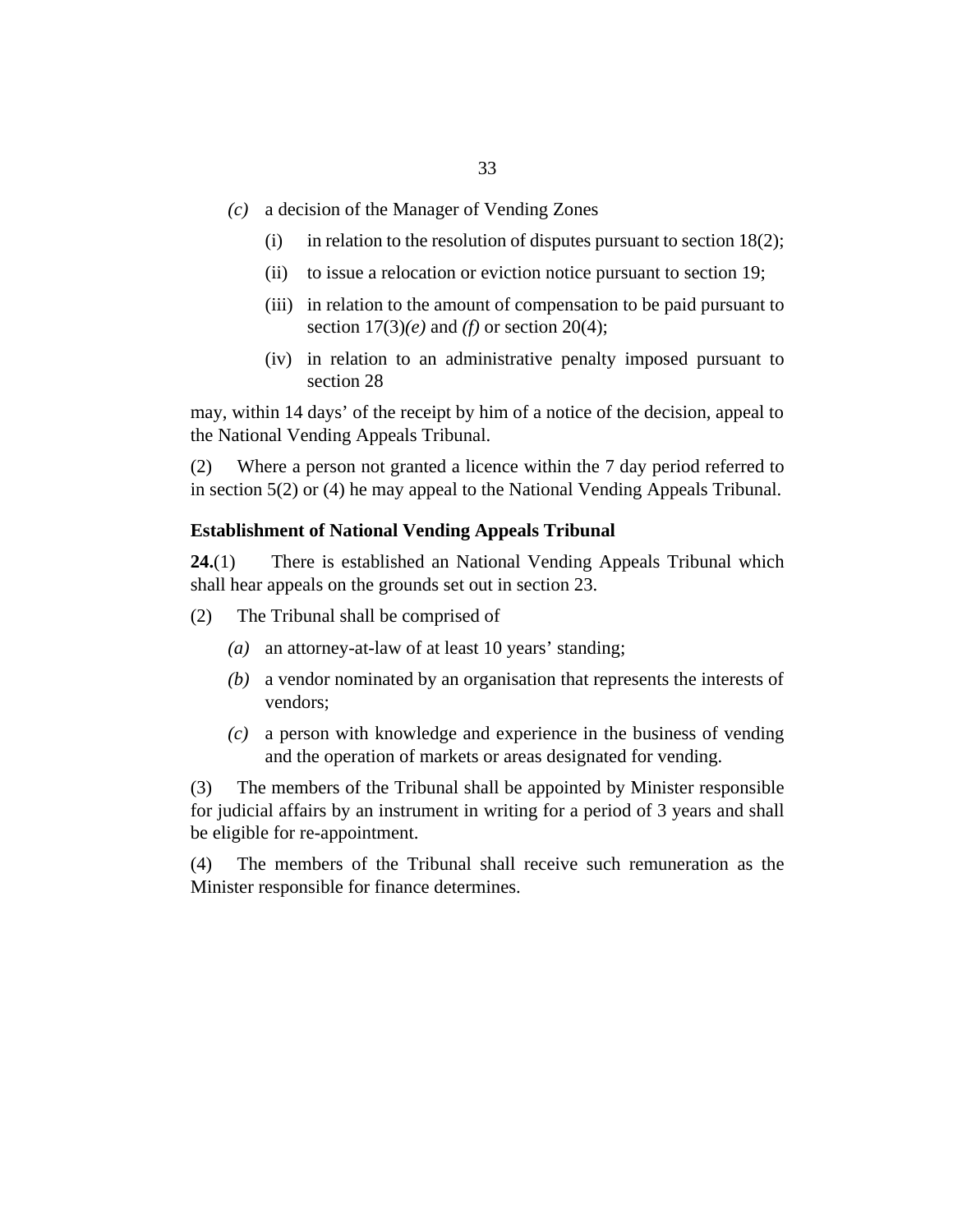*(c)* a decision of the Manager of Vending Zones

(i) in relation to the resolution of disputes pursuant to section 18(2);

(ii) to issue a relocation or eviction notice pursuant to section 19;

(iii) in relation to the amount of compensation to be paid pursuant to section 17(3)*(e)* and *(f)* or section 20(4);

(iv) in relation to an administrative penalty imposed pursuant to section 28

may, within 14 days' of the receipt by him of a notice of the decision, appeal to the National Vending Appeals Tribunal.

(2) Where a person not granted a licence within the 7 day period referred to in section 5(2) or (4) he may appeal to the National Vending Appeals Tribunal.

**Establishment of National Vending Appeals Tribunal**

**24.**(1) There is established an National Vending Appeals Tribunal which shall hear appeals on the grounds set out in section 23.

(2) The Tribunal shall be comprised of

*(a)* an attorney-at-law of at least 10 years' standing;

*(b)* a vendor nominated by an organisation that represents the interests of vendors;

*(c)* a person with knowledge and experience in the business of vending and the operation of markets or areas designated for vending.

(3) The members of the Tribunal shall be appointed by Minister responsible for judicial affairs by an instrument in writing for a period of 3 years and shall be eligible for re-appointment.

(4) The members of the Tribunal shall receive such remuneration as the Minister responsible for finance determines.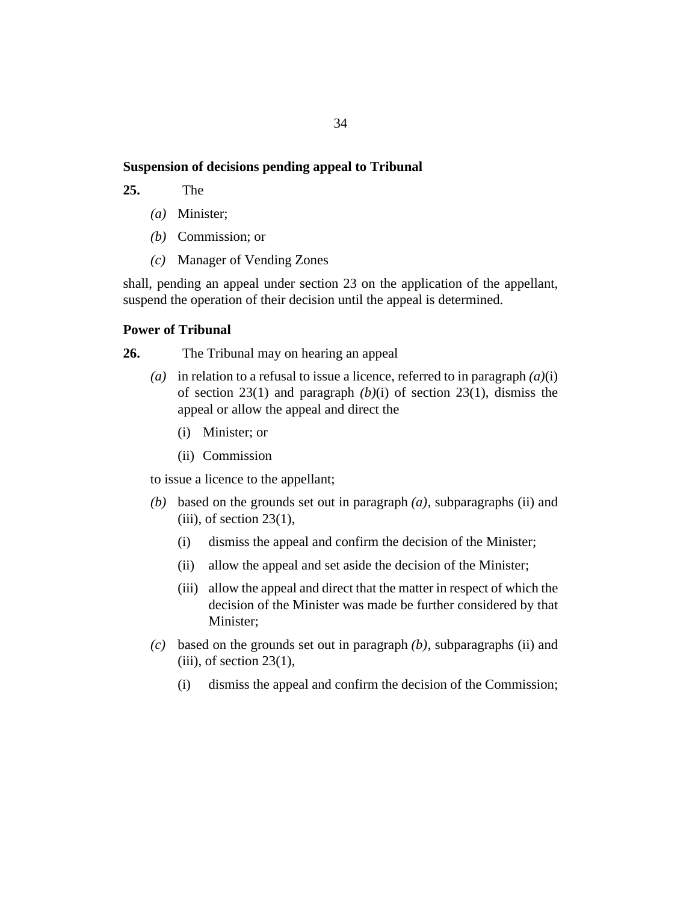**Suspension of decisions pending appeal to Tribunal**

**25.** The

*(a)* Minister;

*(b)* Commission; or

*(c)* Manager of Vending Zones

shall, pending an appeal under section 23 on the application of the appellant, suspend the operation of their decision until the appeal is determined.

**Power of Tribunal**

**26.** The Tribunal may on hearing an appeal

*(a)* in relation to a refusal to issue a licence, referred to in paragraph *(a)*(i) of section 23(1) and paragraph *(b)*(i) of section 23(1), dismiss the appeal or allow the appeal and direct the

(i) Minister; or

(ii) Commission

to issue a licence to the appellant;

*(b)* based on the grounds set out in paragraph *(a)*, subparagraphs (ii) and (iii), of section 23(1),

(i) dismiss the appeal and confirm the decision of the Minister;

(ii) allow the appeal and set aside the decision of the Minister;

(iii) allow the appeal and direct that the matter in respect of which the decision of the Minister was made be further considered by that Minister;

*(c)* based on the grounds set out in paragraph *(b)*, subparagraphs (ii) and (iii), of section 23(1),

(i) dismiss the appeal and confirm the decision of the Commission;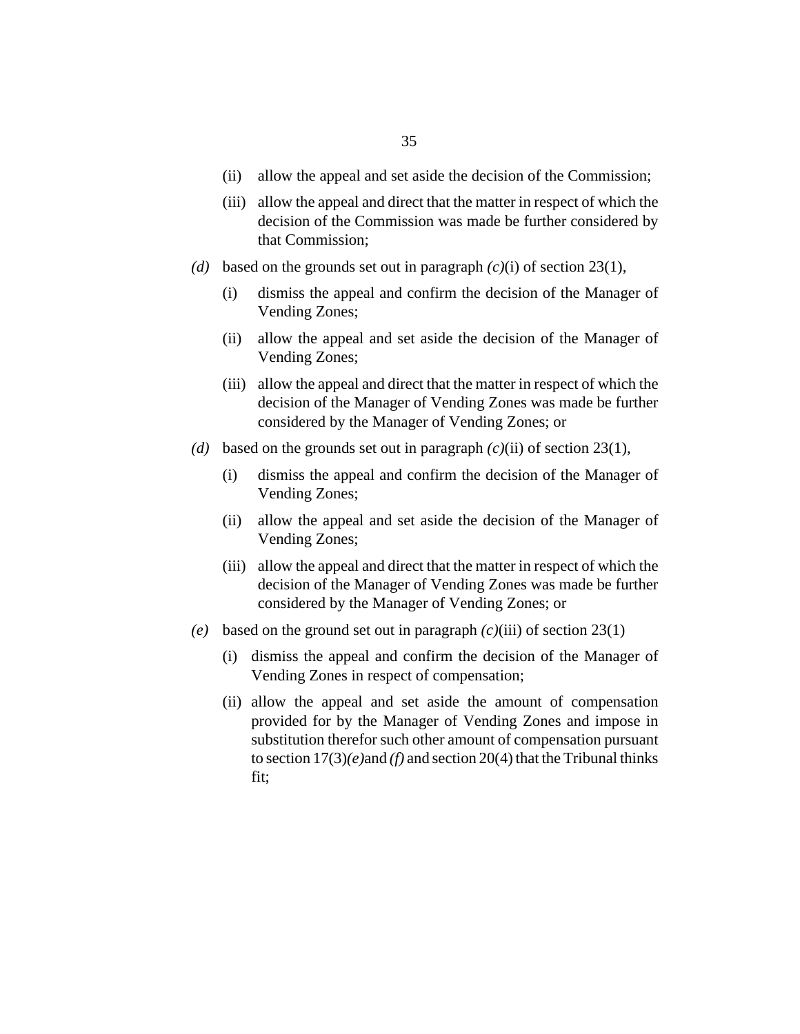(ii) allow the appeal and set aside the decision of the Commission;

(iii) allow the appeal and direct that the matter in respect of which the decision of the Commission was made be further considered by that Commission;

*(d)* based on the grounds set out in paragraph *(c)*(i) of section 23(1),

(i) dismiss the appeal and confirm the decision of the Manager of Vending Zones;

(ii) allow the appeal and set aside the decision of the Manager of Vending Zones;

(iii) allow the appeal and direct that the matter in respect of which the decision of the Manager of Vending Zones was made be further considered by the Manager of Vending Zones; or

*(d)* based on the grounds set out in paragraph *(c)*(ii) of section 23(1),

(i) dismiss the appeal and confirm the decision of the Manager of Vending Zones;

(ii) allow the appeal and set aside the decision of the Manager of Vending Zones;

(iii) allow the appeal and direct that the matter in respect of which the decision of the Manager of Vending Zones was made be further considered by the Manager of Vending Zones; or

*(e)* based on the ground set out in paragraph *(c)*(iii) of section 23(1)

(i) dismiss the appeal and confirm the decision of the Manager of Vending Zones in respect of compensation;

(ii) allow the appeal and set aside the amount of compensation provided for by the Manager of Vending Zones and impose in substitution therefor such other amount of compensation pursuant to section 17(3)*(e)*and *(f)* and section 20(4) that the Tribunal thinks fit;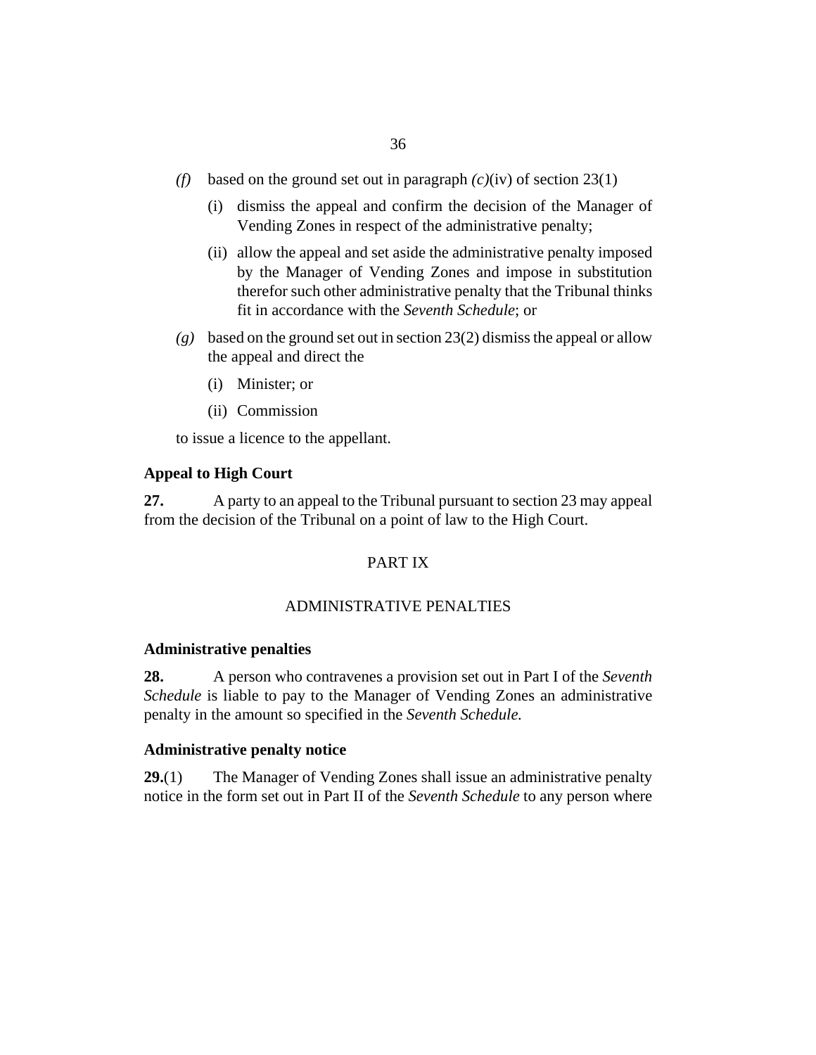*(f)* based on the ground set out in paragraph *(c)*(iv) of section 23(1)

(i) dismiss the appeal and confirm the decision of the Manager of Vending Zones in respect of the administrative penalty;

(ii) allow the appeal and set aside the administrative penalty imposed by the Manager of Vending Zones and impose in substitution therefor such other administrative penalty that the Tribunal thinks fit in accordance with the *Seventh Schedule*; or

*(g)* based on the ground set out in section 23(2) dismiss the appeal or allow the appeal and direct the

(i) Minister; or

(ii) Commission

to issue a licence to the appellant.

**Appeal to High Court**

**27.** A party to an appeal to the Tribunal pursuant to section 23 may appeal from the decision of the Tribunal on a point of law to the High Court.

PART IX

ADMINISTRATIVE PENALTIES

**Administrative penalties**

**28.** A person who contravenes a provision set out in Part I of the *Seventh Schedule* is liable to pay to the Manager of Vending Zones an administrative penalty in the amount so specified in the *Seventh Schedule.*

**Administrative penalty notice**

**29.**(1) The Manager of Vending Zones shall issue an administrative penalty notice in the form set out in Part II of the *Seventh Schedule* to any person where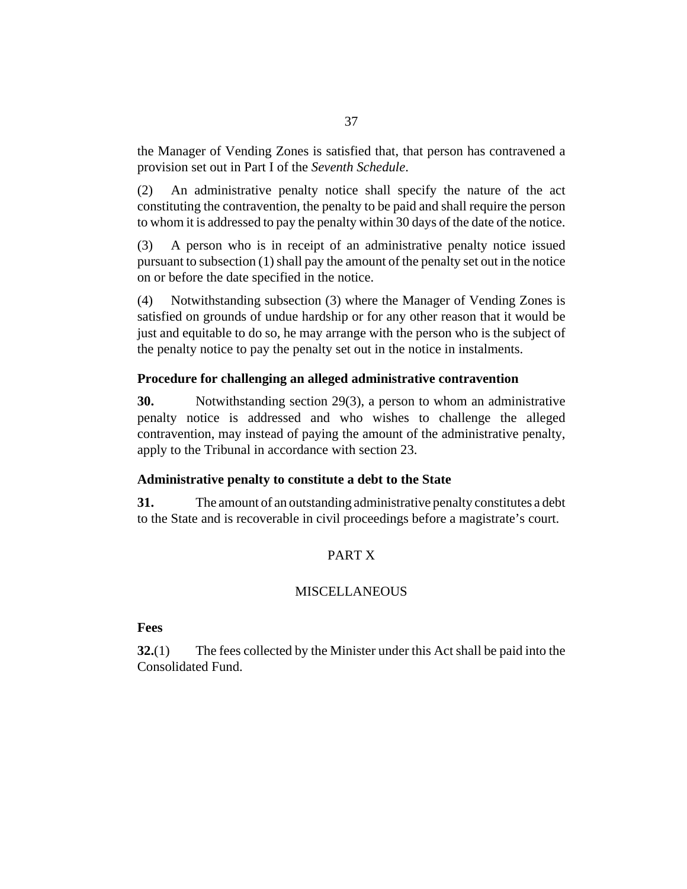the Manager of Vending Zones is satisfied that, that person has contravened a provision set out in Part I of the *Seventh Schedule*.

(2) An administrative penalty notice shall specify the nature of the act constituting the contravention, the penalty to be paid and shall require the person to whom it is addressed to pay the penalty within 30 days of the date of the notice.

(3) A person who is in receipt of an administrative penalty notice issued pursuant to subsection (1) shall pay the amount of the penalty set out in the notice on or before the date specified in the notice.

(4) Notwithstanding subsection (3) where the Manager of Vending Zones is satisfied on grounds of undue hardship or for any other reason that it would be just and equitable to do so, he may arrange with the person who is the subject of the penalty notice to pay the penalty set out in the notice in instalments.

**Procedure for challenging an alleged administrative contravention**

**30.** Notwithstanding section 29(3), a person to whom an administrative penalty notice is addressed and who wishes to challenge the alleged contravention, may instead of paying the amount of the administrative penalty, apply to the Tribunal in accordance with section 23.

**Administrative penalty to constitute a debt to the State**

**31.** The amount of an outstanding administrative penalty constitutes a debt to the State and is recoverable in civil proceedings before a magistrate's court.

PART X

MISCELLANEOUS

**Fees**

**32.**(1) The fees collected by the Minister under this Act shall be paid into the Consolidated Fund.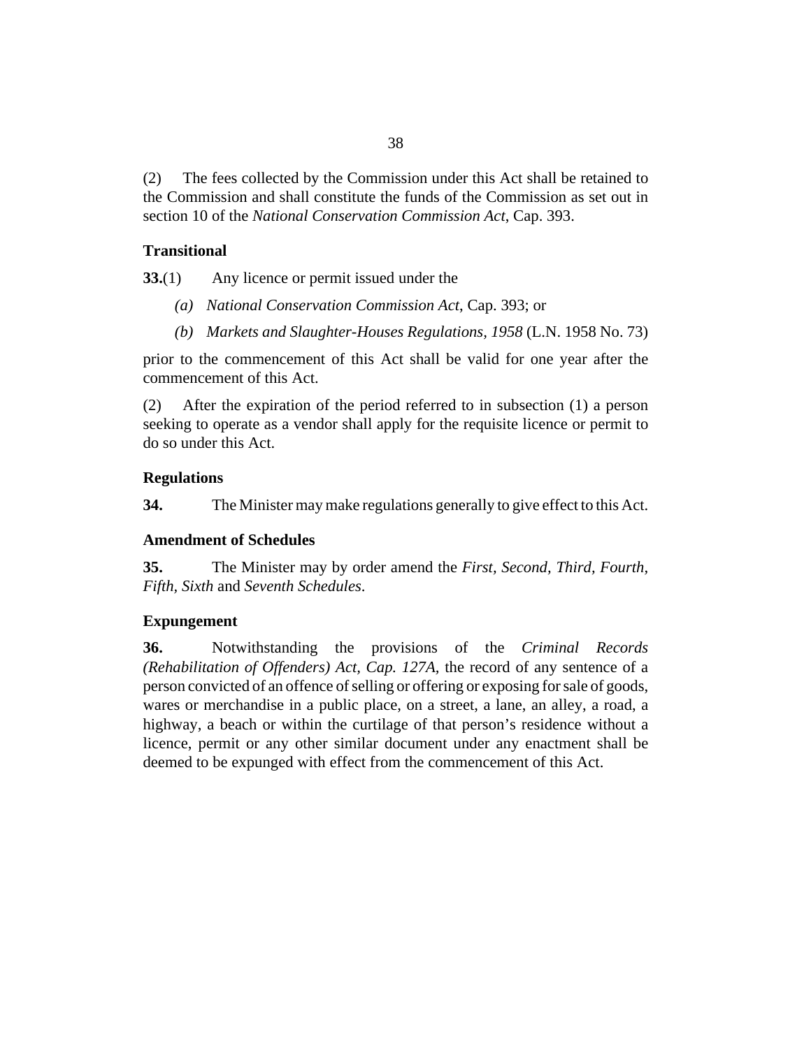(2) The fees collected by the Commission under this Act shall be retained to the Commission and shall constitute the funds of the Commission as set out in section 10 of the *National Conservation Commission Act*, Cap. 393.

**Transitional**

**33.**(1) Any licence or permit issued under the

*(a)* *National Conservation Commission Act*, Cap. 393; or

*(b)* *Markets and Slaughter-Houses Regulations, 1958* (L.N. 1958 No. 73)

prior to the commencement of this Act shall be valid for one year after the commencement of this Act.

(2) After the expiration of the period referred to in subsection (1) a person seeking to operate as a vendor shall apply for the requisite licence or permit to do so under this Act.

**Regulations**

**34.** The Minister may make regulations generally to give effect to this Act.

**Amendment of Schedules**

**35.** The Minister may by order amend the *First, Second, Third, Fourth, Fifth, Sixth* and *Seventh Schedules*.

**Expungement**

**36.** Notwithstanding the provisions of the *Criminal Records (Rehabilitation of Offenders) Act, Cap. 127A*, the record of any sentence of a person convicted of an offence of selling or offering or exposing for sale of goods, wares or merchandise in a public place, on a street, a lane, an alley, a road, a highway, a beach or within the curtilage of that person's residence without a licence, permit or any other similar document under any enactment shall be deemed to be expunged with effect from the commencement of this Act.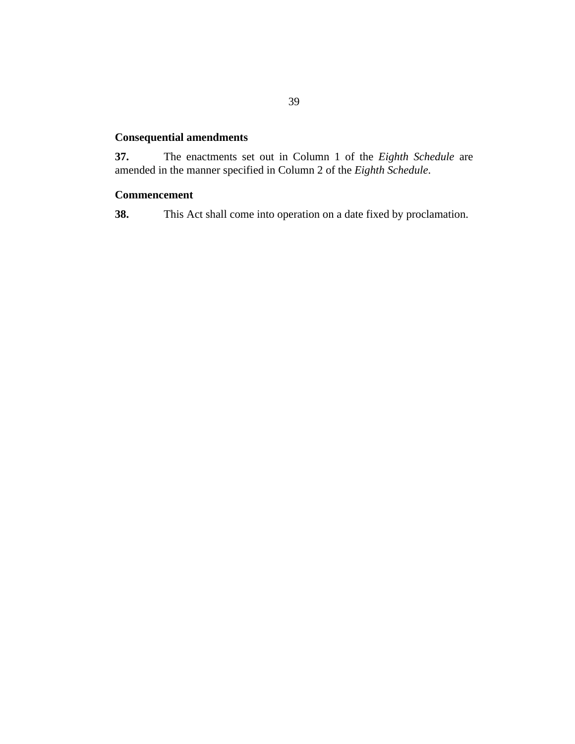**Consequential amendments**

**37.** The enactments set out in Column 1 of the *Eighth Schedule* are amended in the manner specified in Column 2 of the *Eighth Schedule*.

**Commencement**

**38.** This Act shall come into operation on a date fixed by proclamation.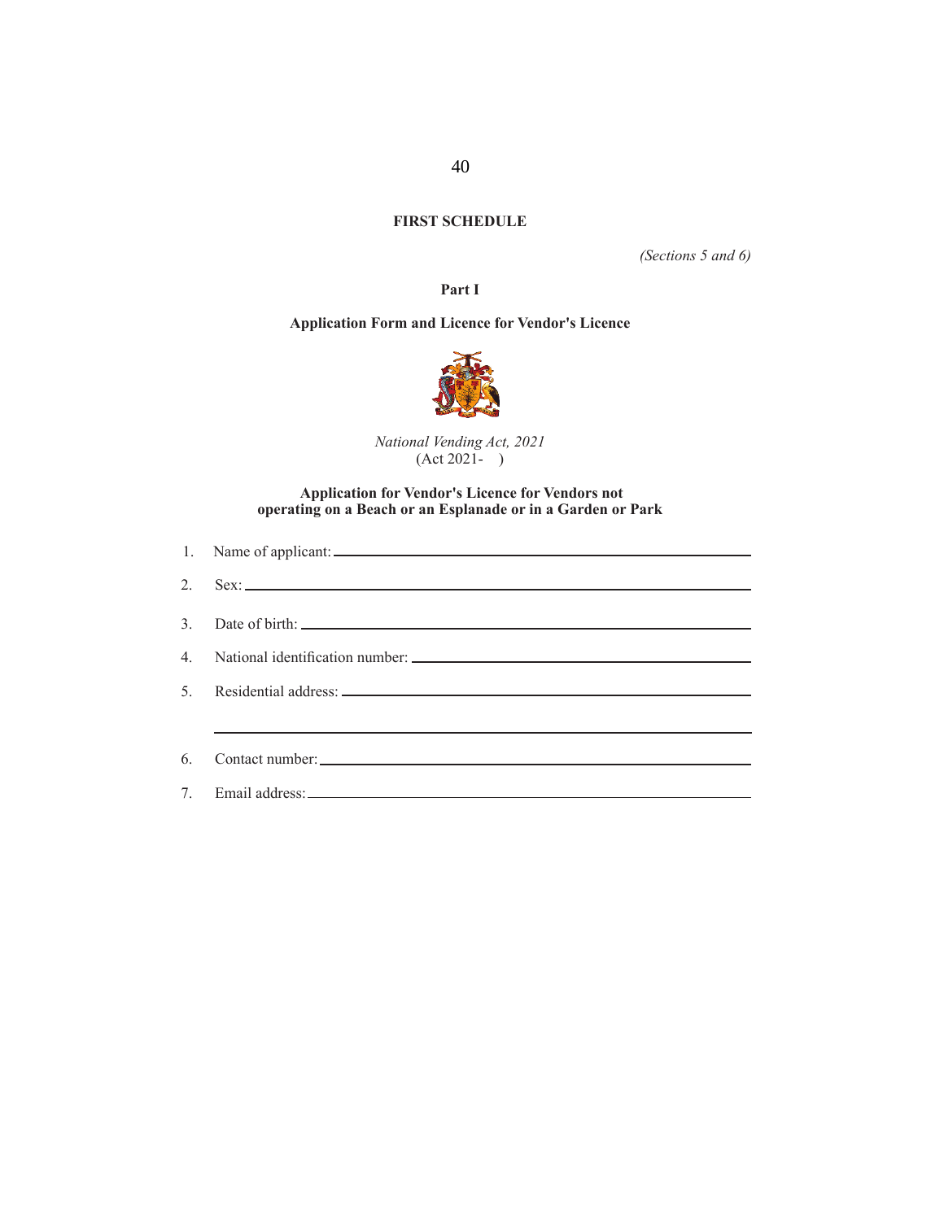## FIRST SCHEDULE

*(Sections 5 and 6)*

### Part I

### Application Form and Licence for Vendor's Licence

*National Vending Act, 2021*
(Act 2021- )

**Application for Vendor's Licence for Vendors not operating on a Beach or an Esplanade or in a Garden or Park**

1. Name of applicant: ______________________________

2. Sex: ______________________________

3. Date of birth: ______________________________

4. National identification number: ______________________________

5. Residential address: ______________________________

   ______________________________

6. Contact number: ______________________________

7. Email address: ______________________________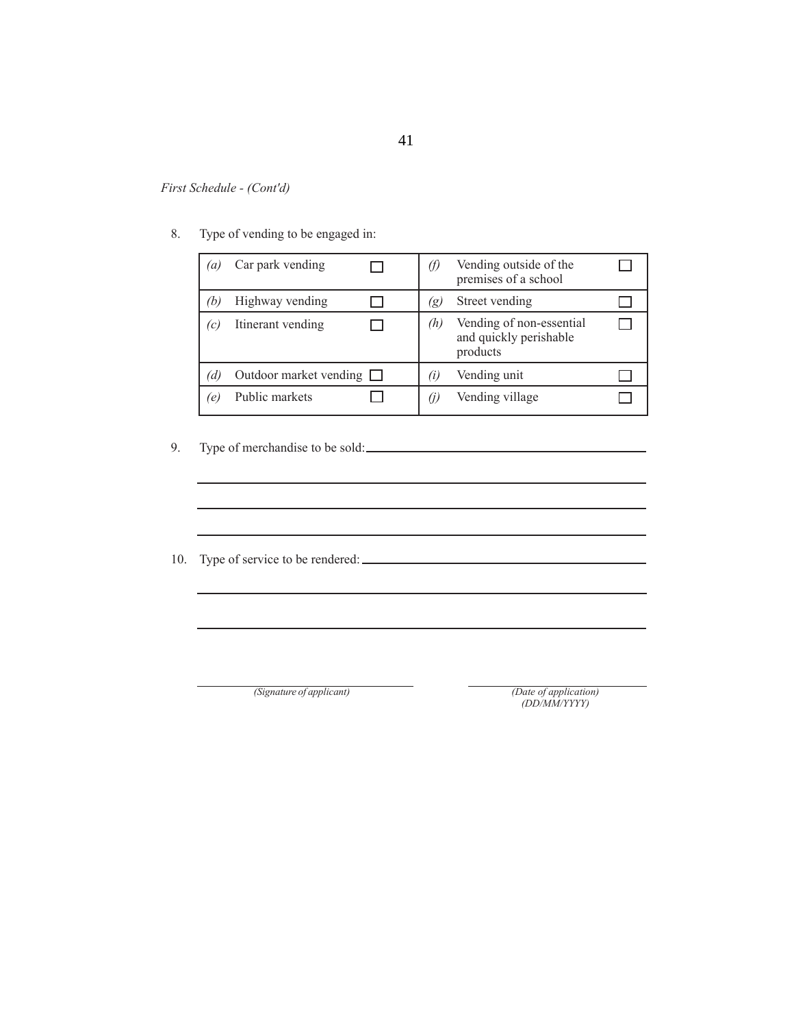*First Schedule - (Cont'd)*

8. Type of vending to be engaged in:

| | | | | | |
|---|---|---|---|---|---|
| *(a)* | Car park vending | ☐ | *(f)* | Vending outside of the premises of a school | ☐ |
| *(b)* | Highway vending | ☐ | *(g)* | Street vending | ☐ |
| *(c)* | Itinerant vending | ☐ | *(h)* | Vending of non-essential and quickly perishable products | ☐ |
| *(d)* | Outdoor market vending | ☐ | *(i)* | Vending unit | ☐ |
| *(e)* | Public markets | ☐ | *(j)* | Vending village | ☐ |

9. Type of merchandise to be sold: ______________________________________________

______________________________________________________________________

______________________________________________________________________

______________________________________________________________________

10. Type of service to be rendered: ______________________________________________

______________________________________________________________________

______________________________________________________________________

______________________________ ______________________________

*(Signature of applicant)* *(Date of application)*
*(DD/MM/YYYY)*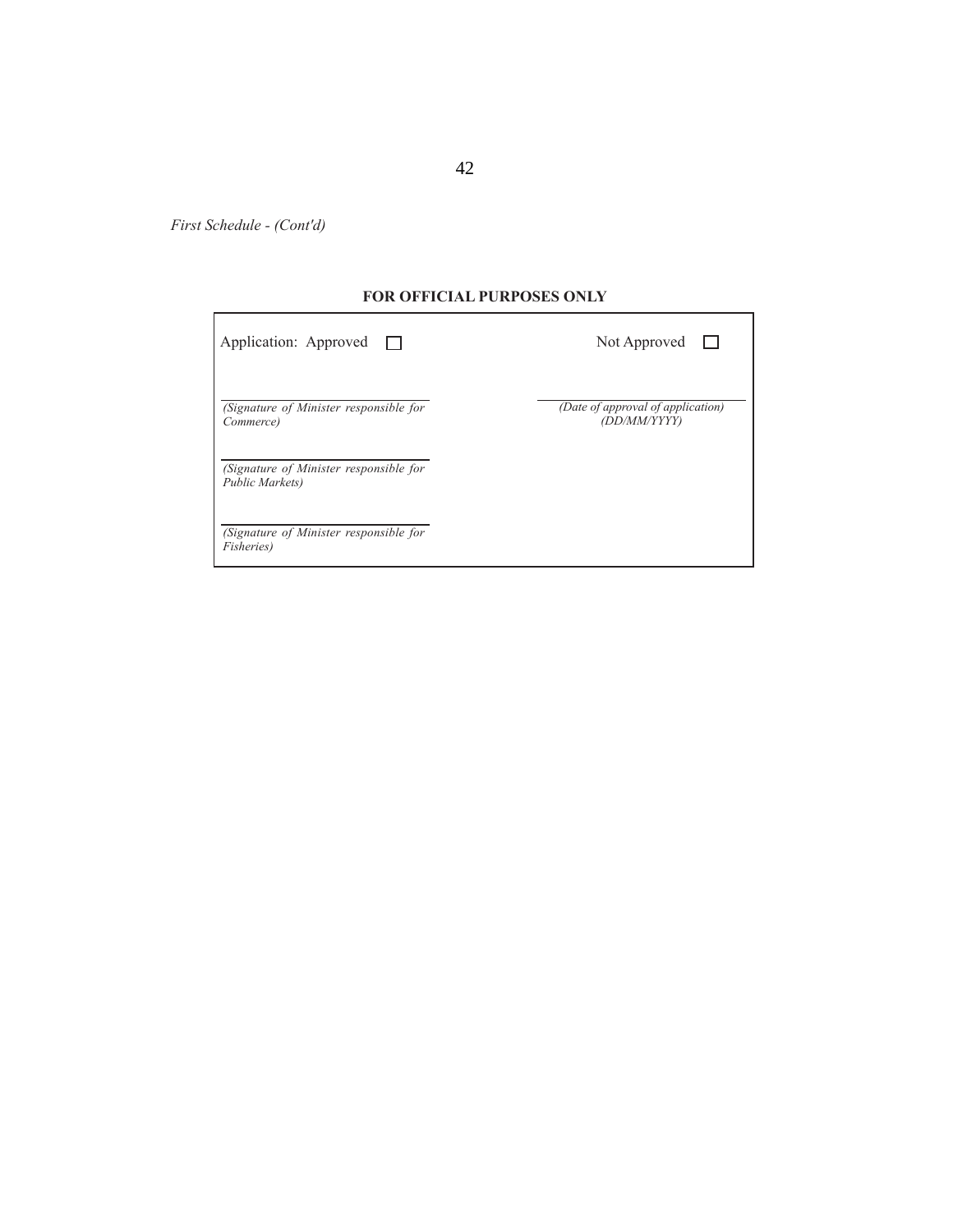*First Schedule - (Cont'd)*

**FOR OFFICIAL PURPOSES ONLY**

| | |
|---|---|
| Application: Approved ☐ | Not Approved ☐ |
| ______________________<br>*(Signature of Minister responsible for Commerce)* | ______________________<br>*(Date of approval of application) (DD/MM/YYYY)* |
| ______________________<br>*(Signature of Minister responsible for Public Markets)* | |
| ______________________<br>*(Signature of Minister responsible for Fisheries)* | |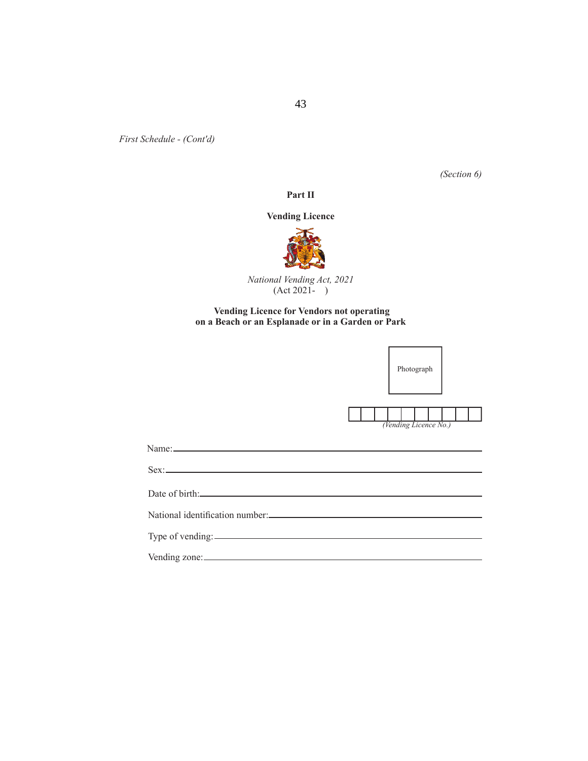*First Schedule - (Cont'd)*

*(Section 6)*

**Part II**

**Vending Licence**

*National Vending Act, 2021*
(Act 2021- )

**Vending Licence for Vendors not operating on a Beach or an Esplanade or in a Garden or Park**

Photograph

| | | | | | | | | | |
|---|---|---|---|---|---|---|---|---|---|
| | | | | | | | | | |

*(Vending Licence No.)*

Name:\_\_\_\_\_\_\_\_\_\_\_\_\_\_\_\_\_\_\_\_\_\_\_\_\_\_\_\_\_\_\_\_\_\_\_\_\_\_\_\_\_\_\_\_\_\_\_\_\_\_\_\_\_\_\_\_\_\_\_\_

Sex:\_\_\_\_\_\_\_\_\_\_\_\_\_\_\_\_\_\_\_\_\_\_\_\_\_\_\_\_\_\_\_\_\_\_\_\_\_\_\_\_\_\_\_\_\_\_\_\_\_\_\_\_\_\_\_\_\_\_\_\_\_\_

Date of birth:\_\_\_\_\_\_\_\_\_\_\_\_\_\_\_\_\_\_\_\_\_\_\_\_\_\_\_\_\_\_\_\_\_\_\_\_\_\_\_\_\_\_\_\_\_\_\_\_\_\_\_\_\_\_

National identification number:\_\_\_\_\_\_\_\_\_\_\_\_\_\_\_\_\_\_\_\_\_\_\_\_\_\_\_\_\_\_\_\_\_\_\_\_\_\_\_\_

Type of vending:\_\_\_\_\_\_\_\_\_\_\_\_\_\_\_\_\_\_\_\_\_\_\_\_\_\_\_\_\_\_\_\_\_\_\_\_\_\_\_\_\_\_\_\_\_\_\_\_\_\_

Vending zone:\_\_\_\_\_\_\_\_\_\_\_\_\_\_\_\_\_\_\_\_\_\_\_\_\_\_\_\_\_\_\_\_\_\_\_\_\_\_\_\_\_\_\_\_\_\_\_\_\_\_\_\_\_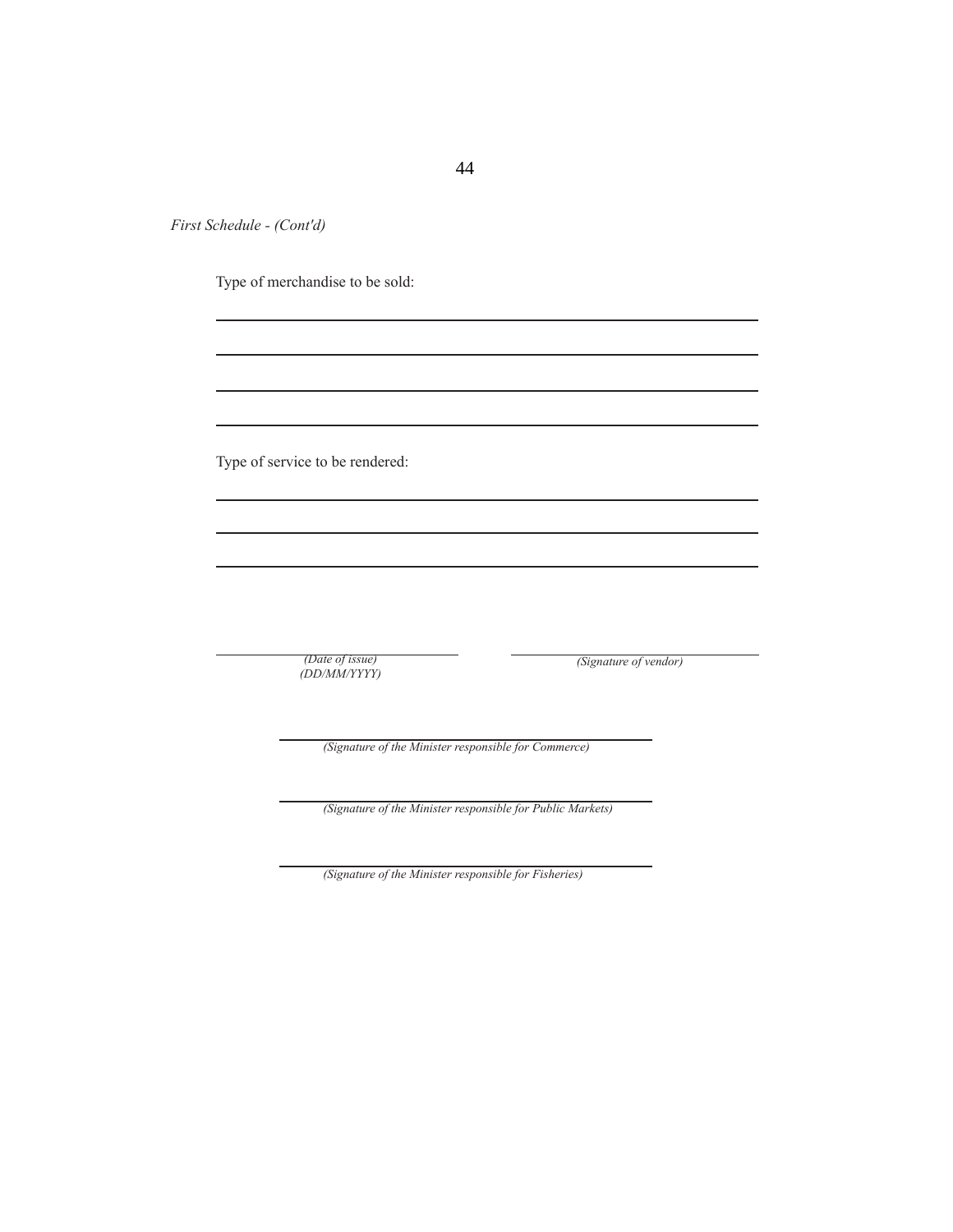*First Schedule - (Cont'd)*

Type of merchandise to be sold:

\_\_\_\_\_\_\_\_\_\_\_\_\_\_\_\_\_\_\_\_\_\_\_\_\_\_\_\_\_\_\_\_\_\_\_\_\_\_\_\_\_\_\_\_\_\_\_\_\_\_\_\_\_\_\_\_\_\_\_\_\_\_

\_\_\_\_\_\_\_\_\_\_\_\_\_\_\_\_\_\_\_\_\_\_\_\_\_\_\_\_\_\_\_\_\_\_\_\_\_\_\_\_\_\_\_\_\_\_\_\_\_\_\_\_\_\_\_\_\_\_\_\_\_\_

\_\_\_\_\_\_\_\_\_\_\_\_\_\_\_\_\_\_\_\_\_\_\_\_\_\_\_\_\_\_\_\_\_\_\_\_\_\_\_\_\_\_\_\_\_\_\_\_\_\_\_\_\_\_\_\_\_\_\_\_\_\_

\_\_\_\_\_\_\_\_\_\_\_\_\_\_\_\_\_\_\_\_\_\_\_\_\_\_\_\_\_\_\_\_\_\_\_\_\_\_\_\_\_\_\_\_\_\_\_\_\_\_\_\_\_\_\_\_\_\_\_\_\_\_

Type of service to be rendered:

\_\_\_\_\_\_\_\_\_\_\_\_\_\_\_\_\_\_\_\_\_\_\_\_\_\_\_\_\_\_\_\_\_\_\_\_\_\_\_\_\_\_\_\_\_\_\_\_\_\_\_\_\_\_\_\_\_\_\_\_\_\_

\_\_\_\_\_\_\_\_\_\_\_\_\_\_\_\_\_\_\_\_\_\_\_\_\_\_\_\_\_\_\_\_\_\_\_\_\_\_\_\_\_\_\_\_\_\_\_\_\_\_\_\_\_\_\_\_\_\_\_\_\_\_

\_\_\_\_\_\_\_\_\_\_\_\_\_\_\_\_\_\_\_\_\_\_\_\_\_\_\_\_\_\_\_\_\_\_\_\_\_\_\_\_\_\_\_\_\_\_\_\_\_\_\_\_\_\_\_\_\_\_\_\_\_\_

\_\_\_\_\_\_\_\_\_\_\_\_\_\_\_\_\_\_\_\_\_\_\_\_\_\_\_\_ \_\_\_\_\_\_\_\_\_\_\_\_\_\_\_\_\_\_\_\_\_\_\_\_\_\_\_\_
*(Date of issue)* *(Signature of vendor)*
*(DD/MM/YYYY)*

\_\_\_\_\_\_\_\_\_\_\_\_\_\_\_\_\_\_\_\_\_\_\_\_\_\_\_\_\_\_\_\_\_\_\_\_\_\_\_\_\_\_\_\_
*(Signature of the Minister responsible for Commerce)*

\_\_\_\_\_\_\_\_\_\_\_\_\_\_\_\_\_\_\_\_\_\_\_\_\_\_\_\_\_\_\_\_\_\_\_\_\_\_\_\_\_\_\_\_
*(Signature of the Minister responsible for Public Markets)*

\_\_\_\_\_\_\_\_\_\_\_\_\_\_\_\_\_\_\_\_\_\_\_\_\_\_\_\_\_\_\_\_\_\_\_\_\_\_\_\_\_\_\_\_
*(Signature of the Minister responsible for Fisheries)*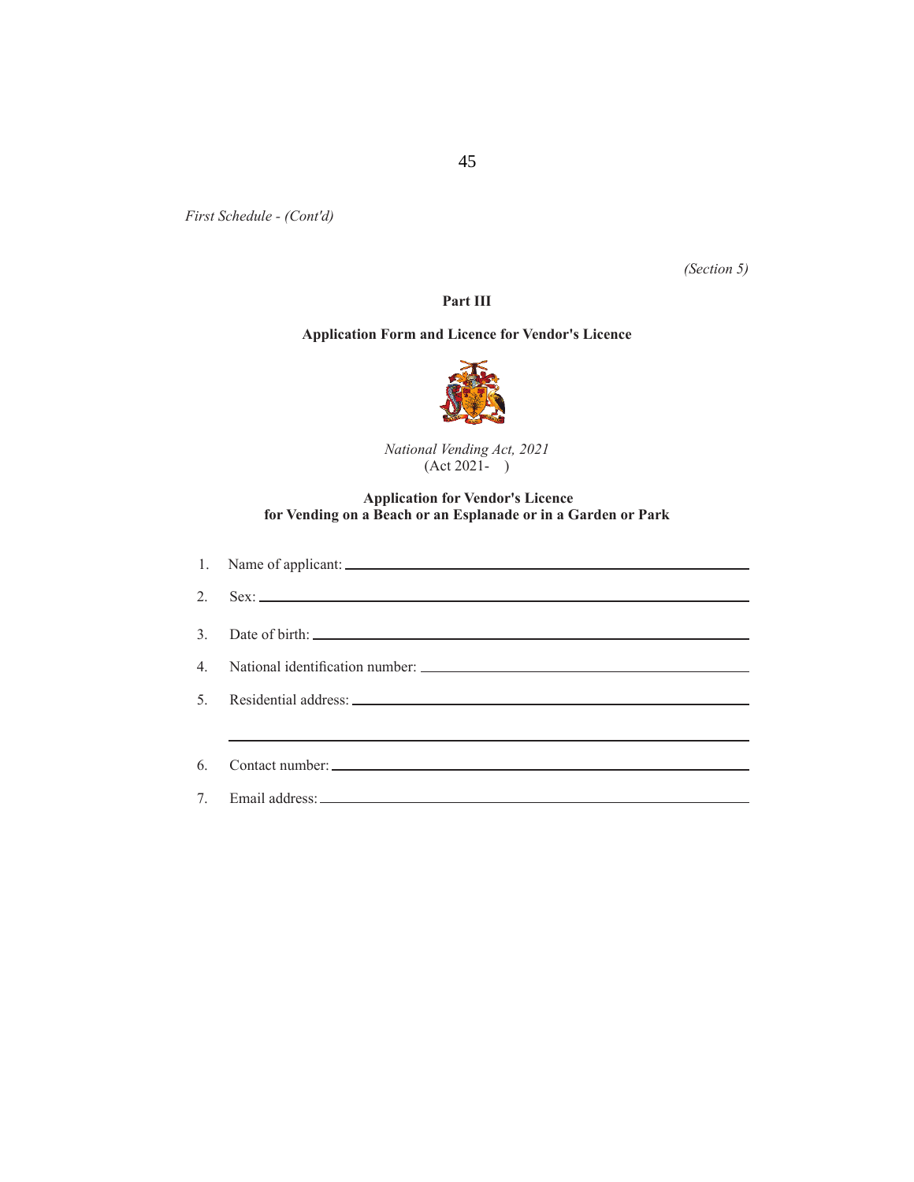*First Schedule - (Cont'd)*

*(Section 5)*

## Part III

### Application Form and Licence for Vendor's Licence

*National Vending Act, 2021*
(Act 2021-    )

### Application for Vendor's Licence for Vending on a Beach or an Esplanade or in a Garden or Park

1. Name of applicant: ____________________________________________

2. Sex: ____________________________________________

3. Date of birth: ____________________________________________

4. National identification number: ____________________________________________

5. Residential address: ____________________________________________

   ____________________________________________

6. Contact number: ____________________________________________

7. Email address: ____________________________________________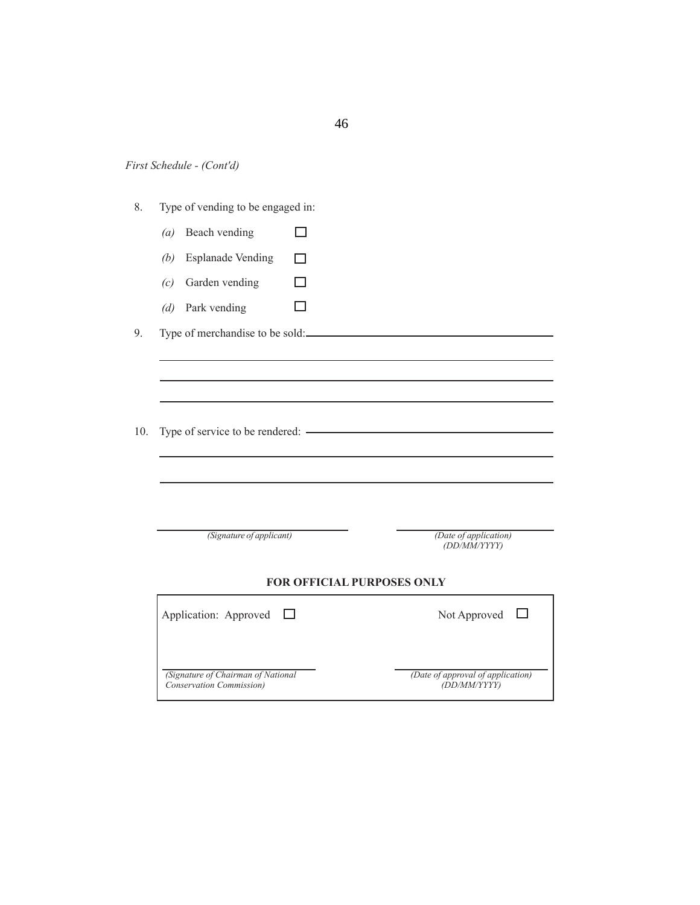*First Schedule - (Cont'd)*

8. Type of vending to be engaged in:

   *(a)* Beach vending ☐

   *(b)* Esplanade Vending ☐

   *(c)* Garden vending ☐

   *(d)* Park vending ☐

9. Type of merchandise to be sold: ______________________________

   ______________________________________________________________

   ______________________________________________________________

   ______________________________________________________________

10. Type of service to be rendered: ______________________________

   ______________________________________________________________

   ______________________________________________________________

______________________________ ______________________________

*(Signature of applicant)* *(Date of application) (DD/MM/YYYY)*

**FOR OFFICIAL PURPOSES ONLY**

Application: Approved ☐ Not Approved ☐

______________________________ ______________________________

*(Signature of Chairman of National Conservation Commission)* *(Date of approval of application) (DD/MM/YYYY)*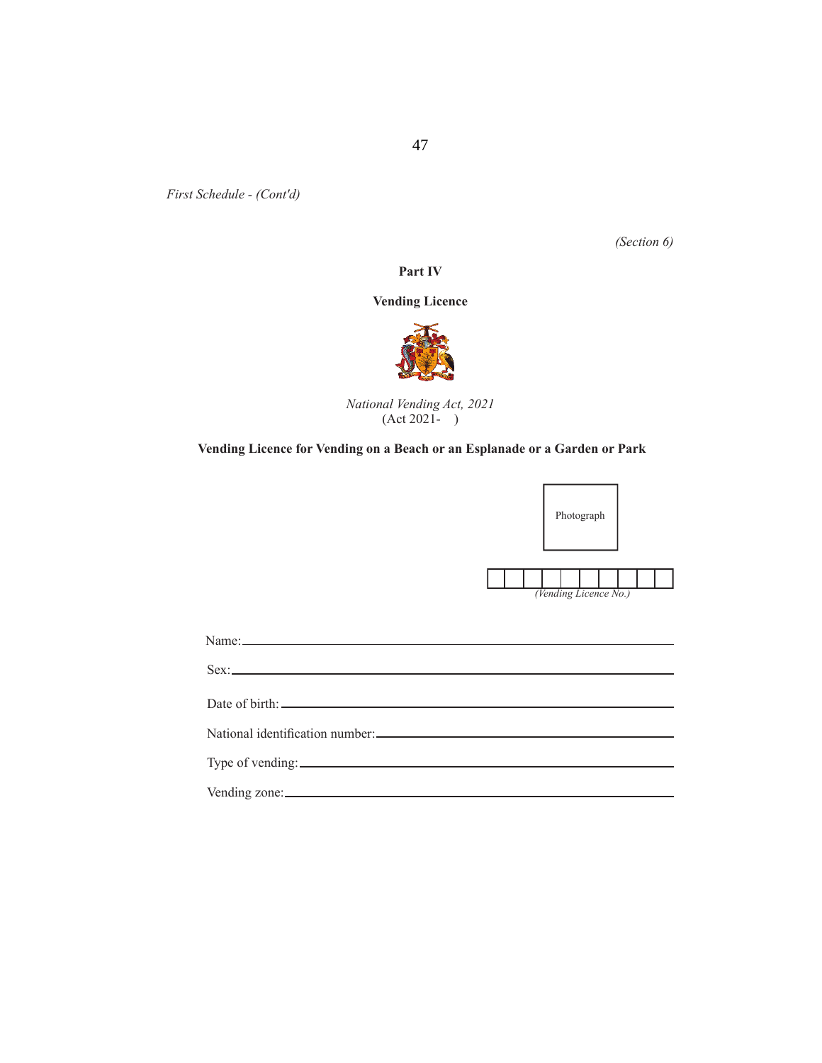*First Schedule - (Cont'd)*

*(Section 6)*

**Part IV**

**Vending Licence**

*National Vending Act, 2021*
(Act 2021-    )

**Vending Licence for Vending on a Beach or an Esplanade or a Garden or Park**

Photograph

| | | | | | | | | | |
|---|---|---|---|---|---|---|---|---|---|

*(Vending Licence No.)*

Name: \_\_\_\_\_\_\_\_\_\_\_\_\_\_\_\_\_\_\_\_\_\_\_\_\_\_\_\_\_\_\_\_\_\_\_\_\_\_\_\_\_\_

Sex: \_\_\_\_\_\_\_\_\_\_\_\_\_\_\_\_\_\_\_\_\_\_\_\_\_\_\_\_\_\_\_\_\_\_\_\_\_\_\_\_\_\_\_

Date of birth: \_\_\_\_\_\_\_\_\_\_\_\_\_\_\_\_\_\_\_\_\_\_\_\_\_\_\_\_\_\_\_\_\_\_\_\_\_

National identification number: \_\_\_\_\_\_\_\_\_\_\_\_\_\_\_\_\_\_\_\_\_\_\_\_

Type of vending: \_\_\_\_\_\_\_\_\_\_\_\_\_\_\_\_\_\_\_\_\_\_\_\_\_\_\_\_\_\_\_\_\_\_

Vending zone: \_\_\_\_\_\_\_\_\_\_\_\_\_\_\_\_\_\_\_\_\_\_\_\_\_\_\_\_\_\_\_\_\_\_\_\_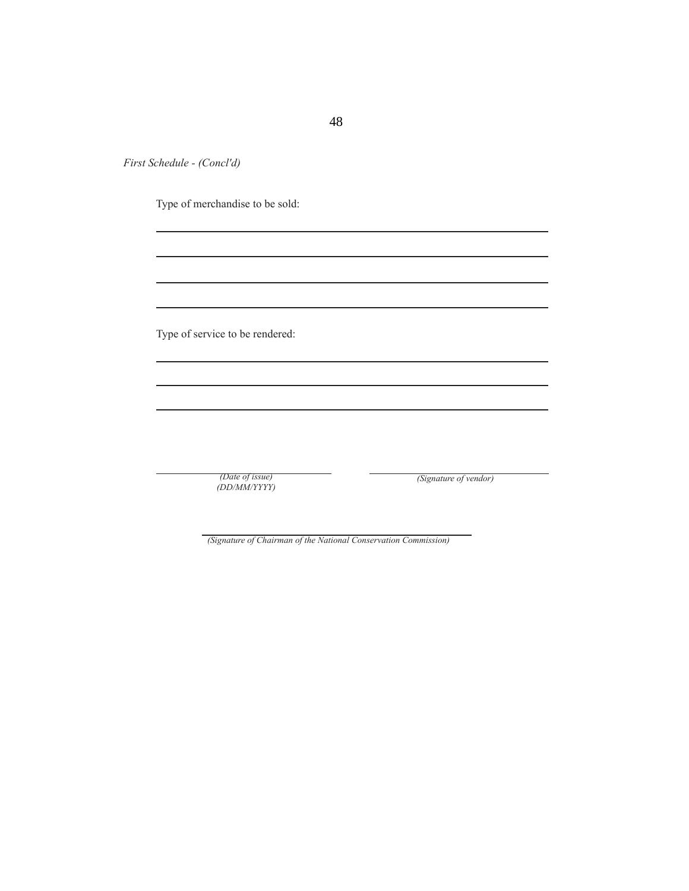*First Schedule - (Concl'd)*

Type of merchandise to be sold:

\_\_\_\_\_\_\_\_\_\_\_\_\_\_\_\_\_\_\_\_\_\_\_\_\_\_\_\_\_\_\_\_\_\_\_\_\_\_\_\_\_\_\_\_\_\_\_\_\_\_\_\_\_\_\_\_

\_\_\_\_\_\_\_\_\_\_\_\_\_\_\_\_\_\_\_\_\_\_\_\_\_\_\_\_\_\_\_\_\_\_\_\_\_\_\_\_\_\_\_\_\_\_\_\_\_\_\_\_\_\_\_\_

\_\_\_\_\_\_\_\_\_\_\_\_\_\_\_\_\_\_\_\_\_\_\_\_\_\_\_\_\_\_\_\_\_\_\_\_\_\_\_\_\_\_\_\_\_\_\_\_\_\_\_\_\_\_\_\_

\_\_\_\_\_\_\_\_\_\_\_\_\_\_\_\_\_\_\_\_\_\_\_\_\_\_\_\_\_\_\_\_\_\_\_\_\_\_\_\_\_\_\_\_\_\_\_\_\_\_\_\_\_\_\_\_

Type of service to be rendered:

\_\_\_\_\_\_\_\_\_\_\_\_\_\_\_\_\_\_\_\_\_\_\_\_\_\_\_\_\_\_\_\_\_\_\_\_\_\_\_\_\_\_\_\_\_\_\_\_\_\_\_\_\_\_\_\_

\_\_\_\_\_\_\_\_\_\_\_\_\_\_\_\_\_\_\_\_\_\_\_\_\_\_\_\_\_\_\_\_\_\_\_\_\_\_\_\_\_\_\_\_\_\_\_\_\_\_\_\_\_\_\_\_

\_\_\_\_\_\_\_\_\_\_\_\_\_\_\_\_\_\_\_\_\_\_\_\_\_\_\_\_\_\_\_\_\_\_\_\_\_\_\_\_\_\_\_\_\_\_\_\_\_\_\_\_\_\_\_\_

| \_\_\_\_\_\_\_\_\_\_\_\_\_\_\_\_\_\_\_\_\_\_\_\_ | \_\_\_\_\_\_\_\_\_\_\_\_\_\_\_\_\_\_\_\_\_\_\_\_ |
|---|---|
| *(Date of issue)* *(DD/MM/YYYY)* | *(Signature of vendor)* |

\_\_\_\_\_\_\_\_\_\_\_\_\_\_\_\_\_\_\_\_\_\_\_\_\_\_\_\_\_\_\_\_\_\_\_\_\_\_\_\_\_\_

*(Signature of Chairman of the National Conservation Commission)*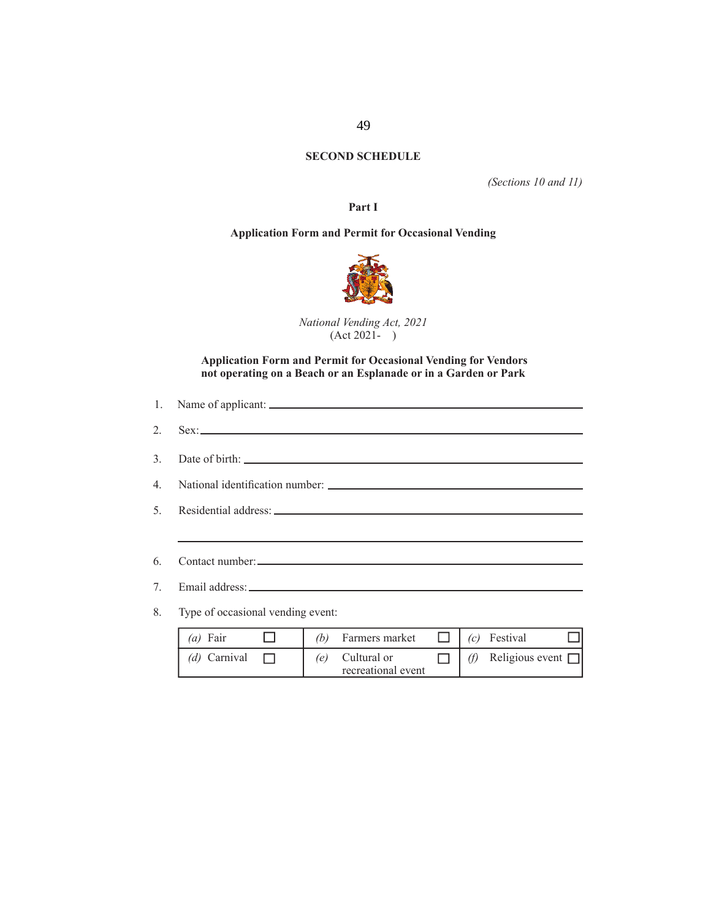**SECOND SCHEDULE**

*(Sections 10 and 11)*

**Part I**

**Application Form and Permit for Occasional Vending**

*National Vending Act, 2021*
(Act 2021- )

**Application Form and Permit for Occasional Vending for Vendors not operating on a Beach or an Esplanade or in a Garden or Park**

1. Name of applicant: ______________________________

2. Sex: ______________________________

3. Date of birth: ______________________________

4. National identification number: ______________________________

5. Residential address: ______________________________

______________________________

6. Contact number: ______________________________

7. Email address: ______________________________

8. Type of occasional vending event:

| | | |
|---|---|---|
| *(a)* Fair ☐ | *(b)* Farmers market ☐ | *(c)* Festival ☐ |
| *(d)* Carnival ☐ | *(e)* Cultural or recreational event ☐ | *(f)* Religious event ☐ |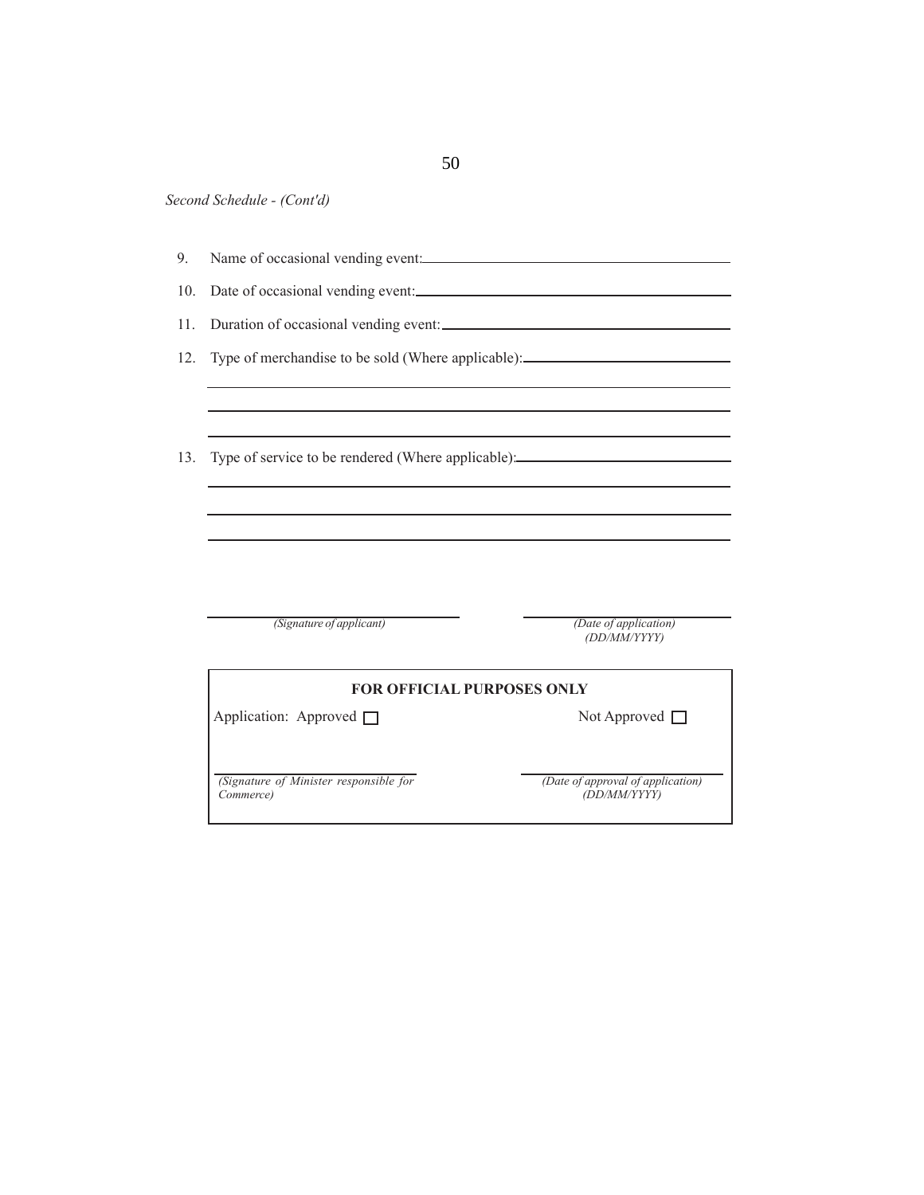*Second Schedule - (Cont'd)*

9. Name of occasional vending event:\_\_\_\_\_\_\_\_\_\_\_\_\_\_\_\_\_\_\_\_\_\_\_\_\_\_\_\_\_\_\_\_\_\_\_\_

10. Date of occasional vending event:\_\_\_\_\_\_\_\_\_\_\_\_\_\_\_\_\_\_\_\_\_\_\_\_\_\_\_\_\_\_\_\_\_\_\_\_

11. Duration of occasional vending event:\_\_\_\_\_\_\_\_\_\_\_\_\_\_\_\_\_\_\_\_\_\_\_\_\_\_\_\_\_\_\_\_\_

12. Type of merchandise to be sold (Where applicable):\_\_\_\_\_\_\_\_\_\_\_\_\_\_\_\_\_\_\_\_\_\_\_\_

\_\_\_\_\_\_\_\_\_\_\_\_\_\_\_\_\_\_\_\_\_\_\_\_\_\_\_\_\_\_\_\_\_\_\_\_\_\_\_\_\_\_\_\_\_\_\_\_\_\_\_\_\_\_\_\_\_\_\_\_\_\_\_\_\_\_\_\_

\_\_\_\_\_\_\_\_\_\_\_\_\_\_\_\_\_\_\_\_\_\_\_\_\_\_\_\_\_\_\_\_\_\_\_\_\_\_\_\_\_\_\_\_\_\_\_\_\_\_\_\_\_\_\_\_\_\_\_\_\_\_\_\_\_\_\_\_

\_\_\_\_\_\_\_\_\_\_\_\_\_\_\_\_\_\_\_\_\_\_\_\_\_\_\_\_\_\_\_\_\_\_\_\_\_\_\_\_\_\_\_\_\_\_\_\_\_\_\_\_\_\_\_\_\_\_\_\_\_\_\_\_\_\_\_\_

13. Type of service to be rendered (Where applicable):\_\_\_\_\_\_\_\_\_\_\_\_\_\_\_\_\_\_\_\_\_\_\_\_

\_\_\_\_\_\_\_\_\_\_\_\_\_\_\_\_\_\_\_\_\_\_\_\_\_\_\_\_\_\_\_\_\_\_\_\_\_\_\_\_\_\_\_\_\_\_\_\_\_\_\_\_\_\_\_\_\_\_\_\_\_\_\_\_\_\_\_\_

\_\_\_\_\_\_\_\_\_\_\_\_\_\_\_\_\_\_\_\_\_\_\_\_\_\_\_\_\_\_\_\_\_\_\_\_\_\_\_\_\_\_\_\_\_\_\_\_\_\_\_\_\_\_\_\_\_\_\_\_\_\_\_\_\_\_\_\_

\_\_\_\_\_\_\_\_\_\_\_\_\_\_\_\_\_\_\_\_\_\_\_\_\_\_\_\_\_\_\_\_\_\_\_\_\_\_\_\_\_\_\_\_\_\_\_\_\_\_\_\_\_\_\_\_\_\_\_\_\_\_\_\_\_\_\_\_

| \_\_\_\_\_\_\_\_\_\_\_\_\_\_\_\_\_\_\_\_\_\_\_\_\_\_\_\_ | \_\_\_\_\_\_\_\_\_\_\_\_\_\_\_\_\_\_\_\_\_\_\_\_ |
|---|---|
| *(Signature of applicant)* | *(Date of application) (DD/MM/YYYY)* |

**FOR OFFICIAL PURPOSES ONLY**

Application: Approved ☐ Not Approved ☐

| \_\_\_\_\_\_\_\_\_\_\_\_\_\_\_\_\_\_\_\_\_\_\_\_\_\_\_\_ | \_\_\_\_\_\_\_\_\_\_\_\_\_\_\_\_\_\_\_\_\_\_\_\_ |
|---|---|
| *(Signature of Minister responsible for Commerce)* | *(Date of approval of application) (DD/MM/YYYY)* |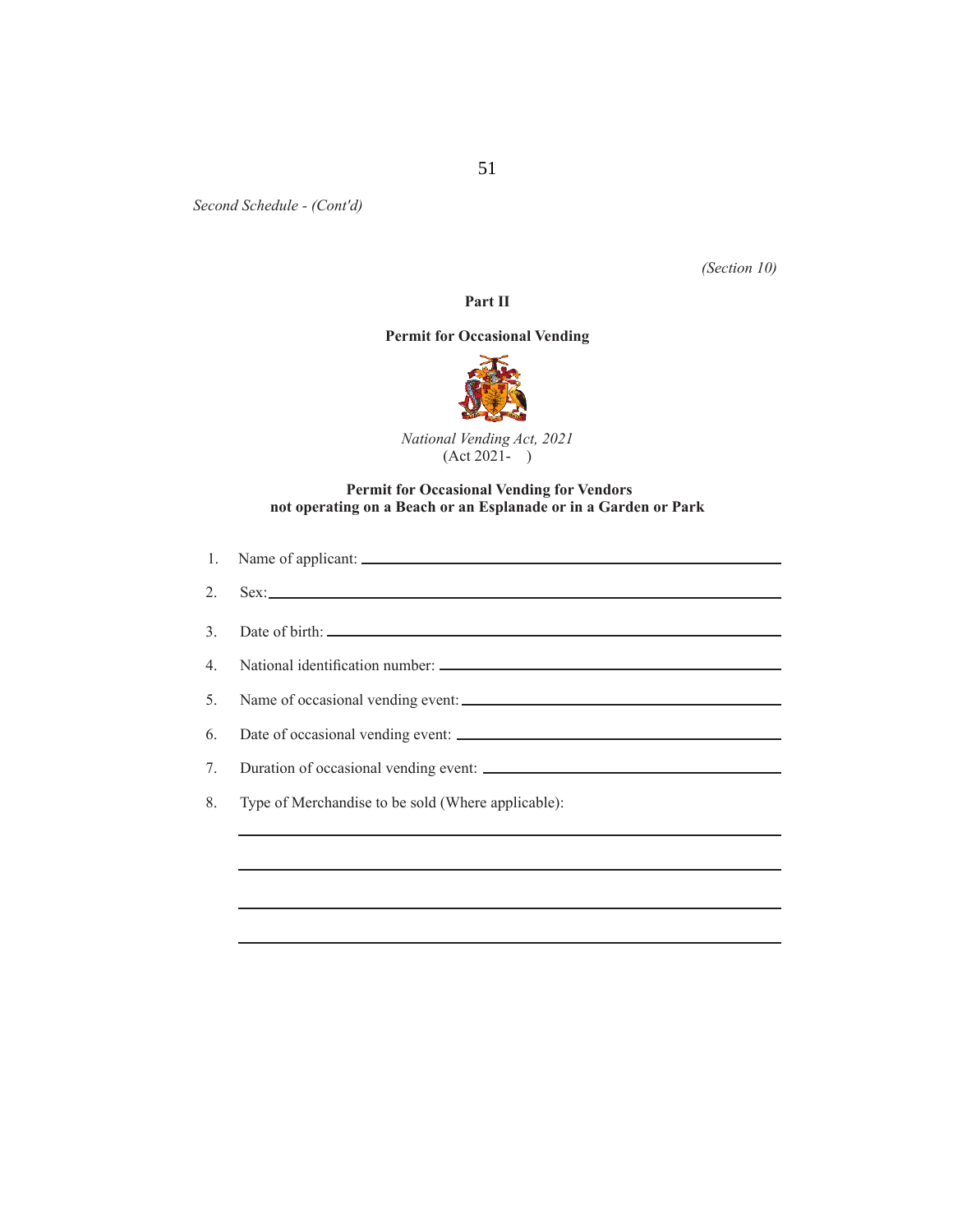*Second Schedule - (Cont'd)*

*(Section 10)*

**Part II**

**Permit for Occasional Vending**

*National Vending Act, 2021*
(Act 2021- )

**Permit for Occasional Vending for Vendors not operating on a Beach or an Esplanade or in a Garden or Park**

1. Name of applicant: ______________________________________________

2. Sex: ______________________________________________

3. Date of birth: ______________________________________________

4. National identification number: ______________________________________________

5. Name of occasional vending event: ______________________________________________

6. Date of occasional vending event: ______________________________________________

7. Duration of occasional vending event: ______________________________________________

8. Type of Merchandise to be sold (Where applicable):

______________________________________________

______________________________________________

______________________________________________

______________________________________________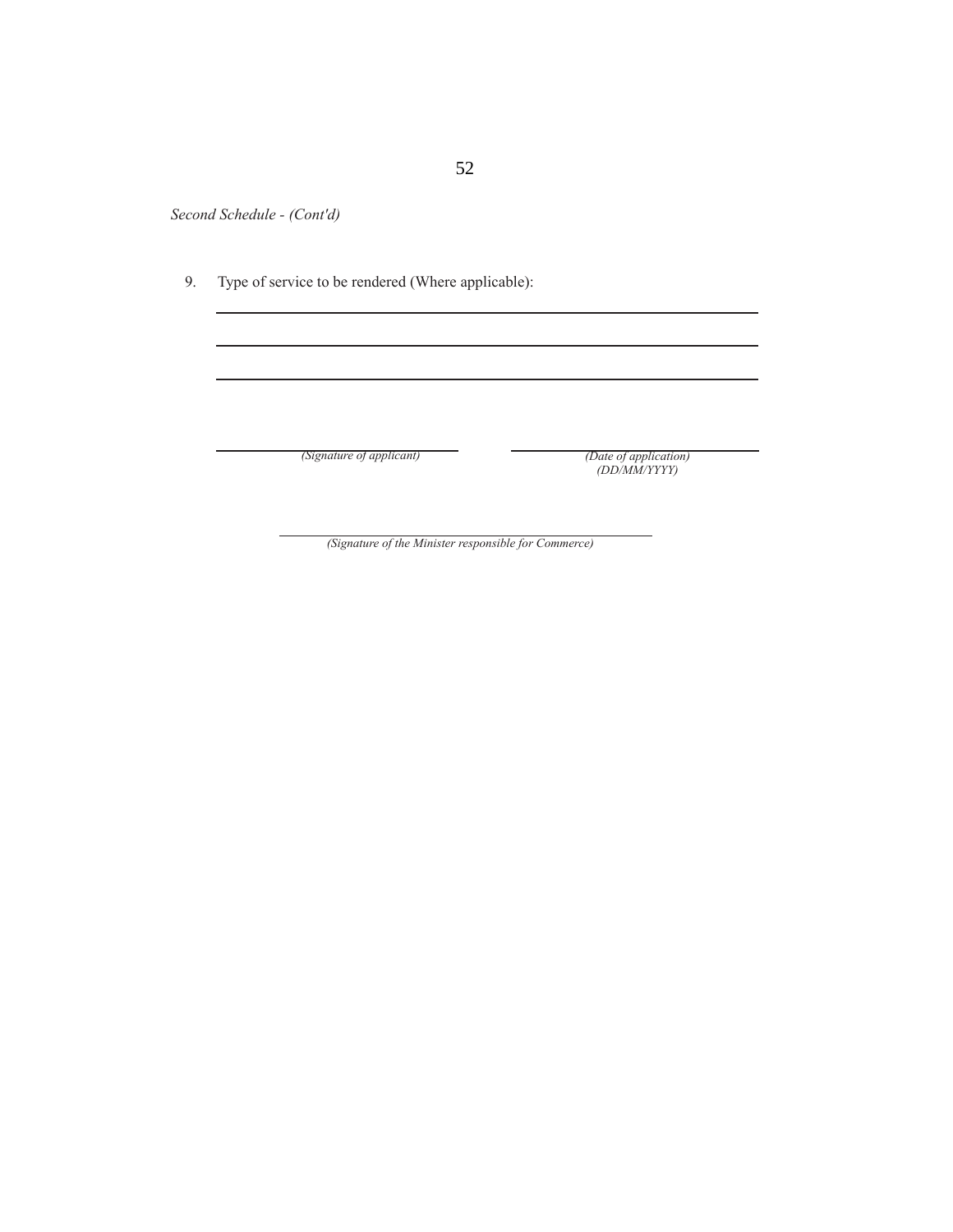*Second Schedule - (Cont'd)*

9. Type of service to be rendered (Where applicable):

\_\_\_\_\_\_\_\_\_\_\_\_\_\_\_\_\_\_\_\_\_\_\_\_\_\_\_\_\_\_\_\_\_\_\_\_\_\_\_\_\_\_\_\_\_\_\_\_\_\_\_\_\_\_\_\_\_\_\_\_

\_\_\_\_\_\_\_\_\_\_\_\_\_\_\_\_\_\_\_\_\_\_\_\_\_\_\_\_\_\_\_\_\_\_\_\_\_\_\_\_\_\_\_\_\_\_\_\_\_\_\_\_\_\_\_\_\_\_\_\_

\_\_\_\_\_\_\_\_\_\_\_\_\_\_\_\_\_\_\_\_\_\_\_\_\_\_\_\_\_\_\_\_\_\_\_\_\_\_\_\_\_\_\_\_\_\_\_\_\_\_\_\_\_\_\_\_\_\_\_\_

\_\_\_\_\_\_\_\_\_\_\_\_\_\_\_\_\_\_\_\_\_\_\_\_\_\_\_\_ &nbsp;&nbsp;&nbsp;&nbsp; \_\_\_\_\_\_\_\_\_\_\_\_\_\_\_\_\_\_\_\_\_\_\_\_\_\_\_\_

*(Signature of applicant)* &nbsp;&nbsp;&nbsp;&nbsp; *(Date of application)*
*(DD/MM/YYYY)*

\_\_\_\_\_\_\_\_\_\_\_\_\_\_\_\_\_\_\_\_\_\_\_\_\_\_\_\_\_\_\_\_\_\_\_\_\_\_\_\_\_\_\_\_

*(Signature of the Minister responsible for Commerce)*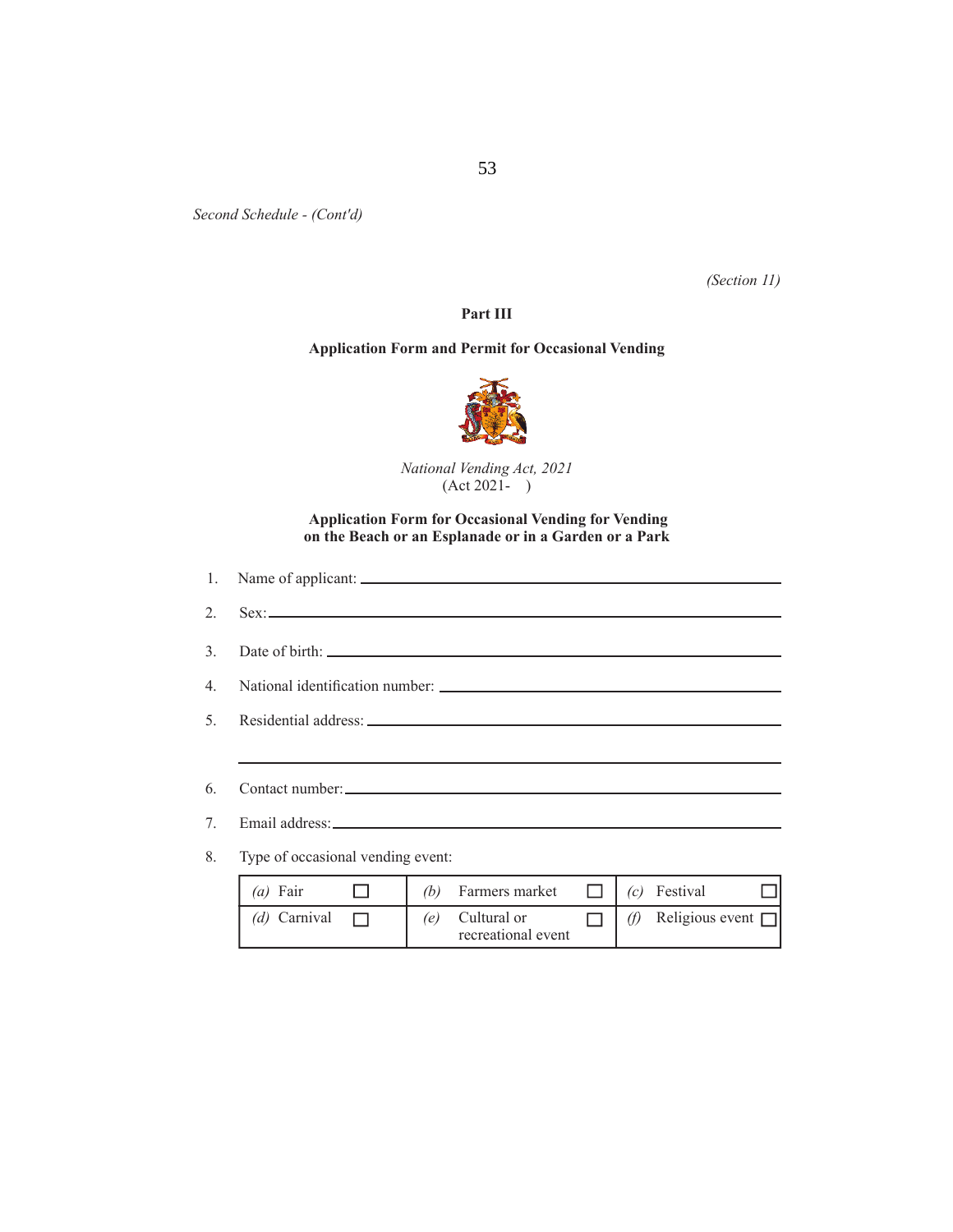*Second Schedule - (Cont'd)*

*(Section 11)*

**Part III**

**Application Form and Permit for Occasional Vending**

*National Vending Act, 2021*
(Act 2021- )

**Application Form for Occasional Vending for Vending on the Beach or an Esplanade or in a Garden or a Park**

1. Name of applicant: ______________________________

2. Sex: ______________________________

3. Date of birth: ______________________________

4. National identification number: ______________________________

5. Residential address: ______________________________

______________________________

6. Contact number: ______________________________

7. Email address: ______________________________

8. Type of occasional vending event:

| | | |
|---|---|---|
| *(a)* Fair ☐ | *(b)* Farmers market ☐ | *(c)* Festival ☐ |
| *(d)* Carnival ☐ | *(e)* Cultural or recreational event ☐ | *(f)* Religious event ☐ |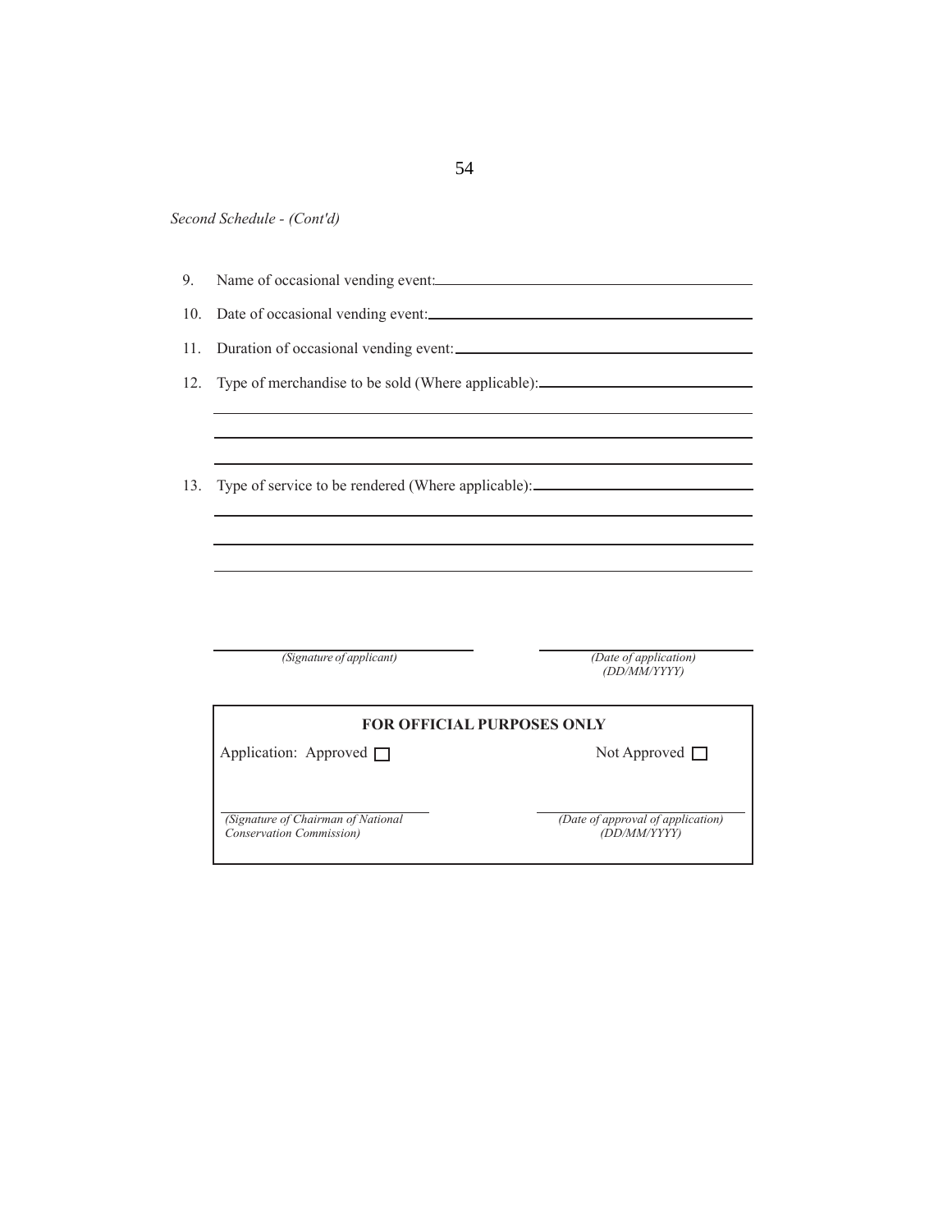*Second Schedule - (Cont'd)*

9. Name of occasional vending event: ______________________________________

10. Date of occasional vending event: ______________________________________

11. Duration of occasional vending event: ___________________________________

12. Type of merchandise to be sold (Where applicable): _______________________

______________________________________________________________________

______________________________________________________________________

______________________________________________________________________

13. Type of service to be rendered (Where applicable): _______________________

______________________________________________________________________

______________________________________________________________________

______________________________________________________________________

| ______________________________ | ______________________________ |
|---|---|
| *(Signature of applicant)* | *(Date of application) (DD/MM/YYYY)* |

**FOR OFFICIAL PURPOSES ONLY**

| | |
|---|---|
| Application: Approved ☐ | Not Approved ☐ |
| ______________________________ | ______________________________ |
| *(Signature of Chairman of National Conservation Commission)* | *(Date of approval of application) (DD/MM/YYYY)* |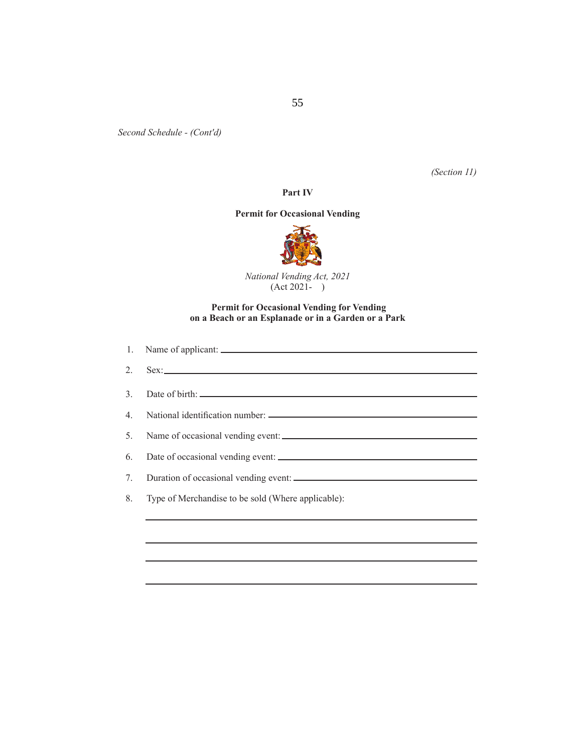*Second Schedule - (Cont'd)*

*(Section 11)*

**Part IV**

**Permit for Occasional Vending**

*National Vending Act, 2021*
(Act 2021- )

**Permit for Occasional Vending for Vending on a Beach or an Esplanade or in a Garden or a Park**

1. Name of applicant: \_\_\_\_\_\_\_\_\_\_\_\_\_\_\_\_\_\_\_\_\_\_\_\_\_\_\_\_\_\_\_\_\_\_\_\_\_\_\_\_

2. Sex: \_\_\_\_\_\_\_\_\_\_\_\_\_\_\_\_\_\_\_\_\_\_\_\_\_\_\_\_\_\_\_\_\_\_\_\_\_\_\_\_\_\_\_\_\_\_\_\_\_\_\_\_

3. Date of birth: \_\_\_\_\_\_\_\_\_\_\_\_\_\_\_\_\_\_\_\_\_\_\_\_\_\_\_\_\_\_\_\_\_\_\_\_\_\_\_\_\_\_\_

4. National identification number: \_\_\_\_\_\_\_\_\_\_\_\_\_\_\_\_\_\_\_\_\_\_\_\_\_\_\_\_\_\_

5. Name of occasional vending event: \_\_\_\_\_\_\_\_\_\_\_\_\_\_\_\_\_\_\_\_\_\_\_\_\_\_\_\_

6. Date of occasional vending event: \_\_\_\_\_\_\_\_\_\_\_\_\_\_\_\_\_\_\_\_\_\_\_\_\_\_\_\_\_

7. Duration of occasional vending event: \_\_\_\_\_\_\_\_\_\_\_\_\_\_\_\_\_\_\_\_\_\_\_\_\_\_

8. Type of Merchandise to be sold (Where applicable):

\_\_\_\_\_\_\_\_\_\_\_\_\_\_\_\_\_\_\_\_\_\_\_\_\_\_\_\_\_\_\_\_\_\_\_\_\_\_\_\_\_\_\_\_\_\_\_\_\_\_\_\_\_\_\_\_\_\_\_\_

\_\_\_\_\_\_\_\_\_\_\_\_\_\_\_\_\_\_\_\_\_\_\_\_\_\_\_\_\_\_\_\_\_\_\_\_\_\_\_\_\_\_\_\_\_\_\_\_\_\_\_\_\_\_\_\_\_\_\_\_

\_\_\_\_\_\_\_\_\_\_\_\_\_\_\_\_\_\_\_\_\_\_\_\_\_\_\_\_\_\_\_\_\_\_\_\_\_\_\_\_\_\_\_\_\_\_\_\_\_\_\_\_\_\_\_\_\_\_\_\_

\_\_\_\_\_\_\_\_\_\_\_\_\_\_\_\_\_\_\_\_\_\_\_\_\_\_\_\_\_\_\_\_\_\_\_\_\_\_\_\_\_\_\_\_\_\_\_\_\_\_\_\_\_\_\_\_\_\_\_\_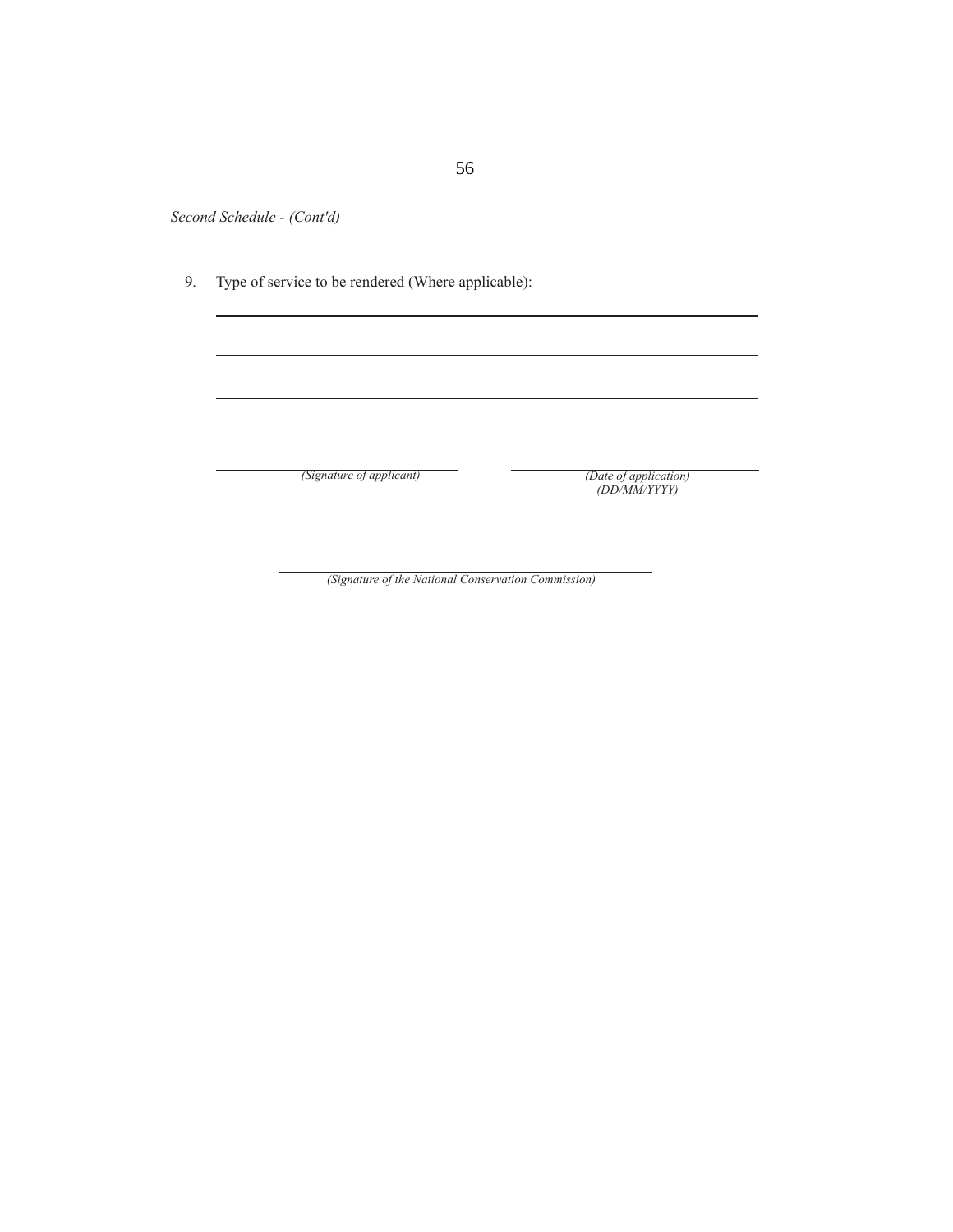*Second Schedule - (Cont'd)*

9. Type of service to be rendered (Where applicable):

\_\_\_\_\_\_\_\_\_\_\_\_\_\_\_\_\_\_\_\_\_\_\_\_\_\_\_\_\_\_\_\_\_\_\_\_\_\_\_\_\_\_\_\_\_\_\_\_\_\_\_\_\_\_\_\_\_\_\_\_

\_\_\_\_\_\_\_\_\_\_\_\_\_\_\_\_\_\_\_\_\_\_\_\_\_\_\_\_\_\_\_\_\_\_\_\_\_\_\_\_\_\_\_\_\_\_\_\_\_\_\_\_\_\_\_\_\_\_\_\_

\_\_\_\_\_\_\_\_\_\_\_\_\_\_\_\_\_\_\_\_\_\_\_\_\_\_\_\_\_\_\_\_\_\_\_\_\_\_\_\_\_\_\_\_\_\_\_\_\_\_\_\_\_\_\_\_\_\_\_\_

| \_\_\_\_\_\_\_\_\_\_\_\_\_\_\_\_\_\_\_\_\_\_\_\_\_\_\_\_ | \_\_\_\_\_\_\_\_\_\_\_\_\_\_\_\_\_\_\_\_\_\_\_\_\_\_\_\_ |
|---|---|
| *(Signature of applicant)* | *(Date of application)* *(DD/MM/YYYY)* |

\_\_\_\_\_\_\_\_\_\_\_\_\_\_\_\_\_\_\_\_\_\_\_\_\_\_\_\_\_\_\_\_\_\_\_\_\_\_\_\_\_\_\_\_

*(Signature of the National Conservation Commission)*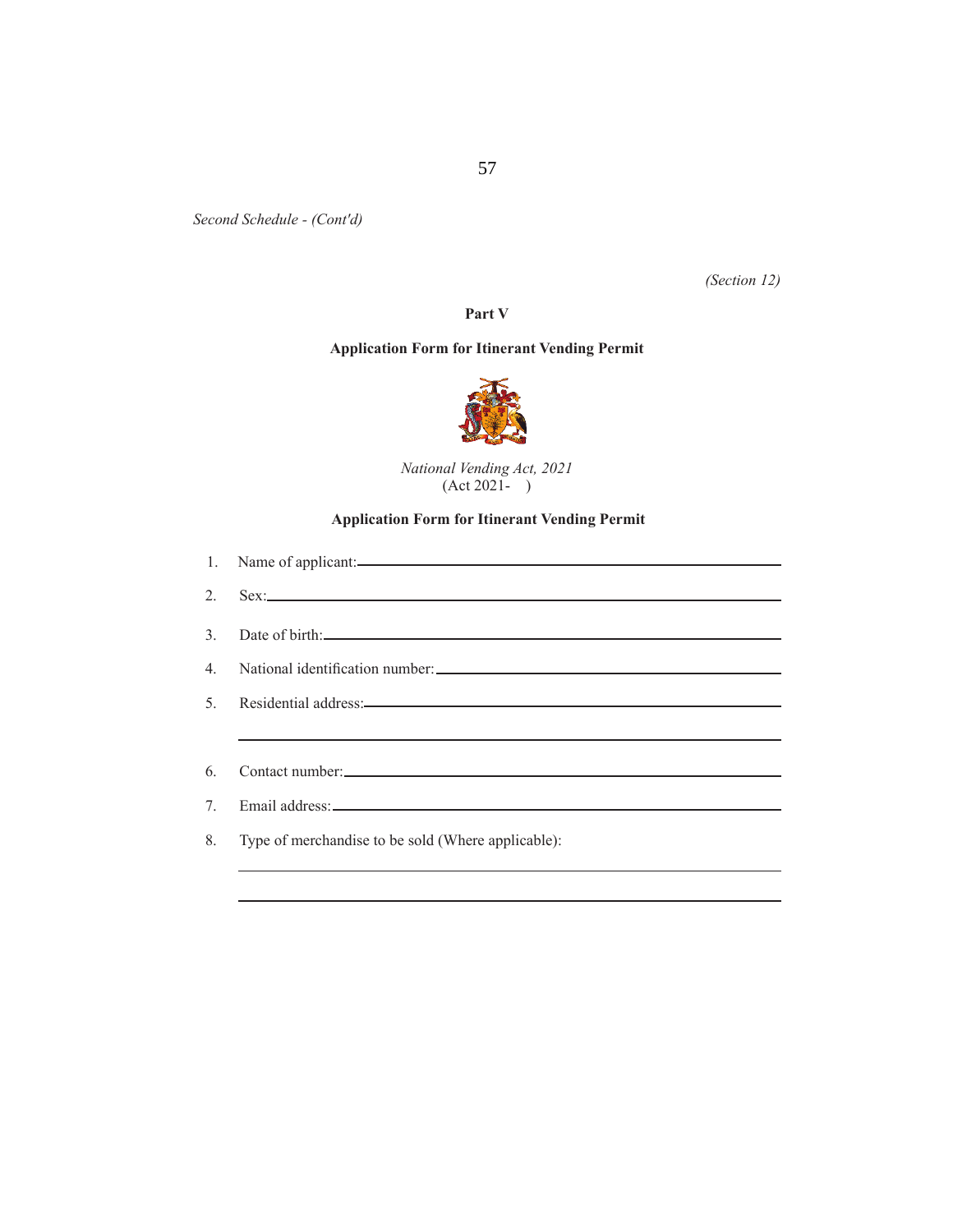*Second Schedule - (Cont'd)*

*(Section 12)*

## Part V

## Application Form for Itinerant Vending Permit

*National Vending Act, 2021*
(Act 2021- )

### Application Form for Itinerant Vending Permit

1. Name of applicant:\_\_\_\_\_\_\_\_\_\_\_\_\_\_\_\_\_\_\_\_\_\_\_\_\_\_\_\_\_\_\_\_\_\_\_\_\_\_\_\_\_\_\_\_

2. Sex:\_\_\_\_\_\_\_\_\_\_\_\_\_\_\_\_\_\_\_\_\_\_\_\_\_\_\_\_\_\_\_\_\_\_\_\_\_\_\_\_\_\_\_\_\_\_\_\_\_\_\_\_\_\_\_\_

3. Date of birth:\_\_\_\_\_\_\_\_\_\_\_\_\_\_\_\_\_\_\_\_\_\_\_\_\_\_\_\_\_\_\_\_\_\_\_\_\_\_\_\_\_\_\_\_\_\_\_\_\_\_

4. National identification number:\_\_\_\_\_\_\_\_\_\_\_\_\_\_\_\_\_\_\_\_\_\_\_\_\_\_\_\_\_\_\_\_\_\_\_

5. Residential address:\_\_\_\_\_\_\_\_\_\_\_\_\_\_\_\_\_\_\_\_\_\_\_\_\_\_\_\_\_\_\_\_\_\_\_\_\_\_\_\_\_\_\_\_
\_\_\_\_\_\_\_\_\_\_\_\_\_\_\_\_\_\_\_\_\_\_\_\_\_\_\_\_\_\_\_\_\_\_\_\_\_\_\_\_\_\_\_\_\_\_\_\_\_\_\_\_\_\_\_\_\_\_\_\_

6. Contact number:\_\_\_\_\_\_\_\_\_\_\_\_\_\_\_\_\_\_\_\_\_\_\_\_\_\_\_\_\_\_\_\_\_\_\_\_\_\_\_\_\_\_\_\_\_\_\_

7. Email address:\_\_\_\_\_\_\_\_\_\_\_\_\_\_\_\_\_\_\_\_\_\_\_\_\_\_\_\_\_\_\_\_\_\_\_\_\_\_\_\_\_\_\_\_\_\_\_\_\_

8. Type of merchandise to be sold (Where applicable):
\_\_\_\_\_\_\_\_\_\_\_\_\_\_\_\_\_\_\_\_\_\_\_\_\_\_\_\_\_\_\_\_\_\_\_\_\_\_\_\_\_\_\_\_\_\_\_\_\_\_\_\_\_\_\_\_\_\_\_\_
\_\_\_\_\_\_\_\_\_\_\_\_\_\_\_\_\_\_\_\_\_\_\_\_\_\_\_\_\_\_\_\_\_\_\_\_\_\_\_\_\_\_\_\_\_\_\_\_\_\_\_\_\_\_\_\_\_\_\_\_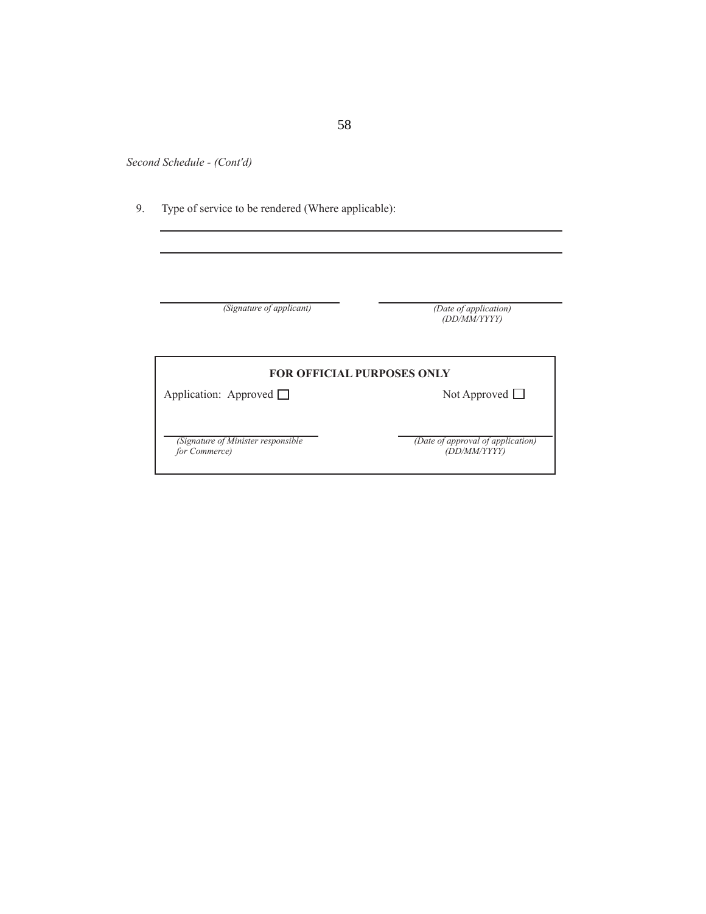*Second Schedule - (Cont'd)*

9. Type of service to be rendered (Where applicable):

\_\_\_\_\_\_\_\_\_\_\_\_\_\_\_\_\_\_\_\_\_\_\_\_\_\_\_\_\_\_\_\_\_\_\_\_\_\_\_\_\_\_\_\_\_\_\_\_\_\_\_\_\_\_\_\_\_\_\_\_

\_\_\_\_\_\_\_\_\_\_\_\_\_\_\_\_\_\_\_\_\_\_\_\_\_\_\_\_\_\_\_\_\_\_\_\_\_\_\_\_\_\_\_\_\_\_\_\_\_\_\_\_\_\_\_\_\_\_\_\_

| \_\_\_\_\_\_\_\_\_\_\_\_\_\_\_\_\_\_\_\_\_\_\_\_\_\_ | \_\_\_\_\_\_\_\_\_\_\_\_\_\_\_\_\_\_\_\_\_\_\_\_\_\_ |
|---|---|
| *(Signature of applicant)* | *(Date of application) (DD/MM/YYYY)* |

**FOR OFFICIAL PURPOSES ONLY**

Application: Approved ☐ Not Approved ☐

| \_\_\_\_\_\_\_\_\_\_\_\_\_\_\_\_\_\_\_\_\_\_\_\_\_\_ | \_\_\_\_\_\_\_\_\_\_\_\_\_\_\_\_\_\_\_\_\_\_\_\_\_\_ |
|---|---|
| *(Signature of Minister responsible for Commerce)* | *(Date of approval of application) (DD/MM/YYYY)* |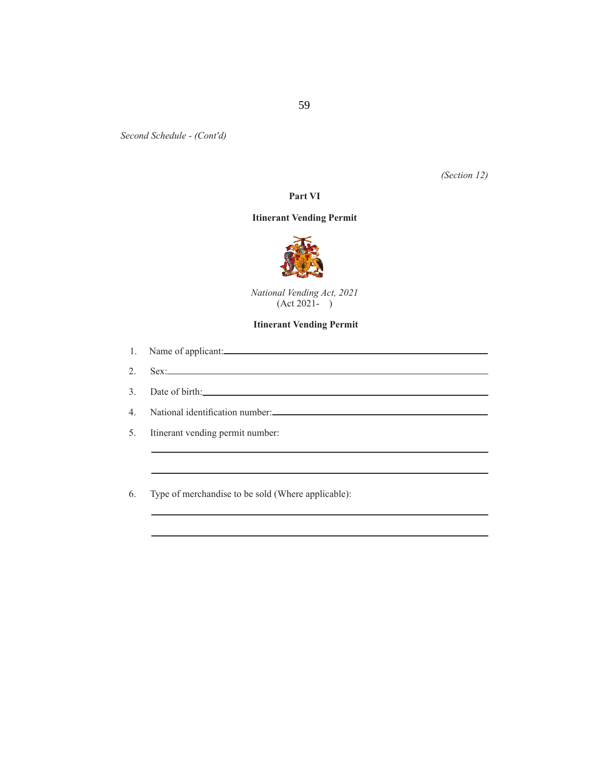*Second Schedule - (Cont'd)*

*(Section 12)*

## Part VI

## Itinerant Vending Permit

*National Vending Act, 2021*
(Act 2021-   )

### Itinerant Vending Permit

1. Name of applicant:\_\_\_\_\_\_\_\_\_\_\_\_\_\_\_\_\_\_\_\_\_\_\_\_\_\_\_\_\_\_\_\_\_\_\_\_\_\_\_\_

2. Sex:\_\_\_\_\_\_\_\_\_\_\_\_\_\_\_\_\_\_\_\_\_\_\_\_\_\_\_\_\_\_\_\_\_\_\_\_\_\_\_\_\_\_\_\_\_\_\_\_\_\_

3. Date of birth:\_\_\_\_\_\_\_\_\_\_\_\_\_\_\_\_\_\_\_\_\_\_\_\_\_\_\_\_\_\_\_\_\_\_\_\_\_\_\_\_\_\_\_

4. National identification number:\_\_\_\_\_\_\_\_\_\_\_\_\_\_\_\_\_\_\_\_\_\_\_\_\_\_\_\_\_\_

5. Itinerant vending permit number:

   \_\_\_\_\_\_\_\_\_\_\_\_\_\_\_\_\_\_\_\_\_\_\_\_\_\_\_\_\_\_\_\_\_\_\_\_\_\_\_\_\_\_\_\_\_\_\_\_\_\_\_\_\_\_\_

   \_\_\_\_\_\_\_\_\_\_\_\_\_\_\_\_\_\_\_\_\_\_\_\_\_\_\_\_\_\_\_\_\_\_\_\_\_\_\_\_\_\_\_\_\_\_\_\_\_\_\_\_\_\_\_

6. Type of merchandise to be sold (Where applicable):

   \_\_\_\_\_\_\_\_\_\_\_\_\_\_\_\_\_\_\_\_\_\_\_\_\_\_\_\_\_\_\_\_\_\_\_\_\_\_\_\_\_\_\_\_\_\_\_\_\_\_\_\_\_\_\_

   \_\_\_\_\_\_\_\_\_\_\_\_\_\_\_\_\_\_\_\_\_\_\_\_\_\_\_\_\_\_\_\_\_\_\_\_\_\_\_\_\_\_\_\_\_\_\_\_\_\_\_\_\_\_\_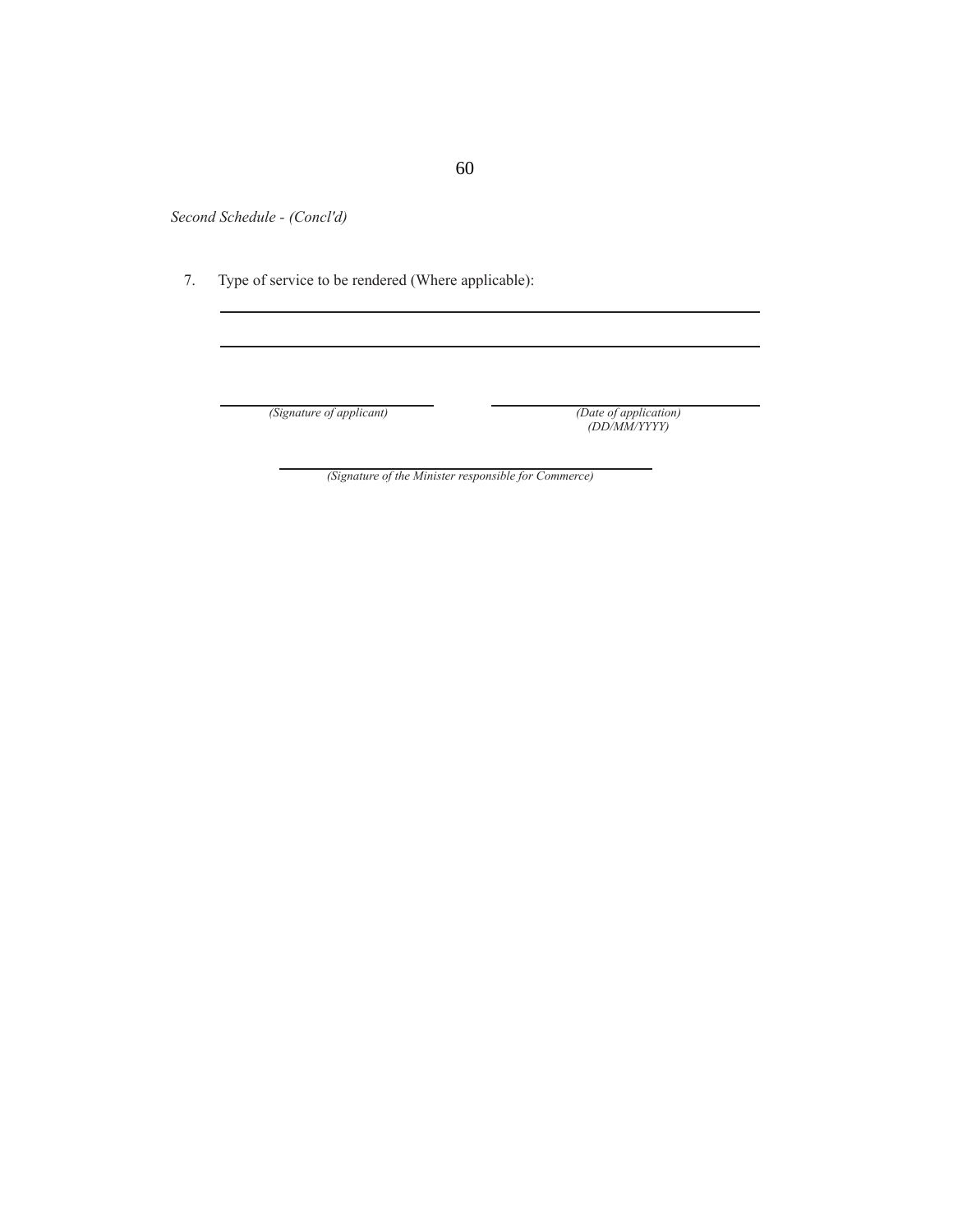*Second Schedule - (Concl'd)*

7. Type of service to be rendered (Where applicable):

\_\_\_\_\_\_\_\_\_\_\_\_\_\_\_\_\_\_\_\_\_\_\_\_\_\_\_\_\_\_\_\_\_\_\_\_\_\_\_\_\_\_\_\_\_\_\_\_\_\_\_\_\_\_\_\_\_\_\_\_\_\_\_\_

\_\_\_\_\_\_\_\_\_\_\_\_\_\_\_\_\_\_\_\_\_\_\_\_\_\_\_\_\_\_\_\_\_\_\_\_\_\_\_\_\_\_\_\_\_\_\_\_\_\_\_\_\_\_\_\_\_\_\_\_\_\_\_\_

\_\_\_\_\_\_\_\_\_\_\_\_\_\_\_\_\_\_\_\_\_\_\_\_\_\_\_\_ &nbsp;&nbsp;&nbsp;&nbsp; \_\_\_\_\_\_\_\_\_\_\_\_\_\_\_\_\_\_\_\_\_\_\_\_\_\_\_\_\_\_\_\_

*(Signature of applicant)* &nbsp;&nbsp;&nbsp;&nbsp; *(Date of application)*
*(DD/MM/YYYY)*

\_\_\_\_\_\_\_\_\_\_\_\_\_\_\_\_\_\_\_\_\_\_\_\_\_\_\_\_\_\_\_\_\_\_\_\_\_\_\_\_\_\_\_\_

*(Signature of the Minister responsible for Commerce)*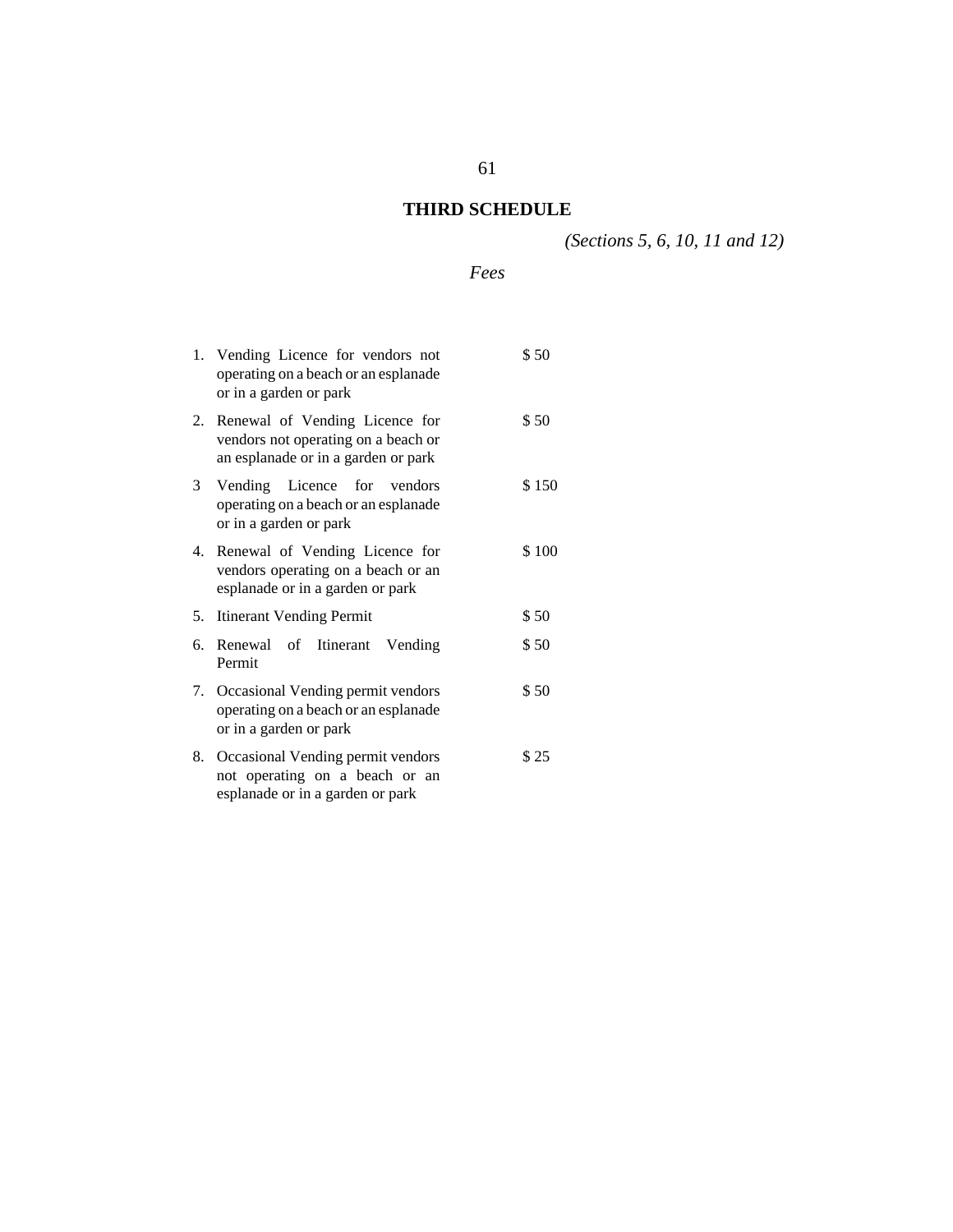## THIRD SCHEDULE

*(Sections 5, 6, 10, 11 and 12)*

*Fees*

| | | |
|---|---|---|
| 1. | Vending Licence for vendors not operating on a beach or an esplanade or in a garden or park | $ 50 |
| 2. | Renewal of Vending Licence for vendors not operating on a beach or an esplanade or in a garden or park | $ 50 |
| 3 | Vending Licence for vendors operating on a beach or an esplanade or in a garden or park | $ 150 |
| 4. | Renewal of Vending Licence for vendors operating on a beach or an esplanade or in a garden or park | $ 100 |
| 5. | Itinerant Vending Permit | $ 50 |
| 6. | Renewal of Itinerant Vending Permit | $ 50 |
| 7. | Occasional Vending permit vendors operating on a beach or an esplanade or in a garden or park | $ 50 |
| 8. | Occasional Vending permit vendors not operating on a beach or an esplanade or in a garden or park | $ 25 |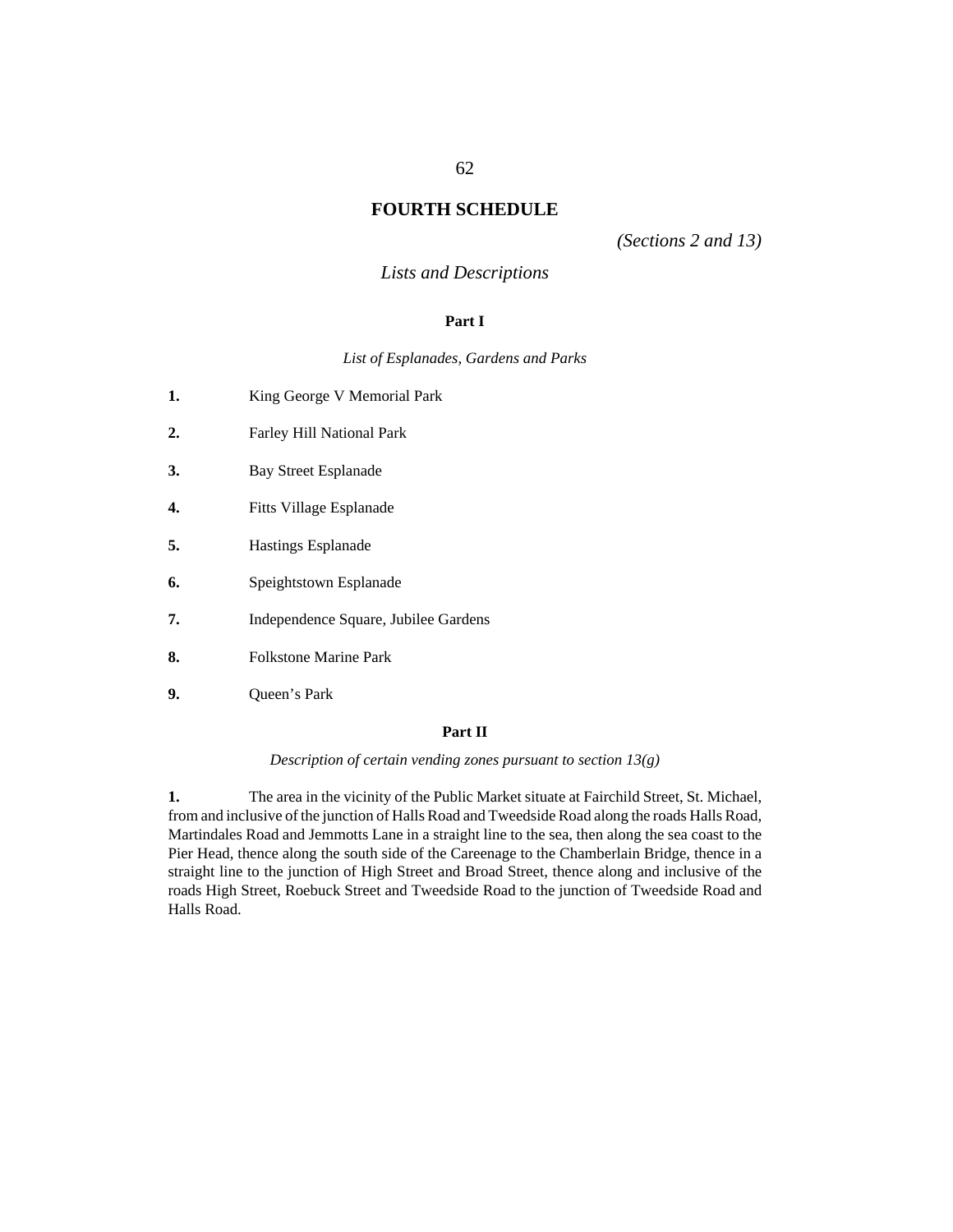## FOURTH SCHEDULE

*(Sections 2 and 13)*

*Lists and Descriptions*

### Part I

*List of Esplanades, Gardens and Parks*

**1.** King George V Memorial Park

**2.** Farley Hill National Park

**3.** Bay Street Esplanade

**4.** Fitts Village Esplanade

**5.** Hastings Esplanade

**6.** Speightstown Esplanade

**7.** Independence Square, Jubilee Gardens

**8.** Folkstone Marine Park

**9.** Queen's Park

### Part II

*Description of certain vending zones pursuant to section 13(g)*

**1.** The area in the vicinity of the Public Market situate at Fairchild Street, St. Michael, from and inclusive of the junction of Halls Road and Tweedside Road along the roads Halls Road, Martindales Road and Jemmotts Lane in a straight line to the sea, then along the sea coast to the Pier Head, thence along the south side of the Careenage to the Chamberlain Bridge, thence in a straight line to the junction of High Street and Broad Street, thence along and inclusive of the roads High Street, Roebuck Street and Tweedside Road to the junction of Tweedside Road and Halls Road.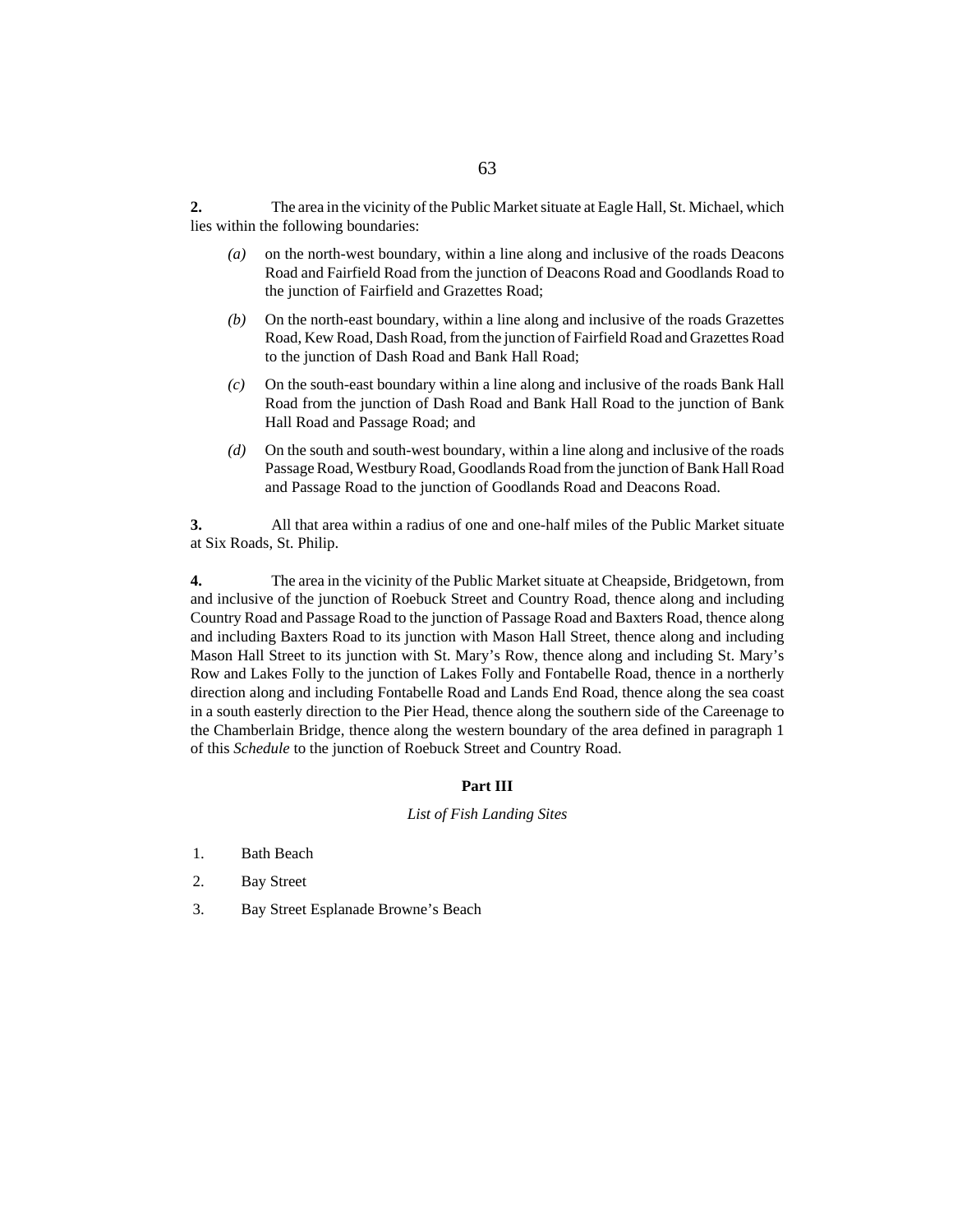**2.** The area in the vicinity of the Public Market situate at Eagle Hall, St. Michael, which lies within the following boundaries:

*(a)* on the north-west boundary, within a line along and inclusive of the roads Deacons Road and Fairfield Road from the junction of Deacons Road and Goodlands Road to the junction of Fairfield and Grazettes Road;

*(b)* On the north-east boundary, within a line along and inclusive of the roads Grazettes Road, Kew Road, Dash Road, from the junction of Fairfield Road and Grazettes Road to the junction of Dash Road and Bank Hall Road;

*(c)* On the south-east boundary within a line along and inclusive of the roads Bank Hall Road from the junction of Dash Road and Bank Hall Road to the junction of Bank Hall Road and Passage Road; and

*(d)* On the south and south-west boundary, within a line along and inclusive of the roads Passage Road, Westbury Road, Goodlands Road from the junction of Bank Hall Road and Passage Road to the junction of Goodlands Road and Deacons Road.

**3.** All that area within a radius of one and one-half miles of the Public Market situate at Six Roads, St. Philip.

**4.** The area in the vicinity of the Public Market situate at Cheapside, Bridgetown, from and inclusive of the junction of Roebuck Street and Country Road, thence along and including Country Road and Passage Road to the junction of Passage Road and Baxters Road, thence along and including Baxters Road to its junction with Mason Hall Street, thence along and including Mason Hall Street to its junction with St. Mary's Row, thence along and including St. Mary's Row and Lakes Folly to the junction of Lakes Folly and Fontabelle Road, thence in a northerly direction along and including Fontabelle Road and Lands End Road, thence along the sea coast in a south easterly direction to the Pier Head, thence along the southern side of the Careenage to the Chamberlain Bridge, thence along the western boundary of the area defined in paragraph 1 of this *Schedule* to the junction of Roebuck Street and Country Road.

## Part III

*List of Fish Landing Sites*

1. Bath Beach
2. Bay Street
3. Bay Street Esplanade Browne's Beach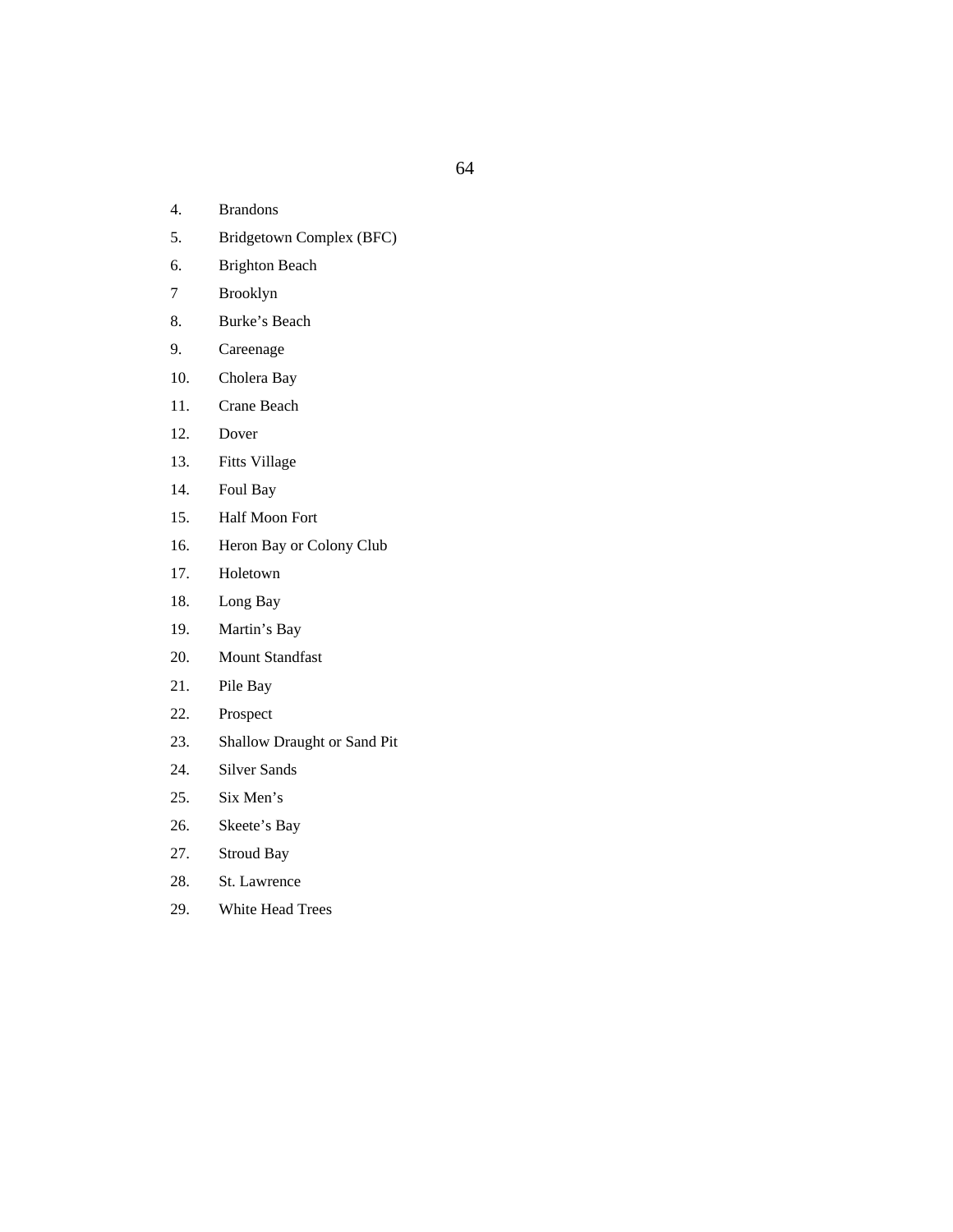4. Brandons
5. Bridgetown Complex (BFC)
6. Brighton Beach
7 Brooklyn
8. Burke's Beach
9. Careenage
10. Cholera Bay
11. Crane Beach
12. Dover
13. Fitts Village
14. Foul Bay
15. Half Moon Fort
16. Heron Bay or Colony Club
17. Holetown
18. Long Bay
19. Martin's Bay
20. Mount Standfast
21. Pile Bay
22. Prospect
23. Shallow Draught or Sand Pit
24. Silver Sands
25. Six Men's
26. Skeete's Bay
27. Stroud Bay
28. St. Lawrence
29. White Head Trees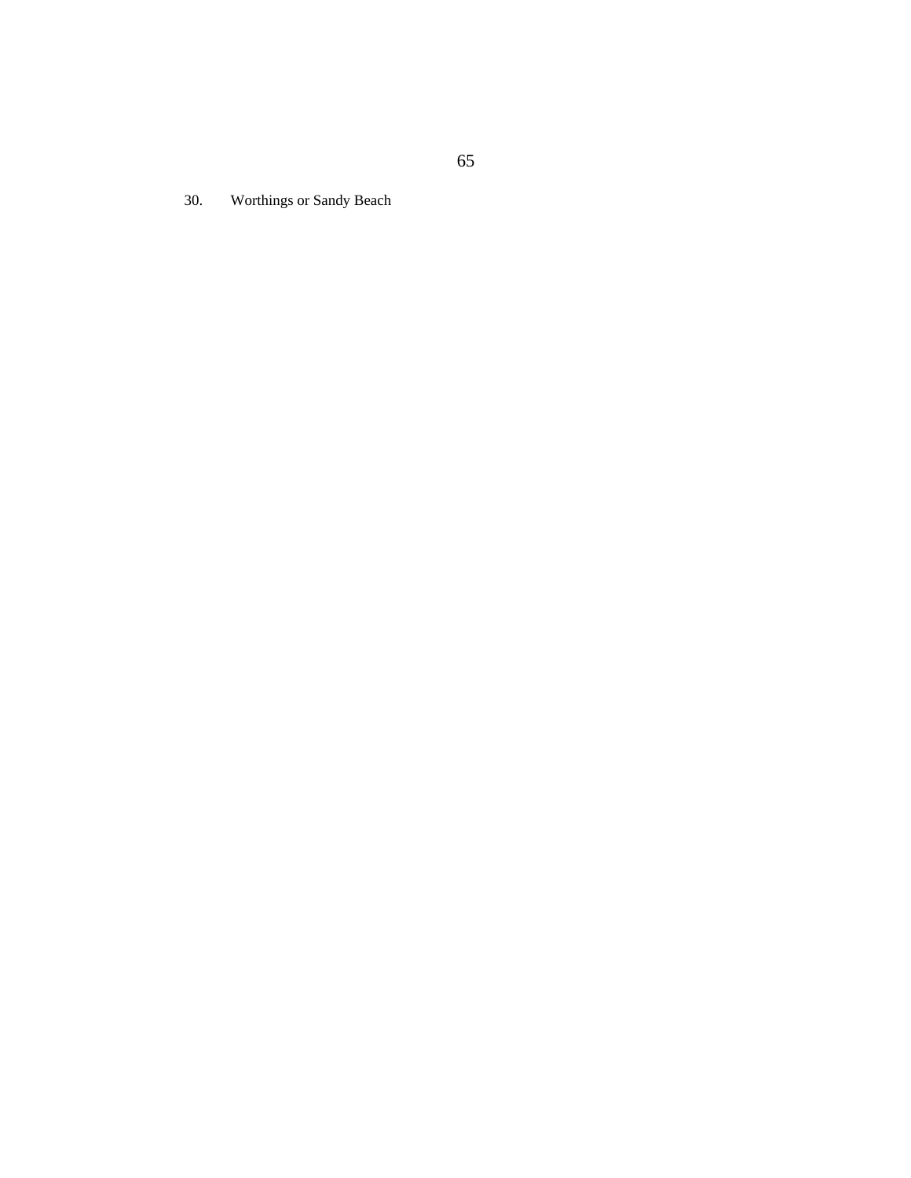30. Worthings or Sandy Beach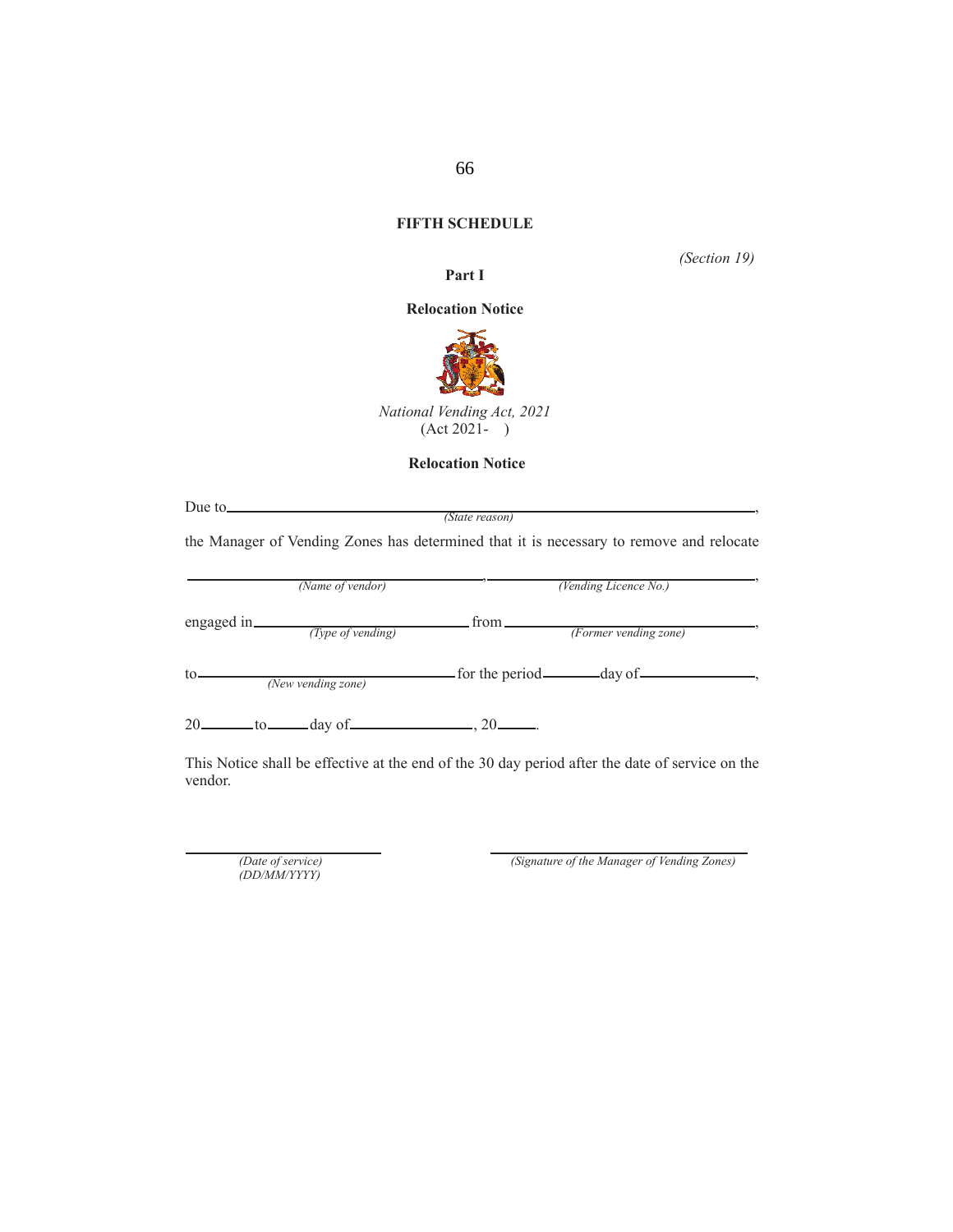## FIFTH SCHEDULE

*(Section 19)*

**Part I**

**Relocation Notice**

*National Vending Act, 2021*
(Act 2021-    )

**Relocation Notice**

Due to\_\_\_\_\_\_\_\_\_\_\_\_\_\_\_\_\_\_\_\_\_\_\_\_\_\_\_\_\_\_\_\_\_\_\_\_\_\_\_\_\_\_\_\_\_\_\_\_,
*(State reason)*

the Manager of Vending Zones has determined that it is necessary to remove and relocate

\_\_\_\_\_\_\_\_\_\_\_\_\_\_\_\_\_\_\_\_\_\_\_\_\_\_, \_\_\_\_\_\_\_\_\_\_\_\_\_\_\_\_\_\_\_\_\_\_\_\_\_\_,
*(Name of vendor)* *(Vending Licence No.)*

engaged in\_\_\_\_\_\_\_\_\_\_\_\_\_\_\_\_\_\_\_\_ from\_\_\_\_\_\_\_\_\_\_\_\_\_\_\_\_\_\_\_\_,
*(Type of vending)* *(Former vending zone)*

to\_\_\_\_\_\_\_\_\_\_\_\_\_\_\_\_\_\_\_\_\_\_\_\_ for the period\_\_\_\_\_\_\_\_day of\_\_\_\_\_\_\_\_\_\_\_\_,
*(New vending zone)*

20\_\_\_\_\_\_\_to\_\_\_\_\_\_day of\_\_\_\_\_\_\_\_\_\_\_\_\_\_, 20\_\_\_\_\_\_.

This Notice shall be effective at the end of the 30 day period after the date of service on the vendor.

\_\_\_\_\_\_\_\_\_\_\_\_\_\_\_\_\_\_\_\_\_\_ \_\_\_\_\_\_\_\_\_\_\_\_\_\_\_\_\_\_\_\_\_\_\_\_\_\_\_\_
*(Date of service)* *(Signature of the Manager of Vending Zones)*
*(DD/MM/YYYY)*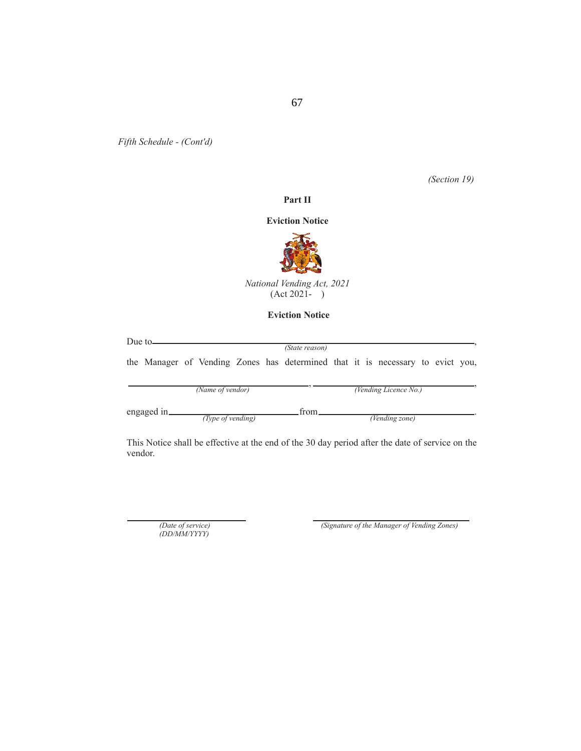*Fifth Schedule - (Cont'd)*

*(Section 19)*

**Part II**

**Eviction Notice**

*National Vending Act, 2021*
(Act 2021-    )

**Eviction Notice**

Due to\_\_\_\_\_\_\_\_\_\_\_\_\_\_\_\_\_\_\_\_\_\_\_\_\_\_\_\_\_\_\_\_\_\_\_\_\_\_\_\_\_\_\_\_\_\_\_\_,
*(State reason)*

the Manager of Vending Zones has determined that it is necessary to evict you,

\_\_\_\_\_\_\_\_\_\_\_\_\_\_\_\_\_\_\_\_\_\_\_\_\_\_, \_\_\_\_\_\_\_\_\_\_\_\_\_\_\_\_\_\_\_\_\_\_\_\_\_\_,
*(Name of vendor)* *(Vending Licence No.)*

engaged in\_\_\_\_\_\_\_\_\_\_\_\_\_\_\_\_\_\_\_\_from\_\_\_\_\_\_\_\_\_\_\_\_\_\_\_\_\_\_\_\_.
*(Type of vending)* *(Vending zone)*

This Notice shall be effective at the end of the 30 day period after the date of service on the vendor.

\_\_\_\_\_\_\_\_\_\_\_\_\_\_\_\_\_\_\_\_ \_\_\_\_\_\_\_\_\_\_\_\_\_\_\_\_\_\_\_\_\_\_\_\_\_\_
*(Date of service)* *(Signature of the Manager of Vending Zones)*
*(DD/MM/YYYY)*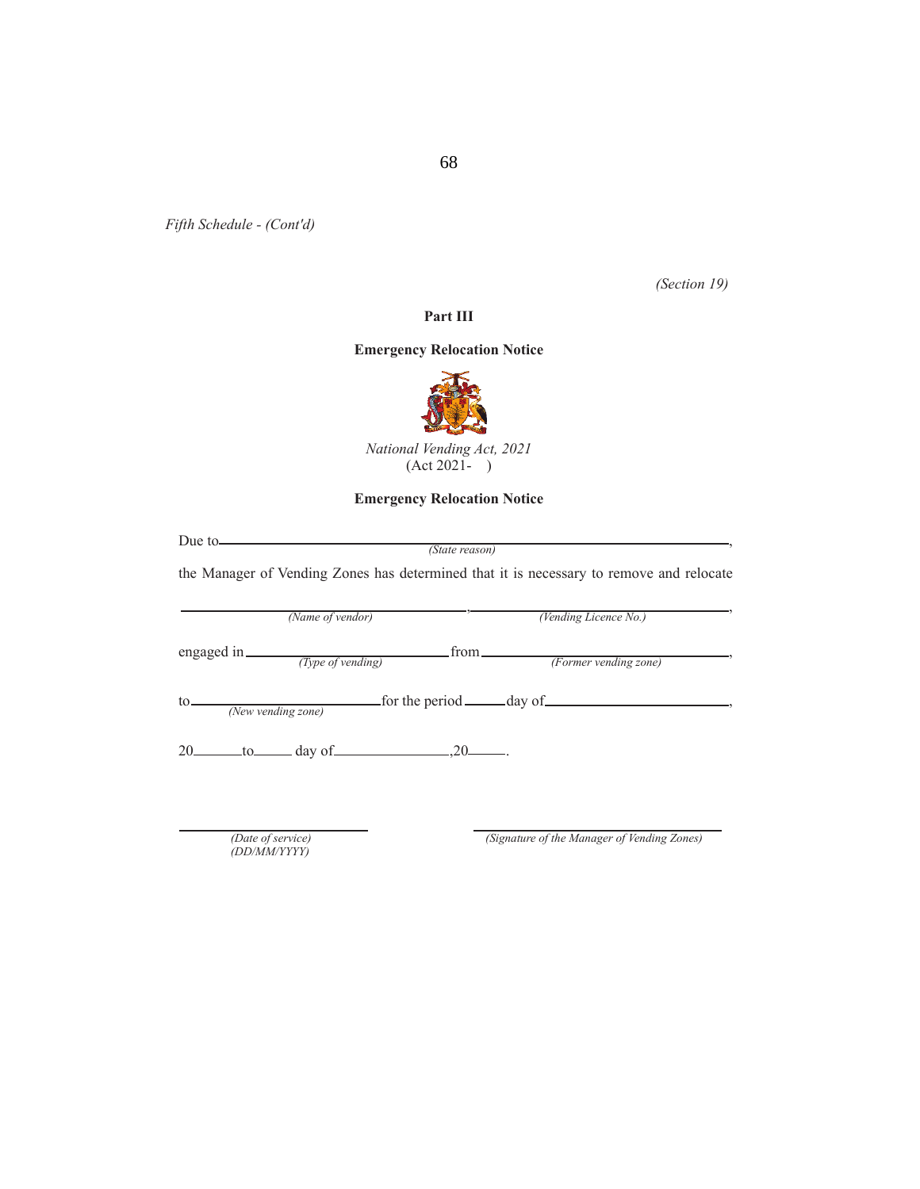*Fifth Schedule - (Cont'd)*

*(Section 19)*

**Part III**

**Emergency Relocation Notice**

*National Vending Act, 2021*
(Act 2021-   )

**Emergency Relocation Notice**

Due to ______________________________________________________________,
*(State reason)*

the Manager of Vending Zones has determined that it is necessary to remove and relocate

________________________________, ________________________________,
*(Name of vendor)* *(Vending Licence No.)*

engaged in ________________________ from ________________________,
*(Type of vending)* *(Former vending zone)*

to ________________________ for the period ______ day of ________________________,
*(New vending zone)*

20______ to ______ day of ________________, 20______.

________________________
*(Date of service)*
*(DD/MM/YYYY)*

________________________
*(Signature of the Manager of Vending Zones)*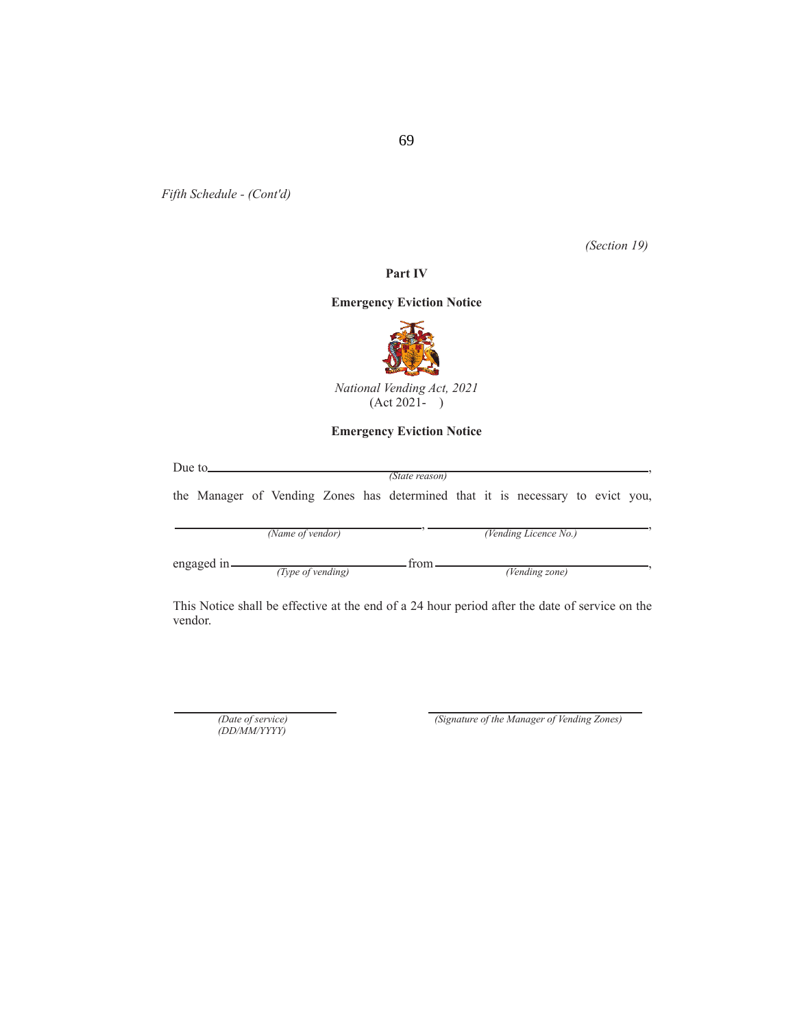*Fifth Schedule - (Cont'd)*

*(Section 19)*

**Part IV**

**Emergency Eviction Notice**

*National Vending Act, 2021*
(Act 2021-    )

**Emergency Eviction Notice**

Due to\_\_\_\_\_\_\_\_\_\_\_\_\_\_\_\_\_\_\_\_\_\_\_\_\_\_\_\_\_\_\_\_\_\_\_\_\_\_\_\_\_\_\_\_\_\_\_\_\_\_\_\_\_\_,
*(State reason)*

the Manager of Vending Zones has determined that it is necessary to evict you,

\_\_\_\_\_\_\_\_\_\_\_\_\_\_\_\_\_\_\_\_\_\_\_\_\_\_\_\_\_, \_\_\_\_\_\_\_\_\_\_\_\_\_\_\_\_\_\_\_\_\_\_\_\_\_\_,
*(Name of vendor)*    *(Vending Licence No.)*

engaged in \_\_\_\_\_\_\_\_\_\_\_\_\_\_\_\_\_\_\_\_ from \_\_\_\_\_\_\_\_\_\_\_\_\_\_\_\_\_\_\_\_\_\_\_\_\_,
*(Type of vending)*    *(Vending zone)*

This Notice shall be effective at the end of a 24 hour period after the date of service on the vendor.

\_\_\_\_\_\_\_\_\_\_\_\_\_\_\_\_\_\_\_\_    \_\_\_\_\_\_\_\_\_\_\_\_\_\_\_\_\_\_\_\_\_\_\_\_\_\_\_\_
*(Date of service)*    *(Signature of the Manager of Vending Zones)*
*(DD/MM/YYYY)*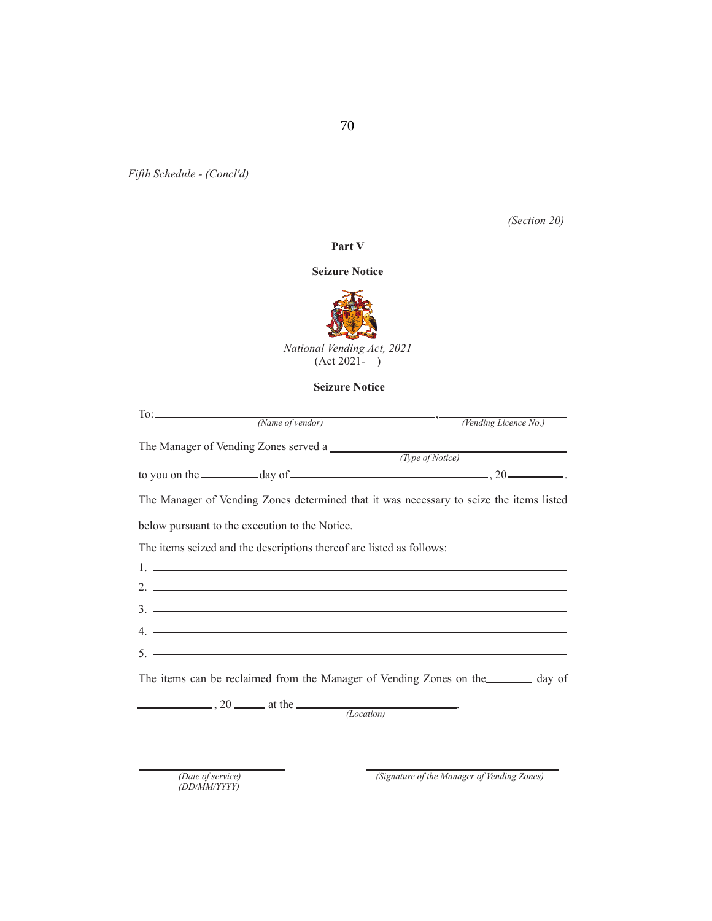*Fifth Schedule - (Concl'd)*

*(Section 20)*

**Part V**

**Seizure Notice**

*National Vending Act, 2021*
(Act 2021- )

**Seizure Notice**

To: ______________________________, ______________________
*(Name of vendor)* *(Vending Licence No.)*

The Manager of Vending Zones served a ______________________________
*(Type of Notice)*

to you on the __________ day of ______________________________, 20__________.

The Manager of Vending Zones determined that it was necessary to seize the items listed below pursuant to the execution to the Notice.

The items seized and the descriptions thereof are listed as follows:

1. ______________________________
2. ______________________________
3. ______________________________
4. ______________________________
5. ______________________________

The items can be reclaimed from the Manager of Vending Zones on the ________ day of _____________, 20 ______ at the ______________________________.
*(Location)*

______________________ ______________________________
*(Date of service)* *(Signature of the Manager of Vending Zones)*
*(DD/MM/YYYY)*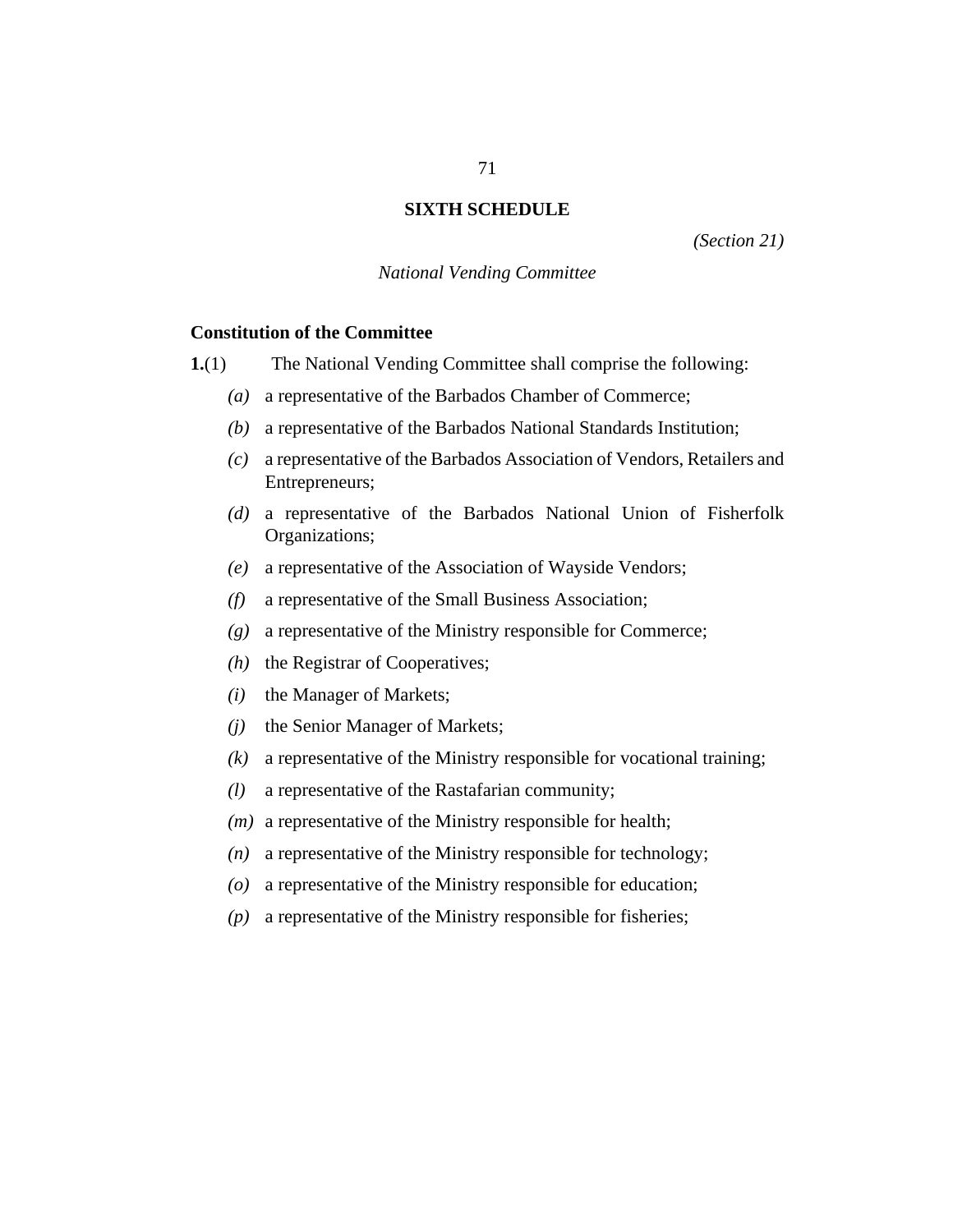## SIXTH SCHEDULE

*(Section 21)*

*National Vending Committee*

**Constitution of the Committee**

**1.**(1) The National Vending Committee shall comprise the following:

*(a)* a representative of the Barbados Chamber of Commerce;

*(b)* a representative of the Barbados National Standards Institution;

*(c)* a representative of the Barbados Association of Vendors, Retailers and Entrepreneurs;

*(d)* a representative of the Barbados National Union of Fisherfolk Organizations;

*(e)* a representative of the Association of Wayside Vendors;

*(f)* a representative of the Small Business Association;

*(g)* a representative of the Ministry responsible for Commerce;

*(h)* the Registrar of Cooperatives;

*(i)* the Manager of Markets;

*(j)* the Senior Manager of Markets;

*(k)* a representative of the Ministry responsible for vocational training;

*(l)* a representative of the Rastafarian community;

*(m)* a representative of the Ministry responsible for health;

*(n)* a representative of the Ministry responsible for technology;

*(o)* a representative of the Ministry responsible for education;

*(p)* a representative of the Ministry responsible for fisheries;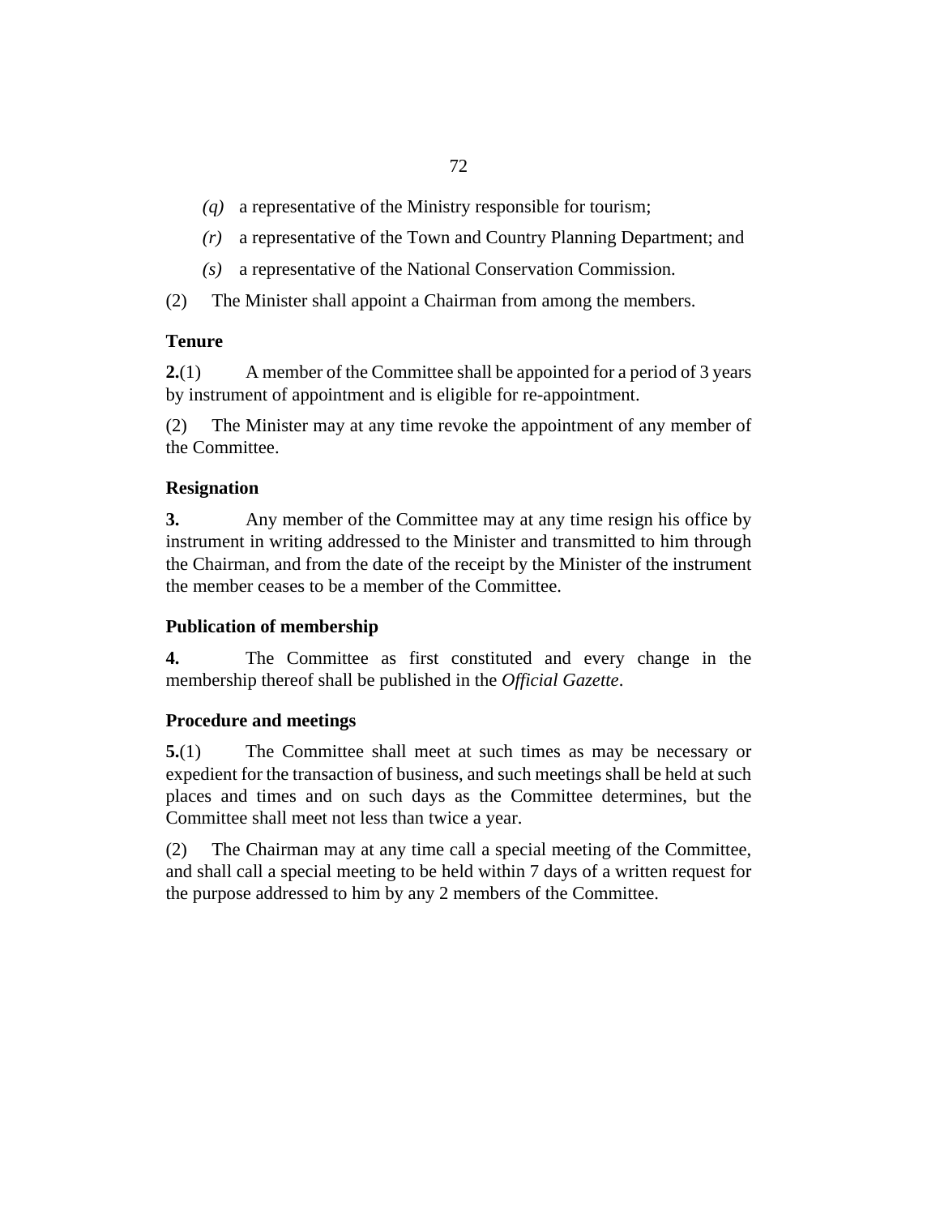*(q)* a representative of the Ministry responsible for tourism;

*(r)* a representative of the Town and Country Planning Department; and

*(s)* a representative of the National Conservation Commission.

(2) The Minister shall appoint a Chairman from among the members.

**Tenure**

**2.**(1) A member of the Committee shall be appointed for a period of 3 years by instrument of appointment and is eligible for re-appointment.

(2) The Minister may at any time revoke the appointment of any member of the Committee.

**Resignation**

**3.** Any member of the Committee may at any time resign his office by instrument in writing addressed to the Minister and transmitted to him through the Chairman, and from the date of the receipt by the Minister of the instrument the member ceases to be a member of the Committee.

**Publication of membership**

**4.** The Committee as first constituted and every change in the membership thereof shall be published in the *Official Gazette*.

**Procedure and meetings**

**5.**(1) The Committee shall meet at such times as may be necessary or expedient for the transaction of business, and such meetings shall be held at such places and times and on such days as the Committee determines, but the Committee shall meet not less than twice a year.

(2) The Chairman may at any time call a special meeting of the Committee, and shall call a special meeting to be held within 7 days of a written request for the purpose addressed to him by any 2 members of the Committee.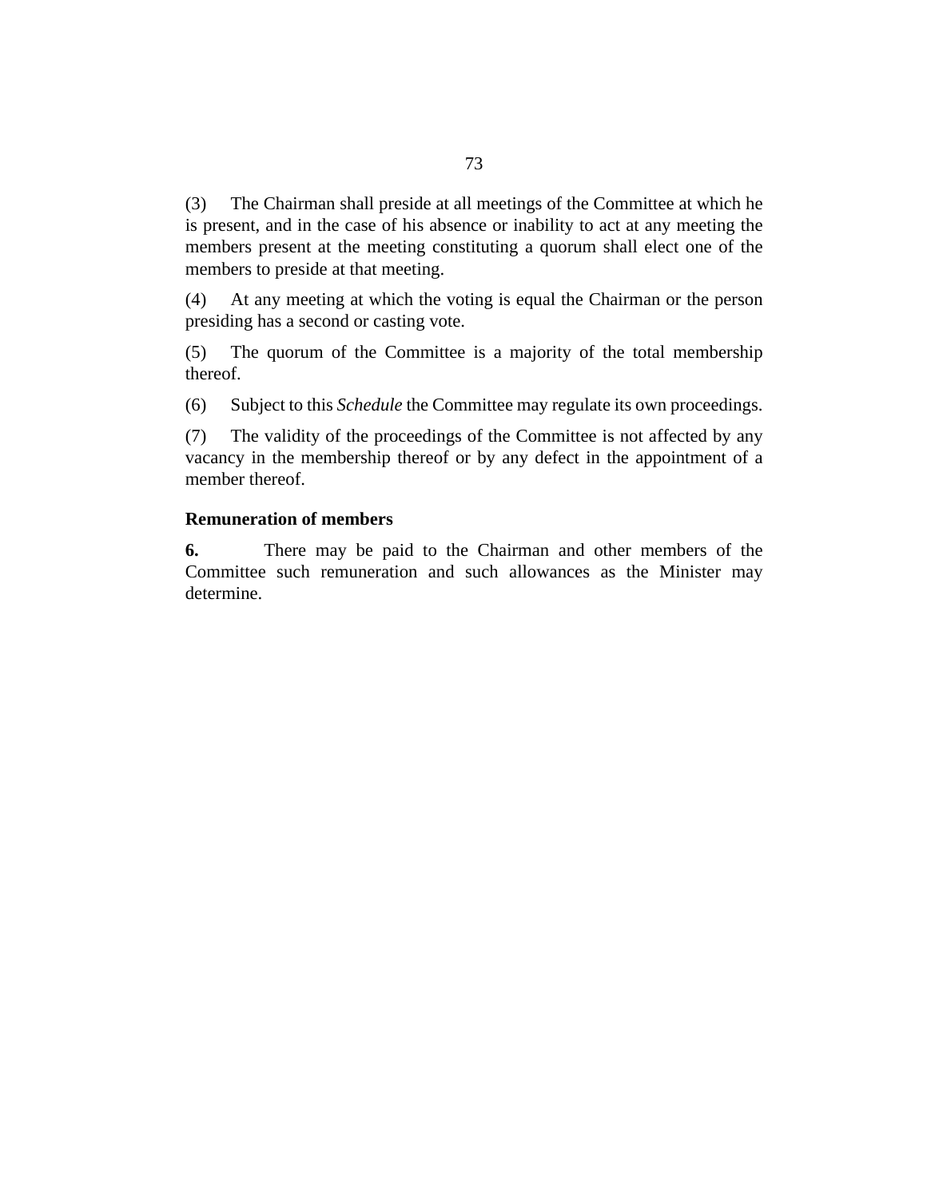(3) The Chairman shall preside at all meetings of the Committee at which he is present, and in the case of his absence or inability to act at any meeting the members present at the meeting constituting a quorum shall elect one of the members to preside at that meeting.

(4) At any meeting at which the voting is equal the Chairman or the person presiding has a second or casting vote.

(5) The quorum of the Committee is a majority of the total membership thereof.

(6) Subject to this *Schedule* the Committee may regulate its own proceedings.

(7) The validity of the proceedings of the Committee is not affected by any vacancy in the membership thereof or by any defect in the appointment of a member thereof.

**Remuneration of members**

**6.** There may be paid to the Chairman and other members of the Committee such remuneration and such allowances as the Minister may determine.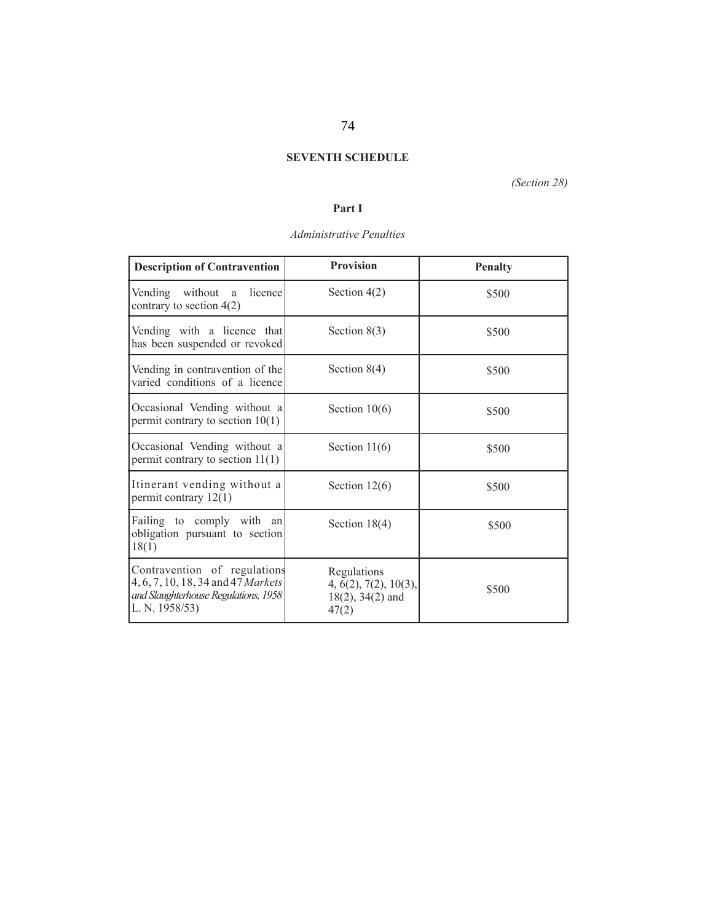## SEVENTH SCHEDULE

*(Section 28)*

### Part I

*Administrative Penalties*

| Description of Contravention | Provision | Penalty |
|---|---|---|
| Vending without a licence contrary to section 4(2) | Section 4(2) | \$500 |
| Vending with a licence that has been suspended or revoked | Section 8(3) | \$500 |
| Vending in contravention of the varied conditions of a licence | Section 8(4) | \$500 |
| Occasional Vending without a permit contrary to section 10(1) | Section 10(6) | \$500 |
| Occasional Vending without a permit contrary to section 11(1) | Section 11(6) | \$500 |
| Itinerant vending without a permit contrary 12(1) | Section 12(6) | \$500 |
| Failing to comply with an obligation pursuant to section 18(1) | Section 18(4) | \$500 |
| Contravention of regulations 4, 6, 7, 10, 18, 34 and 47 *Markets and Slaughterhouse Regulations, 1958* L. N. 1958/53) | Regulations 4, 6(2), 7(2), 10(3), 18(2), 34(2) and 47(2) | \$500 |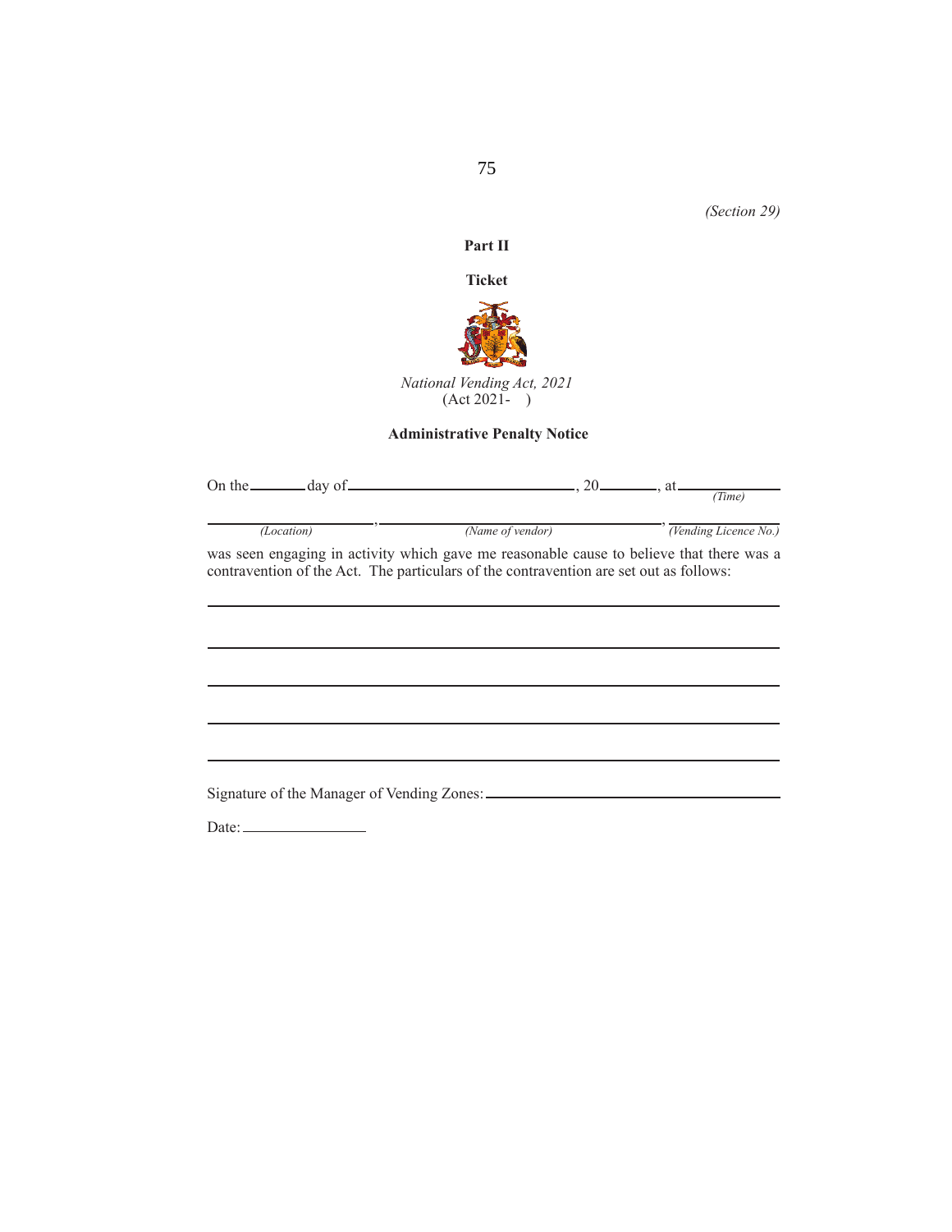*(Section 29)*

**Part II**

**Ticket**

*National Vending Act, 2021*
(Act 2021- )

**Administrative Penalty Notice**

On the ________ day of ______________________________, 20________, at ______________
*(Time)*

______________________, ____________________________________, ______________
*(Location)* *(Name of vendor)* *(Vending Licence No.)*

was seen engaging in activity which gave me reasonable cause to believe that there was a contravention of the Act. The particulars of the contravention are set out as follows:

______________________________________________________________________________

______________________________________________________________________________

______________________________________________________________________________

______________________________________________________________________________

______________________________________________________________________________

Signature of the Manager of Vending Zones: ______________________________________

Date: ________________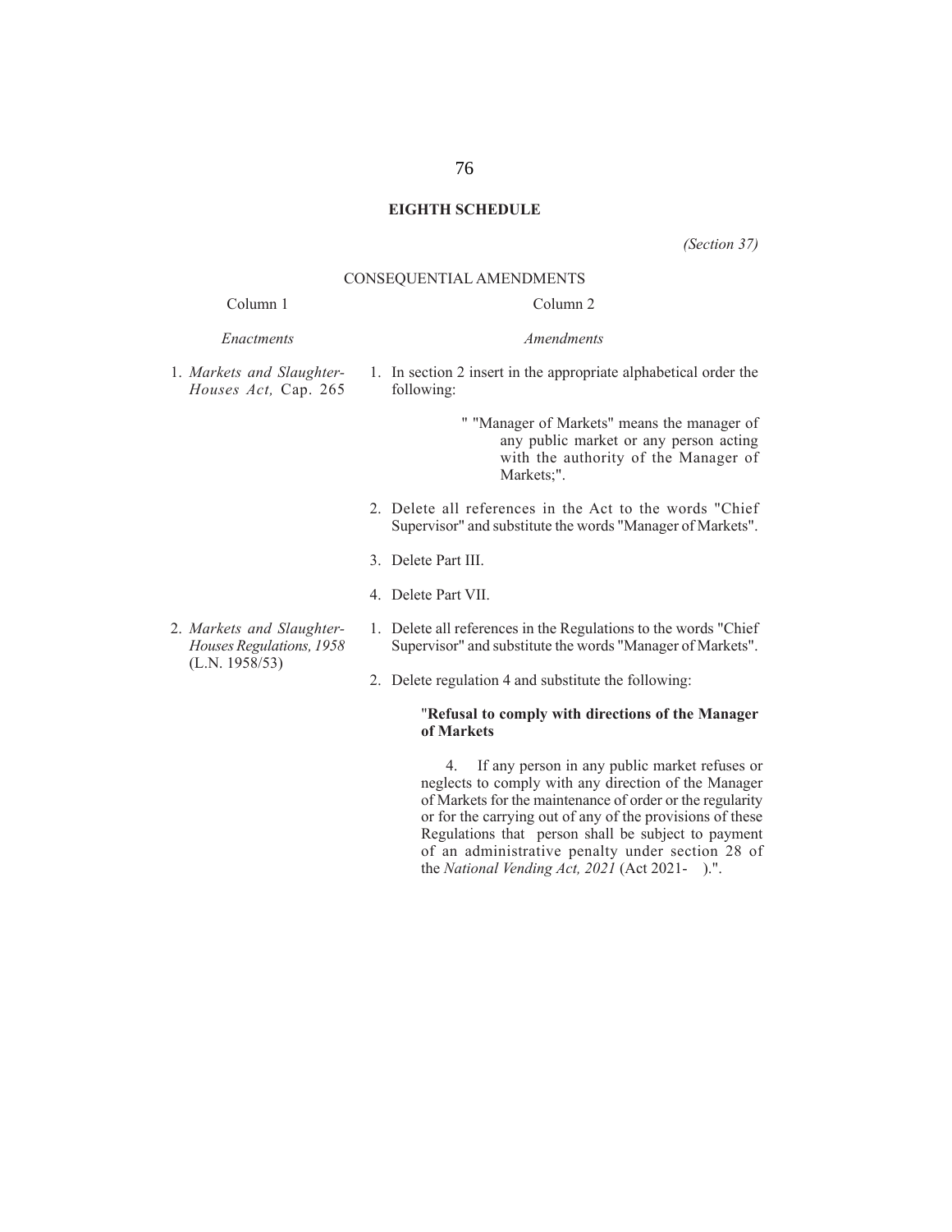# EIGHTH SCHEDULE

*(Section 37)*

CONSEQUENTIAL AMENDMENTS

| Column 1 | Column 2 |
|---|---|
| *Enactments* | *Amendments* |
| 1. *Markets and Slaughter-Houses Act,* Cap. 265 | 1. In section 2 insert in the appropriate alphabetical order the following:<br><br>" "Manager of Markets" means the manager of any public market or any person acting with the authority of the Manager of Markets;".<br><br>2. Delete all references in the Act to the words "Chief Supervisor" and substitute the words "Manager of Markets".<br><br>3. Delete Part III.<br><br>4. Delete Part VII. |
| 2. *Markets and Slaughter-Houses Regulations, 1958* (L.N. 1958/53) | 1. Delete all references in the Regulations to the words "Chief Supervisor" and substitute the words "Manager of Markets".<br><br>2. Delete regulation 4 and substitute the following:<br><br>"**Refusal to comply with directions of the Manager of Markets**<br><br>4. If any person in any public market refuses or neglects to comply with any direction of the Manager of Markets for the maintenance of order or the regularity or for the carrying out of any of the provisions of these Regulations that person shall be subject to payment of an administrative penalty under section 28 of the *National Vending Act, 2021* (Act 2021- ).". |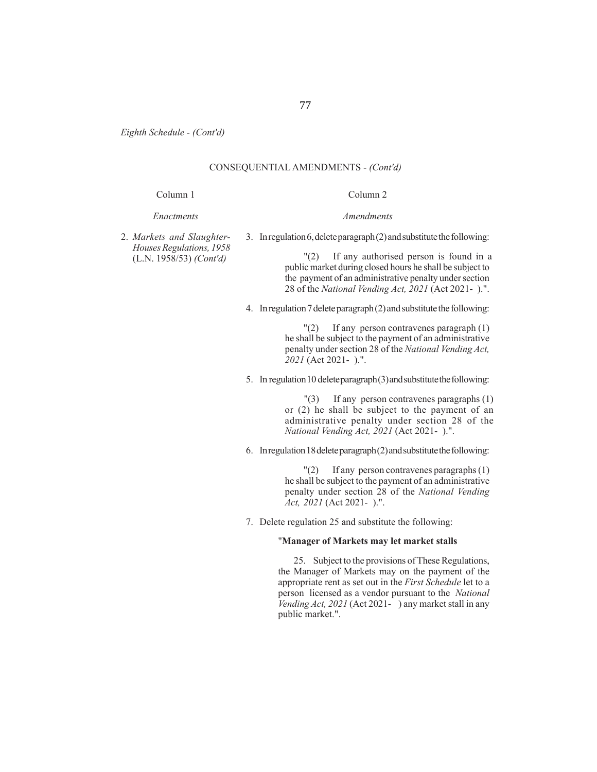*Eighth Schedule - (Cont'd)*

CONSEQUENTIAL AMENDMENTS - *(Cont'd)*

| Column 1 | Column 2 |
|---|---|
| *Enactments* | *Amendments* |
| 2. *Markets and Slaughter-Houses Regulations, 1958* (L.N. 1958/53) *(Cont'd)* | 3. In regulation 6, delete paragraph (2) and substitute the following:<br><br>"(2) If any authorised person is found in a public market during closed hours he shall be subject to the payment of an administrative penalty under section 28 of the *National Vending Act, 2021* (Act 2021- ).".<br><br>4. In regulation 7 delete paragraph (2) and substitute the following:<br><br>"(2) If any person contravenes paragraph (1) he shall be subject to the payment of an administrative penalty under section 28 of the *National Vending Act, 2021* (Act 2021- ).".<br><br>5. In regulation 10 delete paragraph (3) and substitute the following:<br><br>"(3) If any person contravenes paragraphs (1) or (2) he shall be subject to the payment of an administrative penalty under section 28 of the *National Vending Act, 2021* (Act 2021- ).".<br><br>6. In regulation 18 delete paragraph (2) and substitute the following:<br><br>"(2) If any person contravenes paragraphs (1) he shall be subject to the payment of an administrative penalty under section 28 of the *National Vending Act, 2021* (Act 2021- ).".<br><br>7. Delete regulation 25 and substitute the following:<br><br>"**Manager of Markets may let market stalls**<br><br>25. Subject to the provisions of These Regulations, the Manager of Markets may on the payment of the appropriate rent as set out in the *First Schedule* let to a person licensed as a vendor pursuant to the *National Vending Act, 2021* (Act 2021- ) any market stall in any public market.". |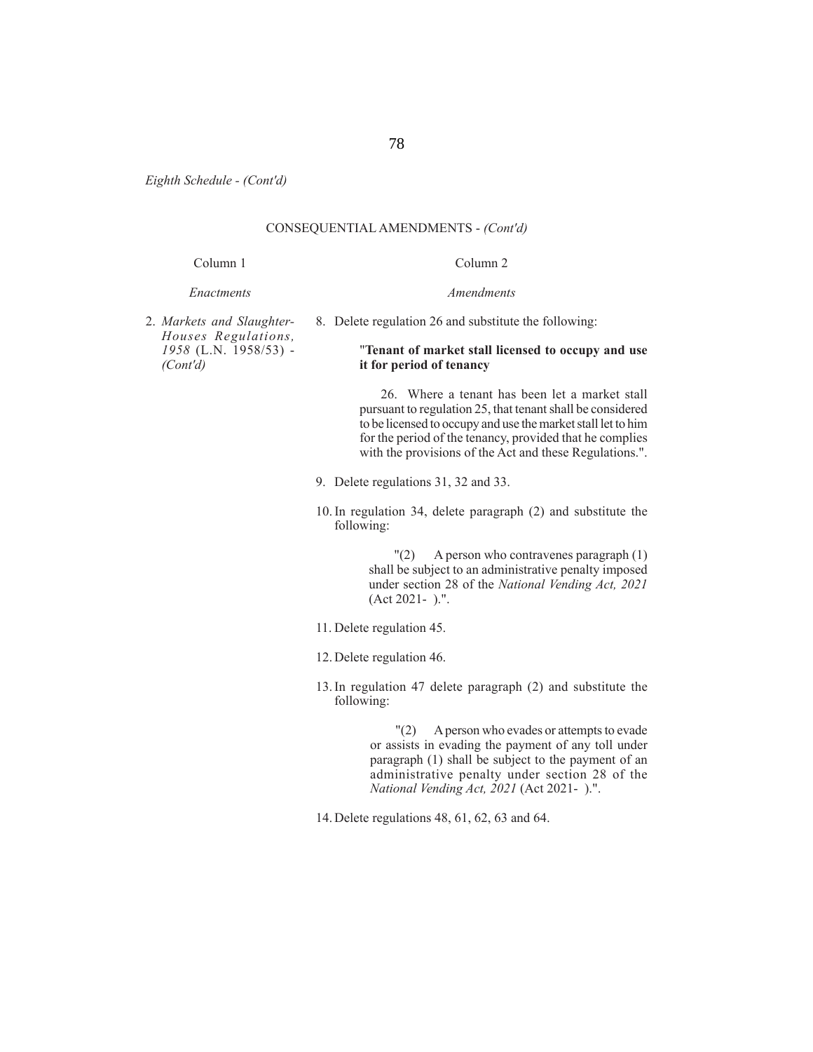*Eighth Schedule - (Cont'd)*

CONSEQUENTIAL AMENDMENTS - *(Cont'd)*

| Column 1 | Column 2 |
| --- | --- |
| *Enactments* | *Amendments* |
| 2. *Markets and Slaughter-Houses Regulations, 1958* (L.N. 1958/53) - *(Cont'd)* | 8. Delete regulation 26 and substitute the following:<br><br>"**Tenant of market stall licensed to occupy and use it for period of tenancy**<br><br>26. Where a tenant has been let a market stall pursuant to regulation 25, that tenant shall be considered to be licensed to occupy and use the market stall let to him for the period of the tenancy, provided that he complies with the provisions of the Act and these Regulations.".<br><br>9. Delete regulations 31, 32 and 33.<br><br>10. In regulation 34, delete paragraph (2) and substitute the following:<br><br>"(2) A person who contravenes paragraph (1) shall be subject to an administrative penalty imposed under section 28 of the *National Vending Act, 2021* (Act 2021- ).".<br><br>11. Delete regulation 45.<br><br>12. Delete regulation 46.<br><br>13. In regulation 47 delete paragraph (2) and substitute the following:<br><br>"(2) A person who evades or attempts to evade or assists in evading the payment of any toll under paragraph (1) shall be subject to the payment of an administrative penalty under section 28 of the *National Vending Act, 2021* (Act 2021- ).".<br><br>14. Delete regulations 48, 61, 62, 63 and 64. |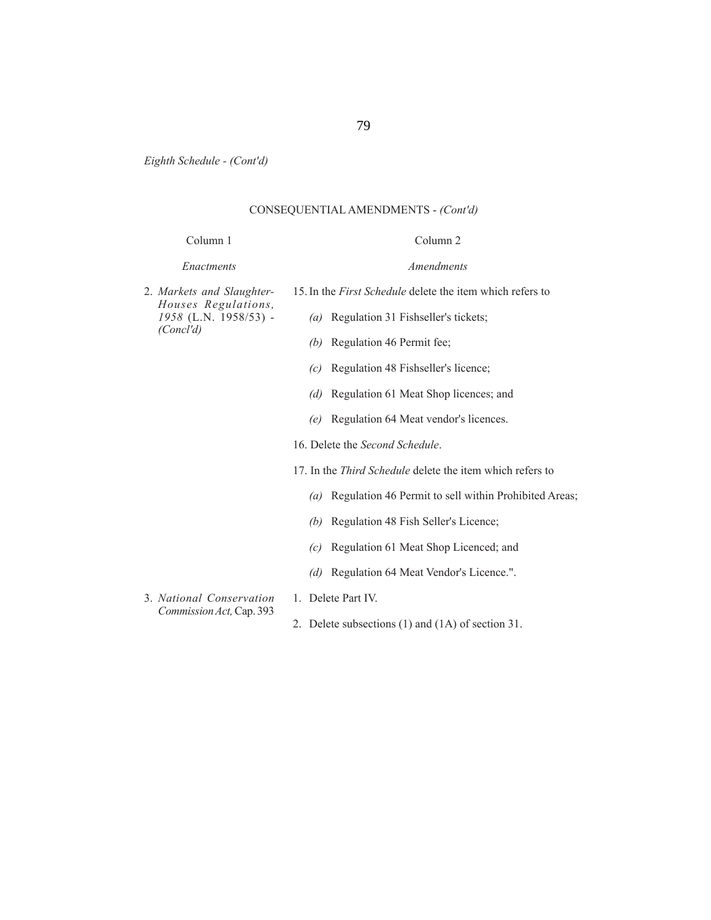*Eighth Schedule - (Cont'd)*

CONSEQUENTIAL AMENDMENTS - *(Cont'd)*

| Column 1 | Column 2 |
|---|---|
| *Enactments* | *Amendments* |
| 2. *Markets and Slaughter-Houses Regulations, 1958* (L.N. 1958/53) - *(Concl'd)* | 15. In the *First Schedule* delete the item which refers to<br>*(a)* Regulation 31 Fishseller's tickets;<br>*(b)* Regulation 46 Permit fee;<br>*(c)* Regulation 48 Fishseller's licence;<br>*(d)* Regulation 61 Meat Shop licences; and<br>*(e)* Regulation 64 Meat vendor's licences.<br>16. Delete the *Second Schedule*.<br>17. In the *Third Schedule* delete the item which refers to<br>*(a)* Regulation 46 Permit to sell within Prohibited Areas;<br>*(b)* Regulation 48 Fish Seller's Licence;<br>*(c)* Regulation 61 Meat Shop Licenced; and<br>*(d)* Regulation 64 Meat Vendor's Licence.". |
| 3. *National Conservation Commission Act,* Cap. 393 | 1. Delete Part IV.<br>2. Delete subsections (1) and (1A) of section 31. |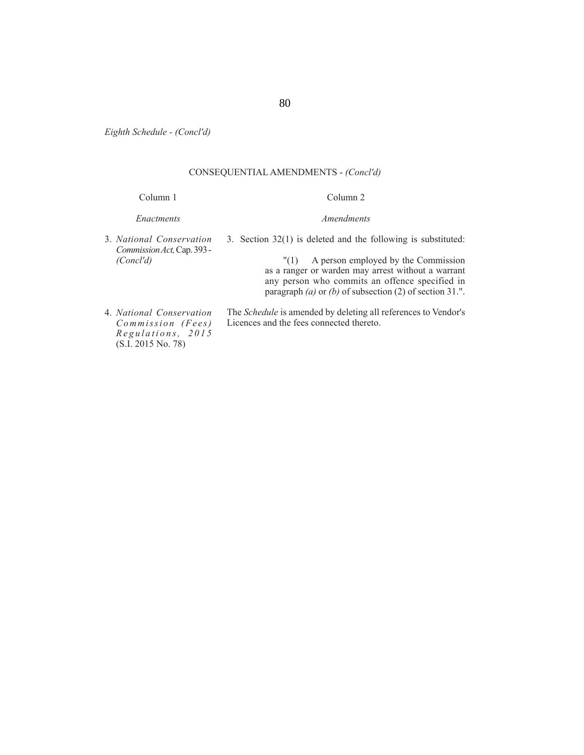*Eighth Schedule - (Concl'd)*

CONSEQUENTIAL AMENDMENTS - *(Concl'd)*

| Column 1 | Column 2 |
|---|---|
| *Enactments* | *Amendments* |
| 3. *National Conservation Commission Act,* Cap. 393 - *(Concl'd)* | 3. Section 32(1) is deleted and the following is substituted: "(1) A person employed by the Commission as a ranger or warden may arrest without a warrant any person who commits an offence specified in paragraph *(a)* or *(b)* of subsection (2) of section 31.". |
| 4. *National Conservation Commission (Fees) Regulations, 2015* (S.I. 2015 No. 78) | The *Schedule* is amended by deleting all references to Vendor's Licences and the fees connected thereto. |